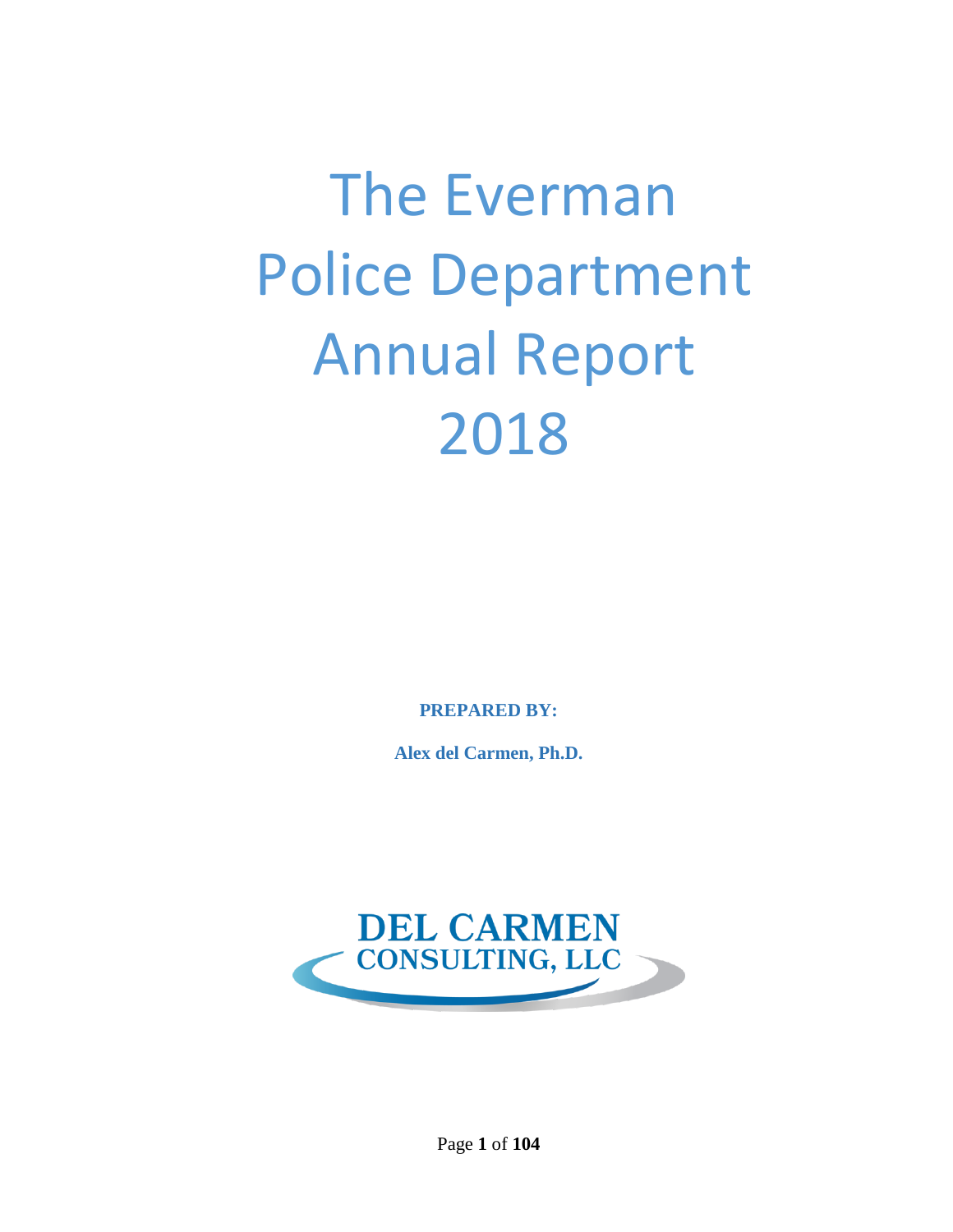# The Everman Police Department Annual Report 2018

**PREPARED BY:**

**Alex del Carmen, Ph.D.**

DEL CARMEN CONSULTING, LLC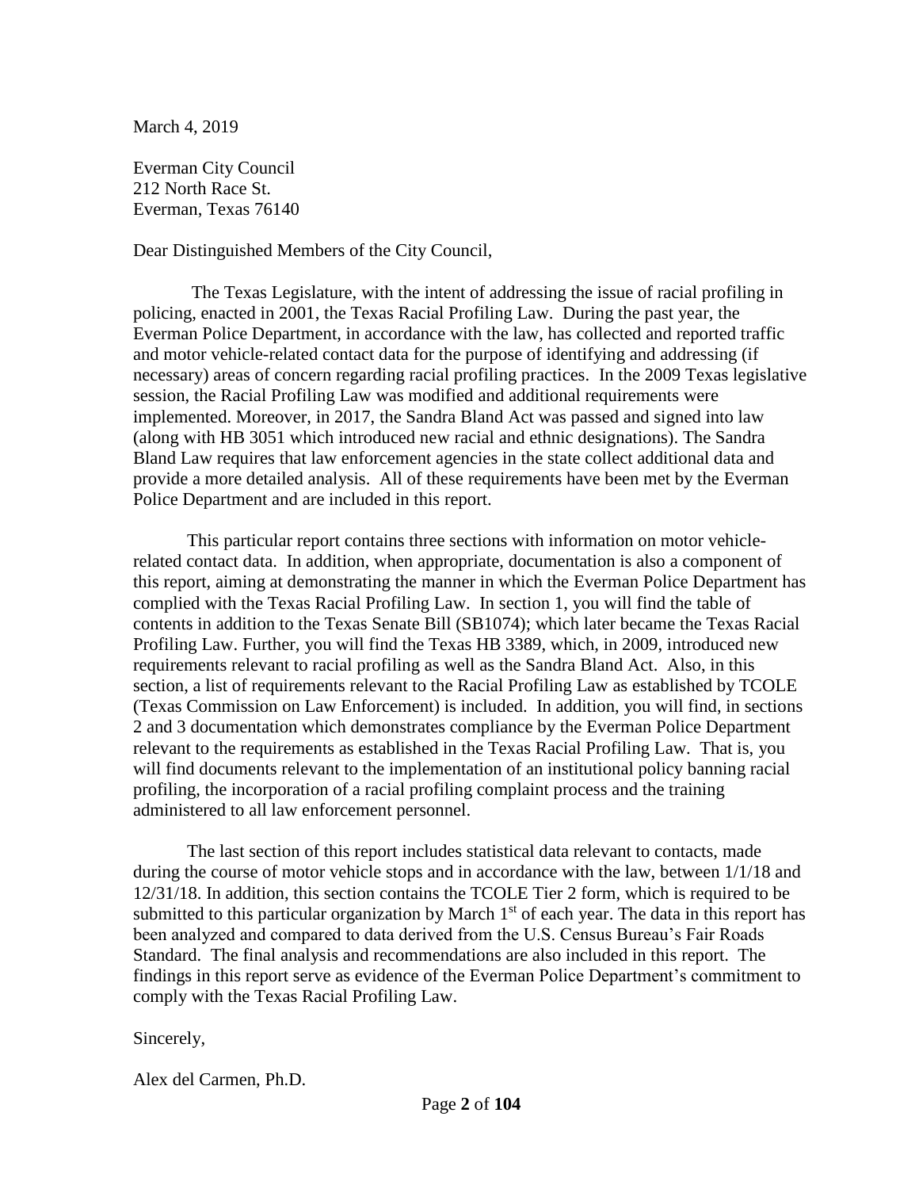March 4, 2019

Everman City Council
212 North Race St.
Everman, Texas 76140

Dear Distinguished Members of the City Council,

The Texas Legislature, with the intent of addressing the issue of racial profiling in policing, enacted in 2001, the Texas Racial Profiling Law. During the past year, the Everman Police Department, in accordance with the law, has collected and reported traffic and motor vehicle-related contact data for the purpose of identifying and addressing (if necessary) areas of concern regarding racial profiling practices. In the 2009 Texas legislative session, the Racial Profiling Law was modified and additional requirements were implemented. Moreover, in 2017, the Sandra Bland Act was passed and signed into law (along with HB 3051 which introduced new racial and ethnic designations). The Sandra Bland Law requires that law enforcement agencies in the state collect additional data and provide a more detailed analysis. All of these requirements have been met by the Everman Police Department and are included in this report.

This particular report contains three sections with information on motor vehicle-related contact data. In addition, when appropriate, documentation is also a component of this report, aiming at demonstrating the manner in which the Everman Police Department has complied with the Texas Racial Profiling Law. In section 1, you will find the table of contents in addition to the Texas Senate Bill (SB1074); which later became the Texas Racial Profiling Law. Further, you will find the Texas HB 3389, which, in 2009, introduced new requirements relevant to racial profiling as well as the Sandra Bland Act. Also, in this section, a list of requirements relevant to the Racial Profiling Law as established by TCOLE (Texas Commission on Law Enforcement) is included. In addition, you will find, in sections 2 and 3 documentation which demonstrates compliance by the Everman Police Department relevant to the requirements as established in the Texas Racial Profiling Law. That is, you will find documents relevant to the implementation of an institutional policy banning racial profiling, the incorporation of a racial profiling complaint process and the training administered to all law enforcement personnel.

The last section of this report includes statistical data relevant to contacts, made during the course of motor vehicle stops and in accordance with the law, between 1/1/18 and 12/31/18. In addition, this section contains the TCOLE Tier 2 form, which is required to be submitted to this particular organization by March 1st of each year. The data in this report has been analyzed and compared to data derived from the U.S. Census Bureau's Fair Roads Standard. The final analysis and recommendations are also included in this report. The findings in this report serve as evidence of the Everman Police Department's commitment to comply with the Texas Racial Profiling Law.

Sincerely,

Alex del Carmen, Ph.D.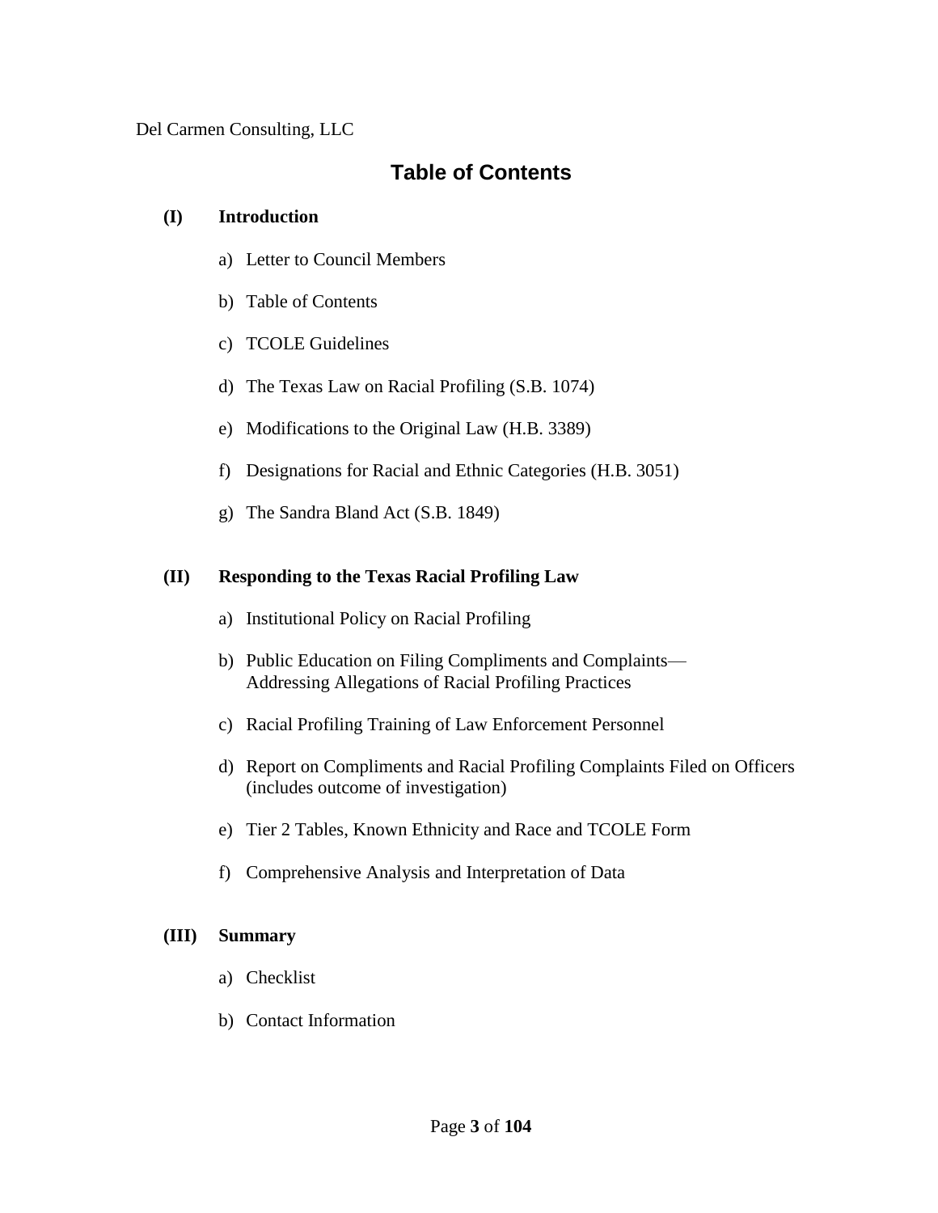# Table of Contents

**(I) Introduction**

a) Letter to Council Members

b) Table of Contents

c) TCOLE Guidelines

d) The Texas Law on Racial Profiling (S.B. 1074)

e) Modifications to the Original Law (H.B. 3389)

f) Designations for Racial and Ethnic Categories (H.B. 3051)

g) The Sandra Bland Act (S.B. 1849)

**(II) Responding to the Texas Racial Profiling Law**

a) Institutional Policy on Racial Profiling

b) Public Education on Filing Compliments and Complaints—Addressing Allegations of Racial Profiling Practices

c) Racial Profiling Training of Law Enforcement Personnel

d) Report on Compliments and Racial Profiling Complaints Filed on Officers (includes outcome of investigation)

e) Tier 2 Tables, Known Ethnicity and Race and TCOLE Form

f) Comprehensive Analysis and Interpretation of Data

**(III) Summary**

a) Checklist

b) Contact Information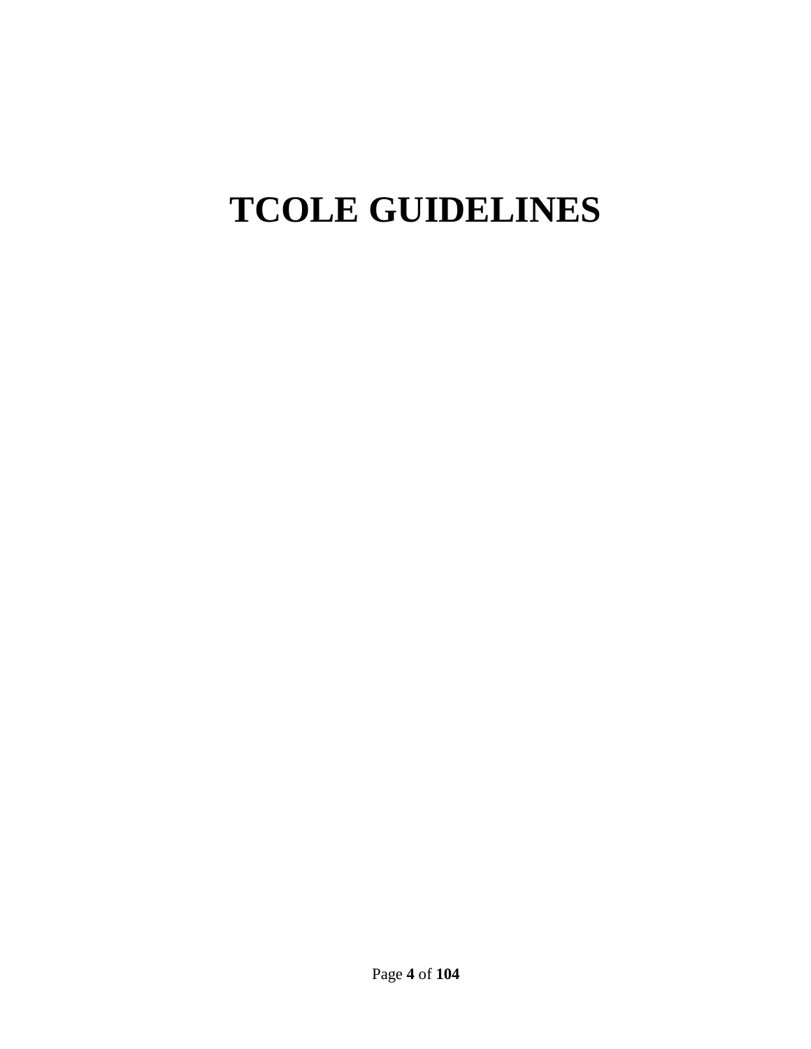# TCOLE GUIDELINES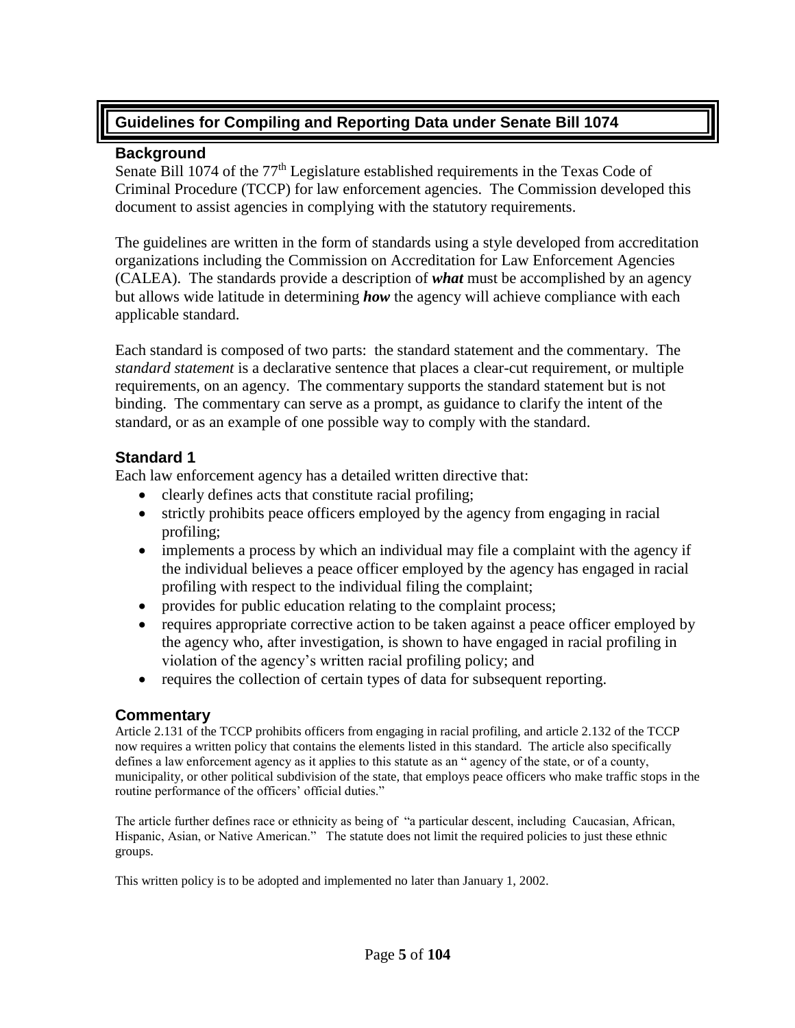## Guidelines for Compiling and Reporting Data under Senate Bill 1074

### Background

Senate Bill 1074 of the 77th Legislature established requirements in the Texas Code of Criminal Procedure (TCCP) for law enforcement agencies. The Commission developed this document to assist agencies in complying with the statutory requirements.

The guidelines are written in the form of standards using a style developed from accreditation organizations including the Commission on Accreditation for Law Enforcement Agencies (CALEA). The standards provide a description of ***what*** must be accomplished by an agency but allows wide latitude in determining ***how*** the agency will achieve compliance with each applicable standard.

Each standard is composed of two parts: the standard statement and the commentary. The *standard statement* is a declarative sentence that places a clear-cut requirement, or multiple requirements, on an agency. The commentary supports the standard statement but is not binding. The commentary can serve as a prompt, as guidance to clarify the intent of the standard, or as an example of one possible way to comply with the standard.

### Standard 1

Each law enforcement agency has a detailed written directive that:

- clearly defines acts that constitute racial profiling;
- strictly prohibits peace officers employed by the agency from engaging in racial profiling;
- implements a process by which an individual may file a complaint with the agency if the individual believes a peace officer employed by the agency has engaged in racial profiling with respect to the individual filing the complaint;
- provides for public education relating to the complaint process;
- requires appropriate corrective action to be taken against a peace officer employed by the agency who, after investigation, is shown to have engaged in racial profiling in violation of the agency's written racial profiling policy; and
- requires the collection of certain types of data for subsequent reporting.

### Commentary

Article 2.131 of the TCCP prohibits officers from engaging in racial profiling, and article 2.132 of the TCCP now requires a written policy that contains the elements listed in this standard. The article also specifically defines a law enforcement agency as it applies to this statute as an " agency of the state, or of a county, municipality, or other political subdivision of the state, that employs peace officers who make traffic stops in the routine performance of the officers' official duties."

The article further defines race or ethnicity as being of "a particular descent, including Caucasian, African, Hispanic, Asian, or Native American." The statute does not limit the required policies to just these ethnic groups.

This written policy is to be adopted and implemented no later than January 1, 2002.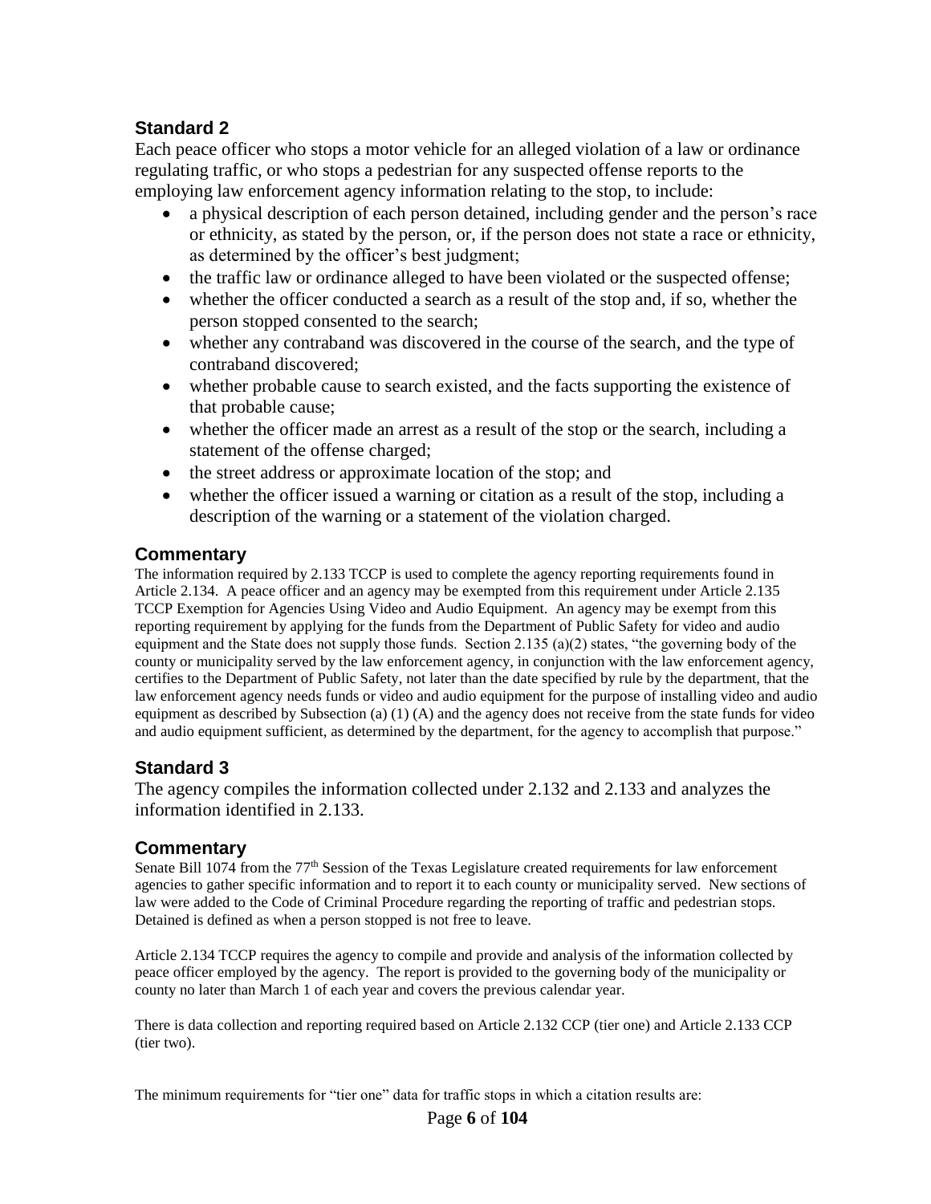## Standard 2

Each peace officer who stops a motor vehicle for an alleged violation of a law or ordinance regulating traffic, or who stops a pedestrian for any suspected offense reports to the employing law enforcement agency information relating to the stop, to include:

- a physical description of each person detained, including gender and the person's race or ethnicity, as stated by the person, or, if the person does not state a race or ethnicity, as determined by the officer's best judgment;
- the traffic law or ordinance alleged to have been violated or the suspected offense;
- whether the officer conducted a search as a result of the stop and, if so, whether the person stopped consented to the search;
- whether any contraband was discovered in the course of the search, and the type of contraband discovered;
- whether probable cause to search existed, and the facts supporting the existence of that probable cause;
- whether the officer made an arrest as a result of the stop or the search, including a statement of the offense charged;
- the street address or approximate location of the stop; and
- whether the officer issued a warning or citation as a result of the stop, including a description of the warning or a statement of the violation charged.

## Commentary

The information required by 2.133 TCCP is used to complete the agency reporting requirements found in Article 2.134. A peace officer and an agency may be exempted from this requirement under Article 2.135 TCCP Exemption for Agencies Using Video and Audio Equipment. An agency may be exempt from this reporting requirement by applying for the funds from the Department of Public Safety for video and audio equipment and the State does not supply those funds. Section 2.135 (a)(2) states, "the governing body of the county or municipality served by the law enforcement agency, in conjunction with the law enforcement agency, certifies to the Department of Public Safety, not later than the date specified by rule by the department, that the law enforcement agency needs funds or video and audio equipment for the purpose of installing video and audio equipment as described by Subsection (a) (1) (A) and the agency does not receive from the state funds for video and audio equipment sufficient, as determined by the department, for the agency to accomplish that purpose."

## Standard 3

The agency compiles the information collected under 2.132 and 2.133 and analyzes the information identified in 2.133.

## Commentary

Senate Bill 1074 from the 77th Session of the Texas Legislature created requirements for law enforcement agencies to gather specific information and to report it to each county or municipality served. New sections of law were added to the Code of Criminal Procedure regarding the reporting of traffic and pedestrian stops. Detained is defined as when a person stopped is not free to leave.

Article 2.134 TCCP requires the agency to compile and provide and analysis of the information collected by peace officer employed by the agency. The report is provided to the governing body of the municipality or county no later than March 1 of each year and covers the previous calendar year.

There is data collection and reporting required based on Article 2.132 CCP (tier one) and Article 2.133 CCP (tier two).

The minimum requirements for "tier one" data for traffic stops in which a citation results are: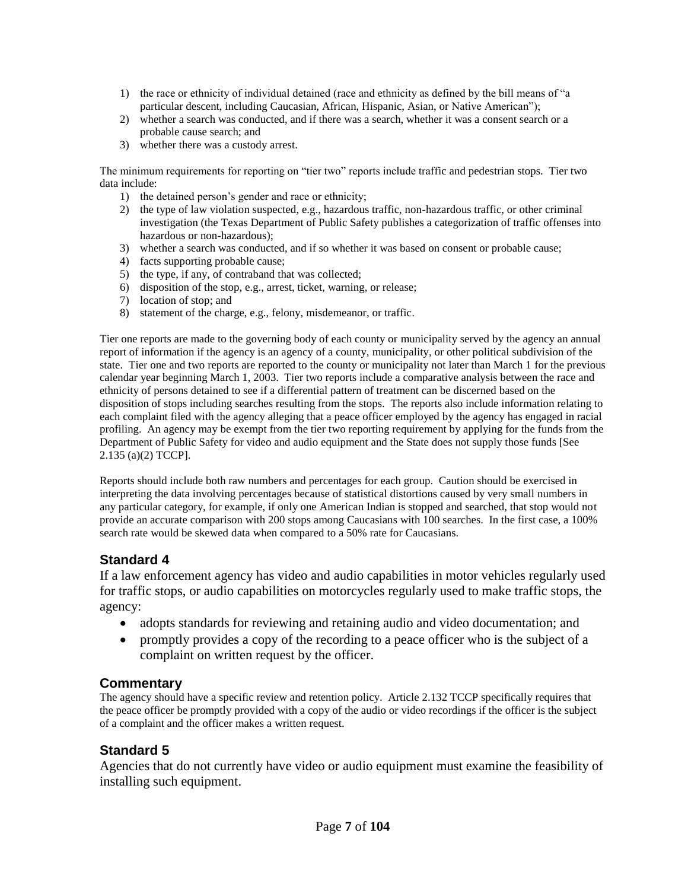1) the race or ethnicity of individual detained (race and ethnicity as defined by the bill means of "a particular descent, including Caucasian, African, Hispanic, Asian, or Native American");
2) whether a search was conducted, and if there was a search, whether it was a consent search or a probable cause search; and
3) whether there was a custody arrest.

The minimum requirements for reporting on "tier two" reports include traffic and pedestrian stops. Tier two data include:

1) the detained person's gender and race or ethnicity;
2) the type of law violation suspected, e.g., hazardous traffic, non-hazardous traffic, or other criminal investigation (the Texas Department of Public Safety publishes a categorization of traffic offenses into hazardous or non-hazardous);
3) whether a search was conducted, and if so whether it was based on consent or probable cause;
4) facts supporting probable cause;
5) the type, if any, of contraband that was collected;
6) disposition of the stop, e.g., arrest, ticket, warning, or release;
7) location of stop; and
8) statement of the charge, e.g., felony, misdemeanor, or traffic.

Tier one reports are made to the governing body of each county or municipality served by the agency an annual report of information if the agency is an agency of a county, municipality, or other political subdivision of the state. Tier one and two reports are reported to the county or municipality not later than March 1 for the previous calendar year beginning March 1, 2003. Tier two reports include a comparative analysis between the race and ethnicity of persons detained to see if a differential pattern of treatment can be discerned based on the disposition of stops including searches resulting from the stops. The reports also include information relating to each complaint filed with the agency alleging that a peace officer employed by the agency has engaged in racial profiling. An agency may be exempt from the tier two reporting requirement by applying for the funds from the Department of Public Safety for video and audio equipment and the State does not supply those funds [See 2.135 (a)(2) TCCP].

Reports should include both raw numbers and percentages for each group. Caution should be exercised in interpreting the data involving percentages because of statistical distortions caused by very small numbers in any particular category, for example, if only one American Indian is stopped and searched, that stop would not provide an accurate comparison with 200 stops among Caucasians with 100 searches. In the first case, a 100% search rate would be skewed data when compared to a 50% rate for Caucasians.

## Standard 4

If a law enforcement agency has video and audio capabilities in motor vehicles regularly used for traffic stops, or audio capabilities on motorcycles regularly used to make traffic stops, the agency:

- adopts standards for reviewing and retaining audio and video documentation; and
- promptly provides a copy of the recording to a peace officer who is the subject of a complaint on written request by the officer.

## Commentary

The agency should have a specific review and retention policy. Article 2.132 TCCP specifically requires that the peace officer be promptly provided with a copy of the audio or video recordings if the officer is the subject of a complaint and the officer makes a written request.

## Standard 5

Agencies that do not currently have video or audio equipment must examine the feasibility of installing such equipment.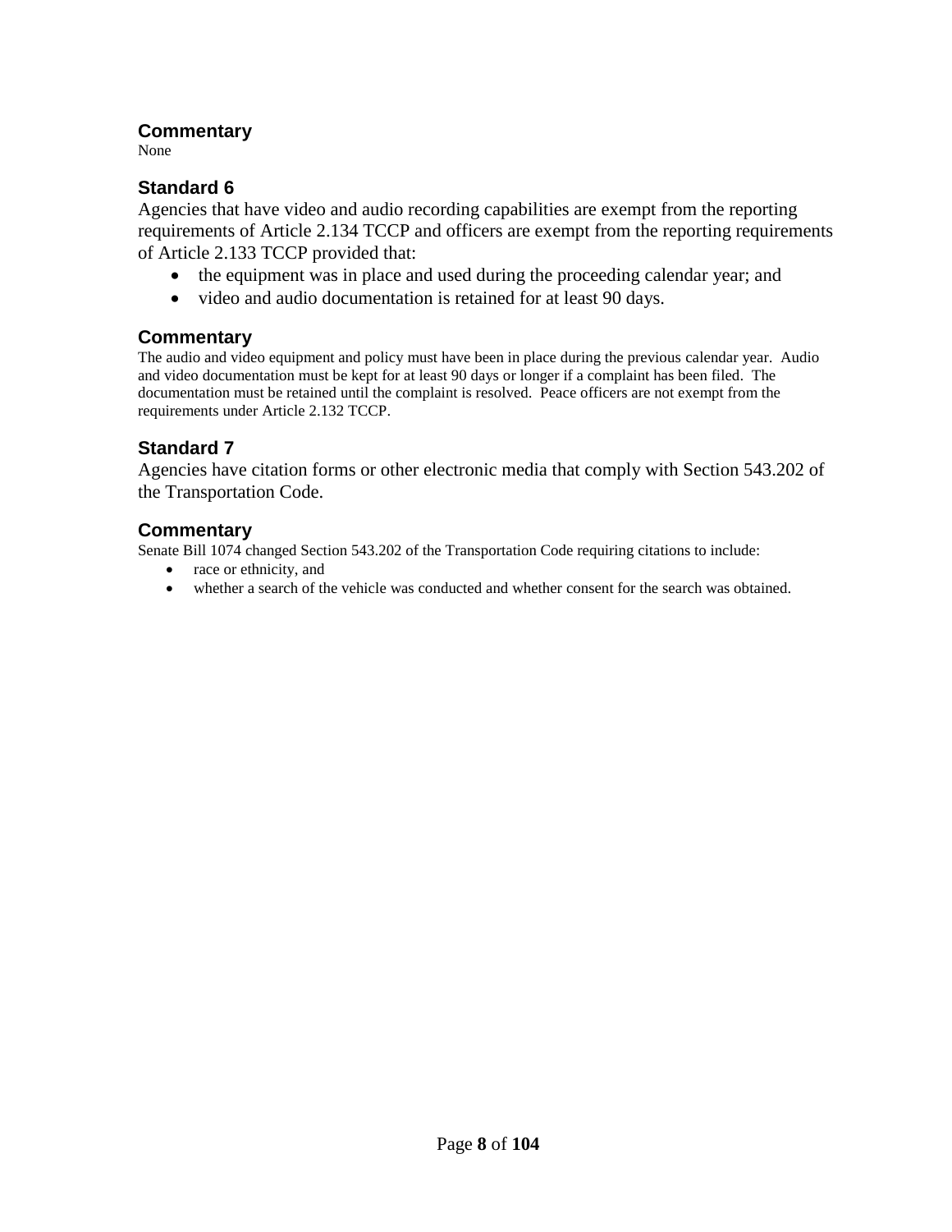## Commentary

None

## Standard 6

Agencies that have video and audio recording capabilities are exempt from the reporting requirements of Article 2.134 TCCP and officers are exempt from the reporting requirements of Article 2.133 TCCP provided that:

- the equipment was in place and used during the proceeding calendar year; and
- video and audio documentation is retained for at least 90 days.

## Commentary

The audio and video equipment and policy must have been in place during the previous calendar year. Audio and video documentation must be kept for at least 90 days or longer if a complaint has been filed. The documentation must be retained until the complaint is resolved. Peace officers are not exempt from the requirements under Article 2.132 TCCP.

## Standard 7

Agencies have citation forms or other electronic media that comply with Section 543.202 of the Transportation Code.

## Commentary

Senate Bill 1074 changed Section 543.202 of the Transportation Code requiring citations to include:

- race or ethnicity, and
- whether a search of the vehicle was conducted and whether consent for the search was obtained.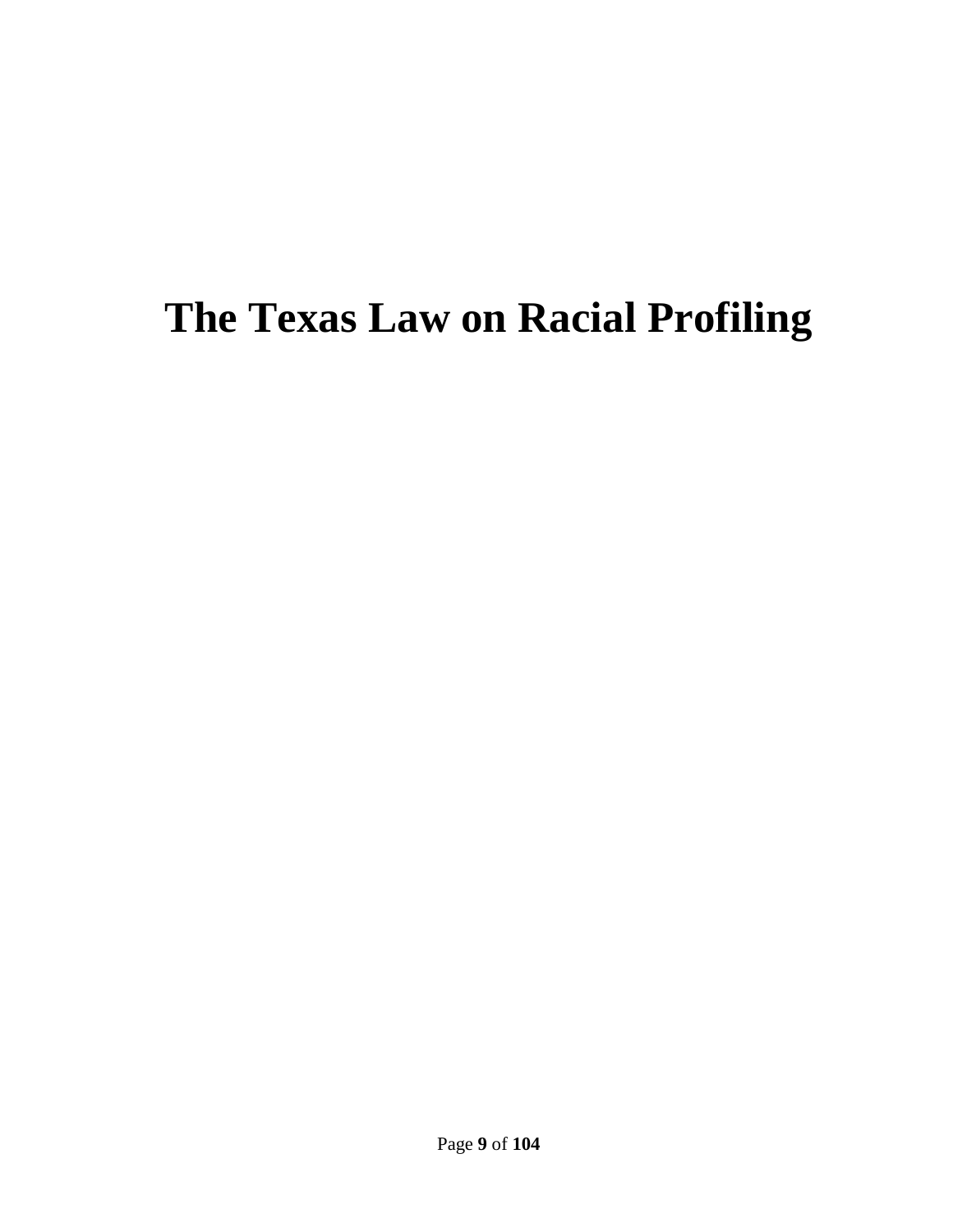# The Texas Law on Racial Profiling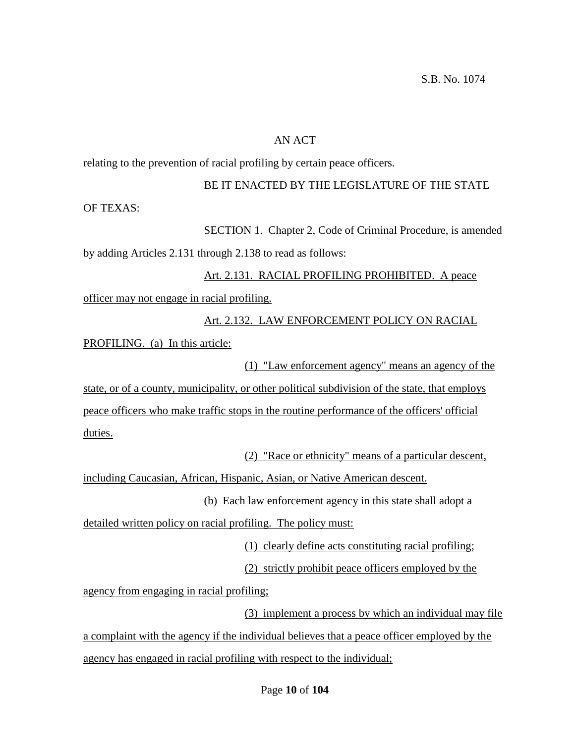S.B. No. 1074

AN ACT

relating to the prevention of racial profiling by certain peace officers.

BE IT ENACTED BY THE LEGISLATURE OF THE STATE OF TEXAS:

SECTION 1. Chapter 2, Code of Criminal Procedure, is amended by adding Articles 2.131 through 2.138 to read as follows:

Art. 2.131. RACIAL PROFILING PROHIBITED. A peace officer may not engage in racial profiling.

Art. 2.132. LAW ENFORCEMENT POLICY ON RACIAL PROFILING. (a) In this article:

(1) "Law enforcement agency" means an agency of the state, or of a county, municipality, or other political subdivision of the state, that employs peace officers who make traffic stops in the routine performance of the officers' official duties.

(2) "Race or ethnicity" means of a particular descent, including Caucasian, African, Hispanic, Asian, or Native American descent.

(b) Each law enforcement agency in this state shall adopt a detailed written policy on racial profiling. The policy must:

(1) clearly define acts constituting racial profiling;

(2) strictly prohibit peace officers employed by the agency from engaging in racial profiling;

(3) implement a process by which an individual may file a complaint with the agency if the individual believes that a peace officer employed by the agency has engaged in racial profiling with respect to the individual;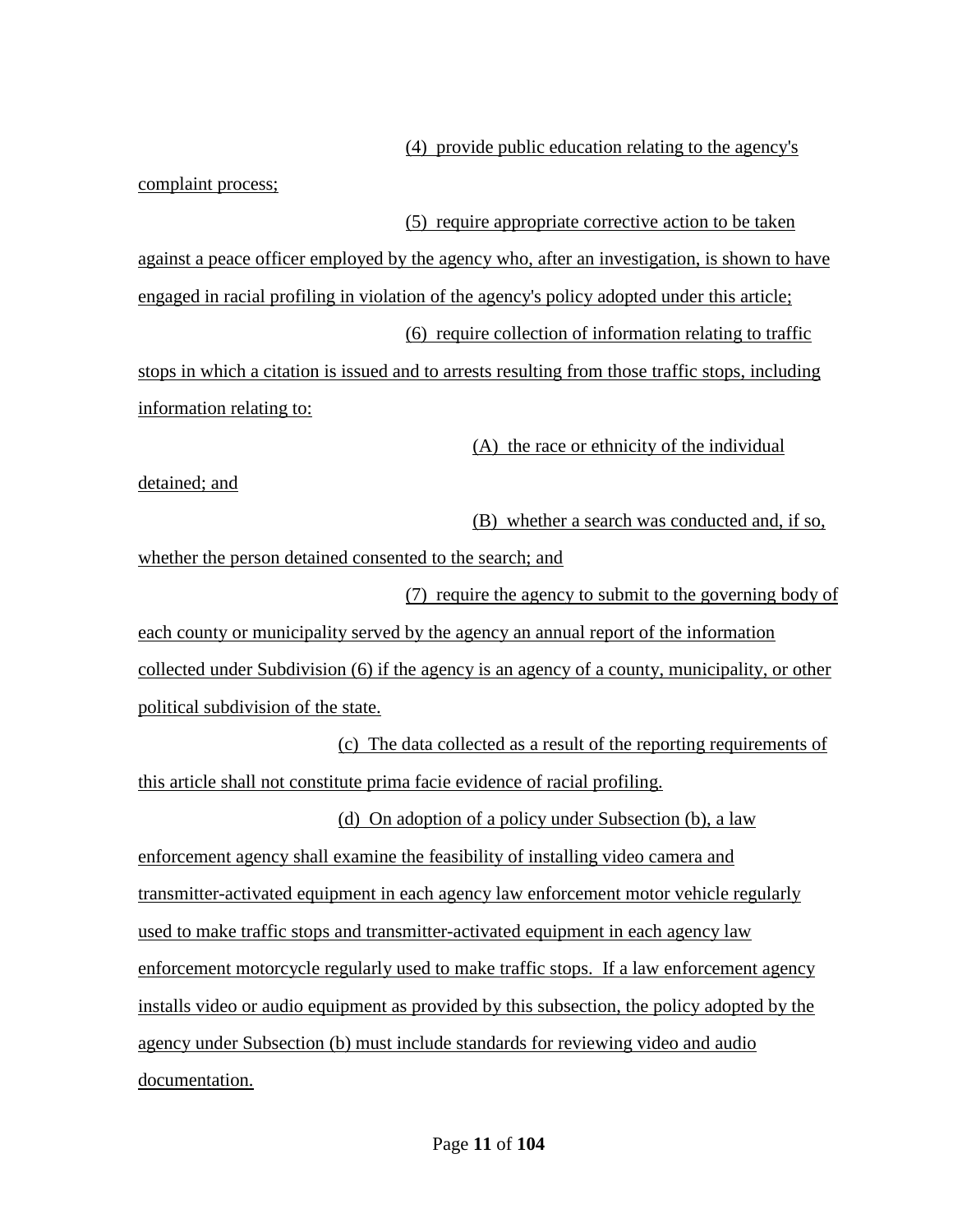(4) provide public education relating to the agency's complaint process;

(5) require appropriate corrective action to be taken against a peace officer employed by the agency who, after an investigation, is shown to have engaged in racial profiling in violation of the agency's policy adopted under this article;

(6) require collection of information relating to traffic stops in which a citation is issued and to arrests resulting from those traffic stops, including information relating to:

(A) the race or ethnicity of the individual detained; and

(B) whether a search was conducted and, if so, whether the person detained consented to the search; and

(7) require the agency to submit to the governing body of each county or municipality served by the agency an annual report of the information collected under Subdivision (6) if the agency is an agency of a county, municipality, or other political subdivision of the state.

(c) The data collected as a result of the reporting requirements of this article shall not constitute prima facie evidence of racial profiling.

(d) On adoption of a policy under Subsection (b), a law enforcement agency shall examine the feasibility of installing video camera and transmitter-activated equipment in each agency law enforcement motor vehicle regularly used to make traffic stops and transmitter-activated equipment in each agency law enforcement motorcycle regularly used to make traffic stops. If a law enforcement agency installs video or audio equipment as provided by this subsection, the policy adopted by the agency under Subsection (b) must include standards for reviewing video and audio documentation.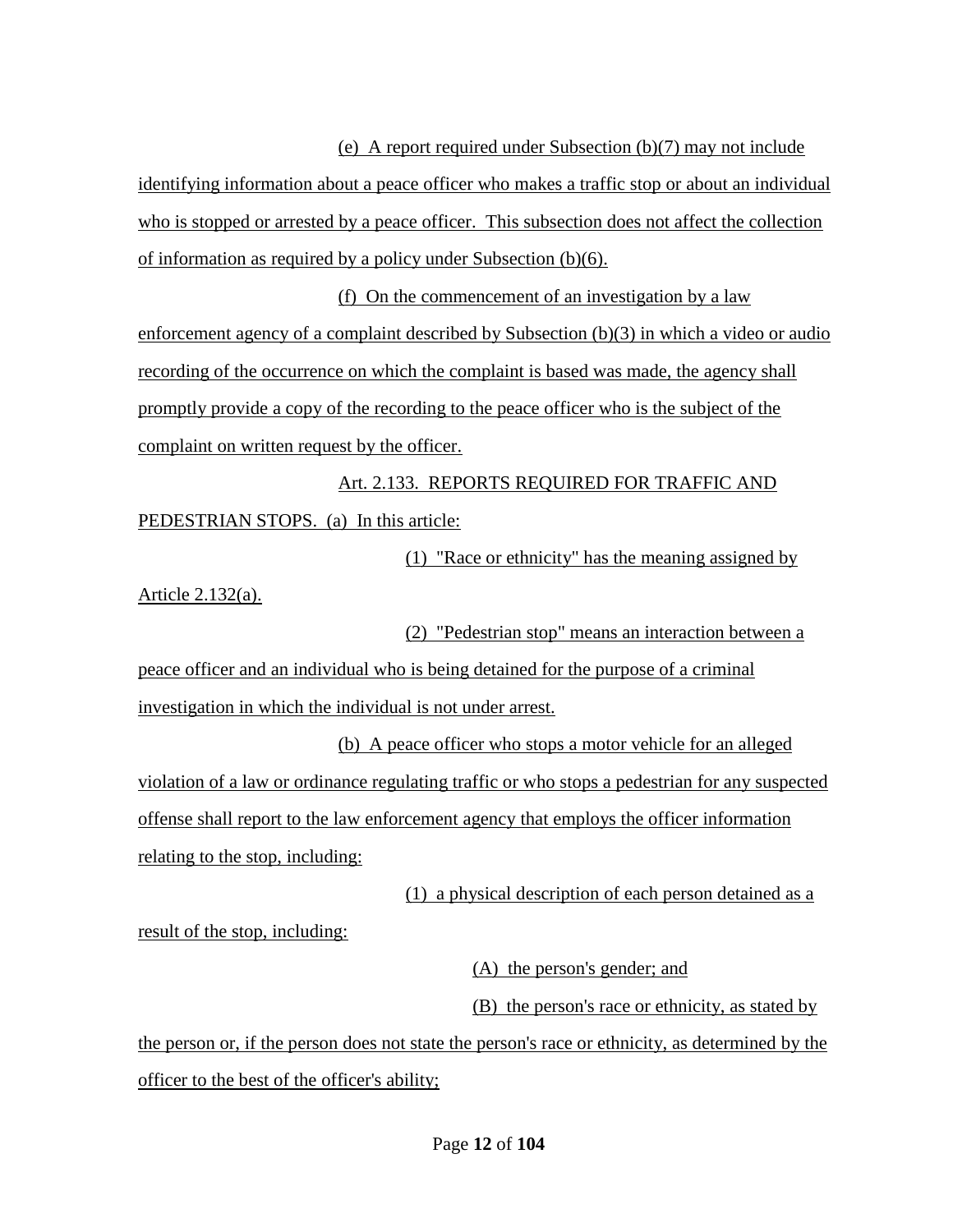(e) A report required under Subsection (b)(7) may not include identifying information about a peace officer who makes a traffic stop or about an individual who is stopped or arrested by a peace officer. This subsection does not affect the collection of information as required by a policy under Subsection (b)(6).

(f) On the commencement of an investigation by a law enforcement agency of a complaint described by Subsection (b)(3) in which a video or audio recording of the occurrence on which the complaint is based was made, the agency shall promptly provide a copy of the recording to the peace officer who is the subject of the complaint on written request by the officer.

Art. 2.133. REPORTS REQUIRED FOR TRAFFIC AND PEDESTRIAN STOPS. (a) In this article:

(1) "Race or ethnicity" has the meaning assigned by Article 2.132(a).

(2) "Pedestrian stop" means an interaction between a peace officer and an individual who is being detained for the purpose of a criminal investigation in which the individual is not under arrest.

(b) A peace officer who stops a motor vehicle for an alleged violation of a law or ordinance regulating traffic or who stops a pedestrian for any suspected offense shall report to the law enforcement agency that employs the officer information relating to the stop, including:

(1) a physical description of each person detained as a result of the stop, including:

(A) the person's gender; and

(B) the person's race or ethnicity, as stated by the person or, if the person does not state the person's race or ethnicity, as determined by the officer to the best of the officer's ability;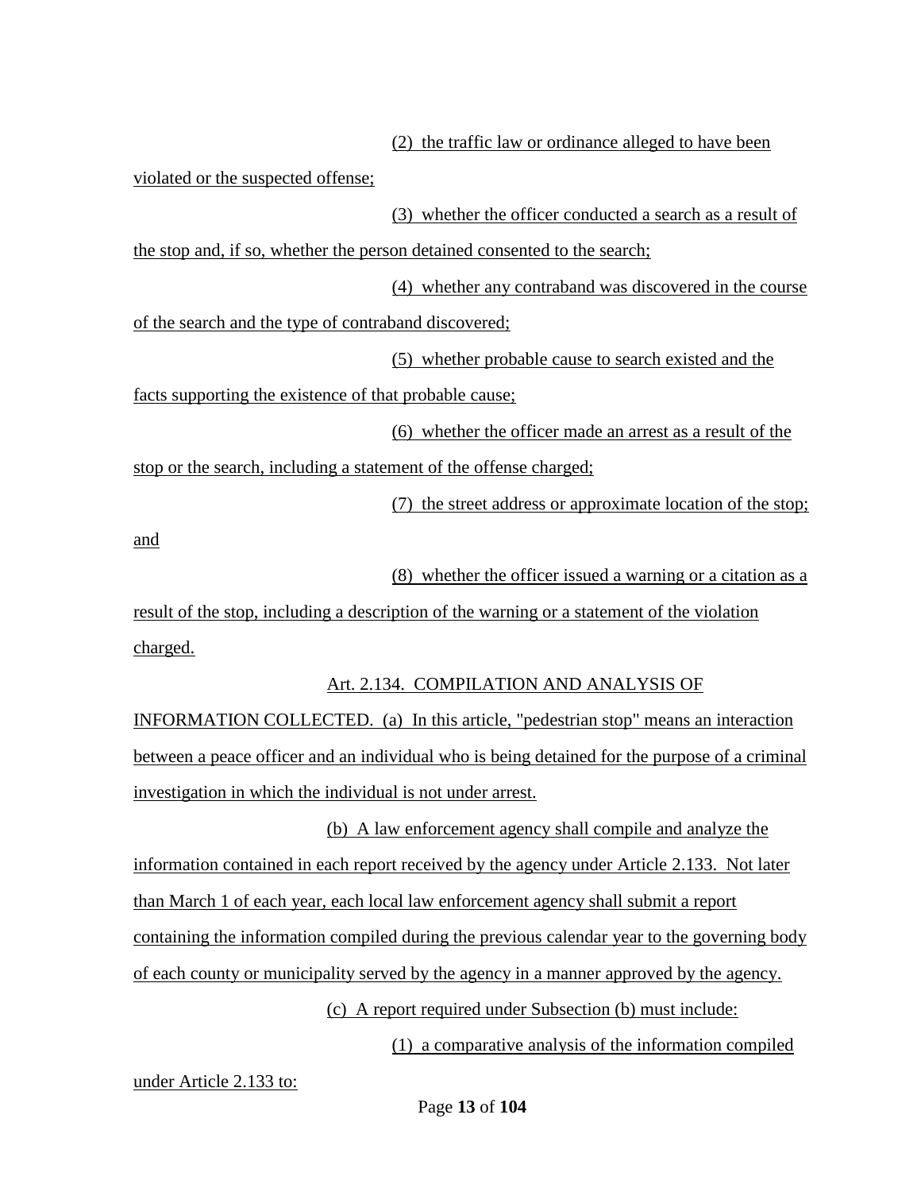(2) the traffic law or ordinance alleged to have been violated or the suspected offense;

(3) whether the officer conducted a search as a result of the stop and, if so, whether the person detained consented to the search;

(4) whether any contraband was discovered in the course of the search and the type of contraband discovered;

(5) whether probable cause to search existed and the facts supporting the existence of that probable cause;

(6) whether the officer made an arrest as a result of the stop or the search, including a statement of the offense charged;

(7) the street address or approximate location of the stop; and

(8) whether the officer issued a warning or a citation as a result of the stop, including a description of the warning or a statement of the violation charged.

Art. 2.134. COMPILATION AND ANALYSIS OF INFORMATION COLLECTED. (a) In this article, "pedestrian stop" means an interaction between a peace officer and an individual who is being detained for the purpose of a criminal investigation in which the individual is not under arrest.

(b) A law enforcement agency shall compile and analyze the information contained in each report received by the agency under Article 2.133. Not later than March 1 of each year, each local law enforcement agency shall submit a report containing the information compiled during the previous calendar year to the governing body of each county or municipality served by the agency in a manner approved by the agency.

(c) A report required under Subsection (b) must include:

(1) a comparative analysis of the information compiled under Article 2.133 to: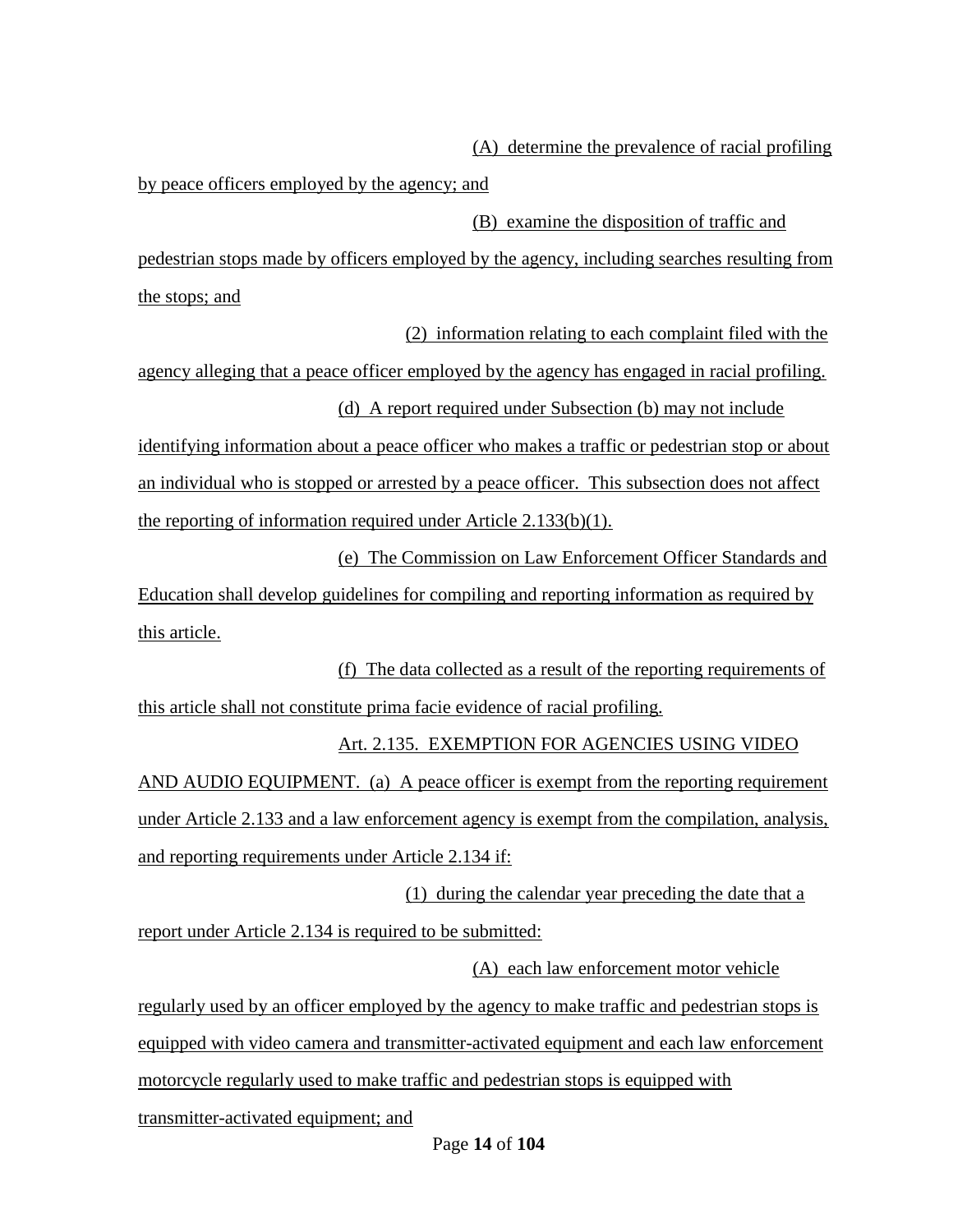(A) determine the prevalence of racial profiling by peace officers employed by the agency; and

(B) examine the disposition of traffic and pedestrian stops made by officers employed by the agency, including searches resulting from the stops; and

(2) information relating to each complaint filed with the agency alleging that a peace officer employed by the agency has engaged in racial profiling.

(d) A report required under Subsection (b) may not include identifying information about a peace officer who makes a traffic or pedestrian stop or about an individual who is stopped or arrested by a peace officer. This subsection does not affect the reporting of information required under Article 2.133(b)(1).

(e) The Commission on Law Enforcement Officer Standards and Education shall develop guidelines for compiling and reporting information as required by this article.

(f) The data collected as a result of the reporting requirements of this article shall not constitute prima facie evidence of racial profiling.

Art. 2.135. EXEMPTION FOR AGENCIES USING VIDEO AND AUDIO EQUIPMENT. (a) A peace officer is exempt from the reporting requirement under Article 2.133 and a law enforcement agency is exempt from the compilation, analysis, and reporting requirements under Article 2.134 if:

(1) during the calendar year preceding the date that a report under Article 2.134 is required to be submitted:

(A) each law enforcement motor vehicle regularly used by an officer employed by the agency to make traffic and pedestrian stops is equipped with video camera and transmitter-activated equipment and each law enforcement motorcycle regularly used to make traffic and pedestrian stops is equipped with transmitter-activated equipment; and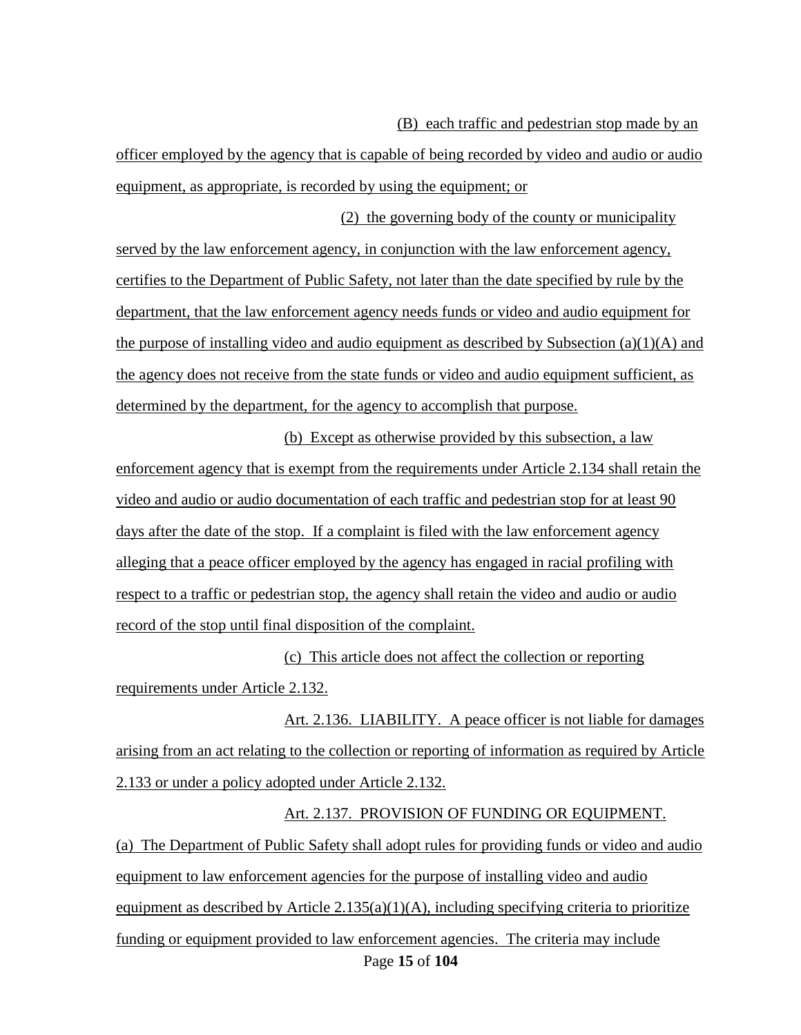(B) each traffic and pedestrian stop made by an officer employed by the agency that is capable of being recorded by video and audio or audio equipment, as appropriate, is recorded by using the equipment; or

(2) the governing body of the county or municipality served by the law enforcement agency, in conjunction with the law enforcement agency, certifies to the Department of Public Safety, not later than the date specified by rule by the department, that the law enforcement agency needs funds or video and audio equipment for the purpose of installing video and audio equipment as described by Subsection (a)(1)(A) and the agency does not receive from the state funds or video and audio equipment sufficient, as determined by the department, for the agency to accomplish that purpose.

(b) Except as otherwise provided by this subsection, a law enforcement agency that is exempt from the requirements under Article 2.134 shall retain the video and audio or audio documentation of each traffic and pedestrian stop for at least 90 days after the date of the stop. If a complaint is filed with the law enforcement agency alleging that a peace officer employed by the agency has engaged in racial profiling with respect to a traffic or pedestrian stop, the agency shall retain the video and audio or audio record of the stop until final disposition of the complaint.

(c) This article does not affect the collection or reporting requirements under Article 2.132.

Art. 2.136. LIABILITY. A peace officer is not liable for damages arising from an act relating to the collection or reporting of information as required by Article 2.133 or under a policy adopted under Article 2.132.

Art. 2.137. PROVISION OF FUNDING OR EQUIPMENT.

(a) The Department of Public Safety shall adopt rules for providing funds or video and audio equipment to law enforcement agencies for the purpose of installing video and audio equipment as described by Article 2.135(a)(1)(A), including specifying criteria to prioritize funding or equipment provided to law enforcement agencies. The criteria may include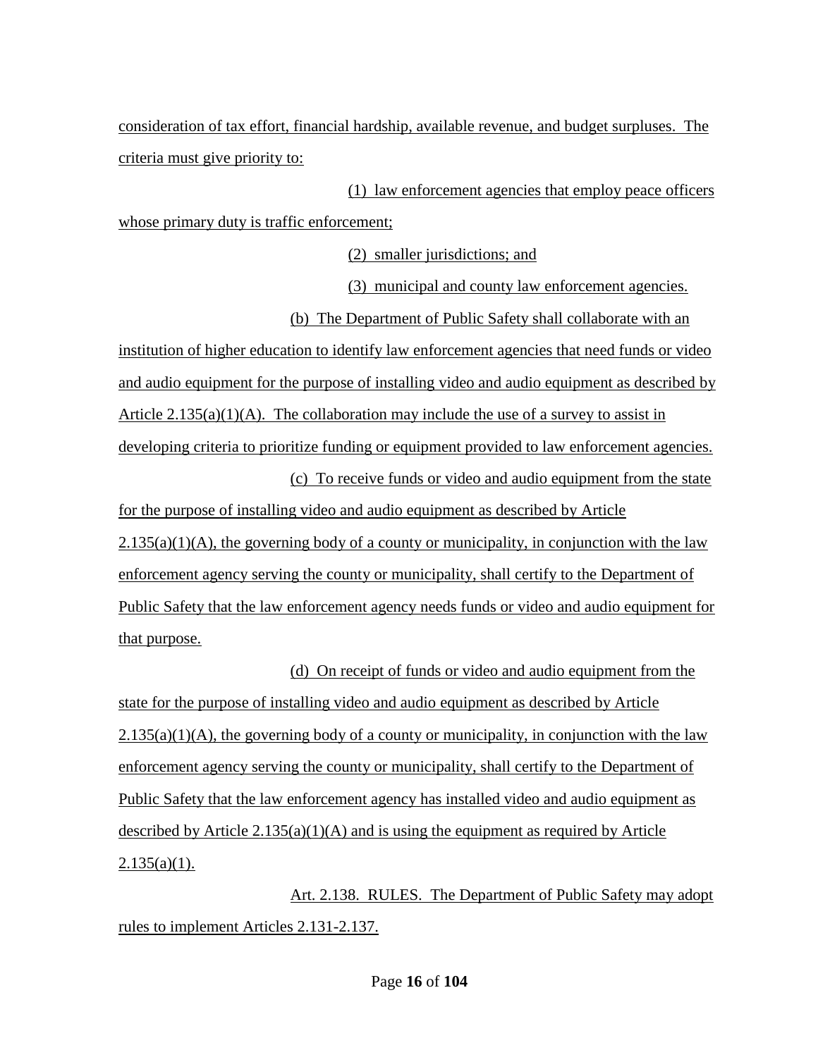consideration of tax effort, financial hardship, available revenue, and budget surpluses. The criteria must give priority to:

(1) law enforcement agencies that employ peace officers whose primary duty is traffic enforcement;

(2) smaller jurisdictions; and

(3) municipal and county law enforcement agencies.

(b) The Department of Public Safety shall collaborate with an institution of higher education to identify law enforcement agencies that need funds or video and audio equipment for the purpose of installing video and audio equipment as described by Article 2.135(a)(1)(A). The collaboration may include the use of a survey to assist in developing criteria to prioritize funding or equipment provided to law enforcement agencies.

(c) To receive funds or video and audio equipment from the state for the purpose of installing video and audio equipment as described by Article 2.135(a)(1)(A), the governing body of a county or municipality, in conjunction with the law enforcement agency serving the county or municipality, shall certify to the Department of Public Safety that the law enforcement agency needs funds or video and audio equipment for that purpose.

(d) On receipt of funds or video and audio equipment from the state for the purpose of installing video and audio equipment as described by Article 2.135(a)(1)(A), the governing body of a county or municipality, in conjunction with the law enforcement agency serving the county or municipality, shall certify to the Department of Public Safety that the law enforcement agency has installed video and audio equipment as described by Article 2.135(a)(1)(A) and is using the equipment as required by Article 2.135(a)(1).

Art. 2.138. RULES. The Department of Public Safety may adopt rules to implement Articles 2.131-2.137.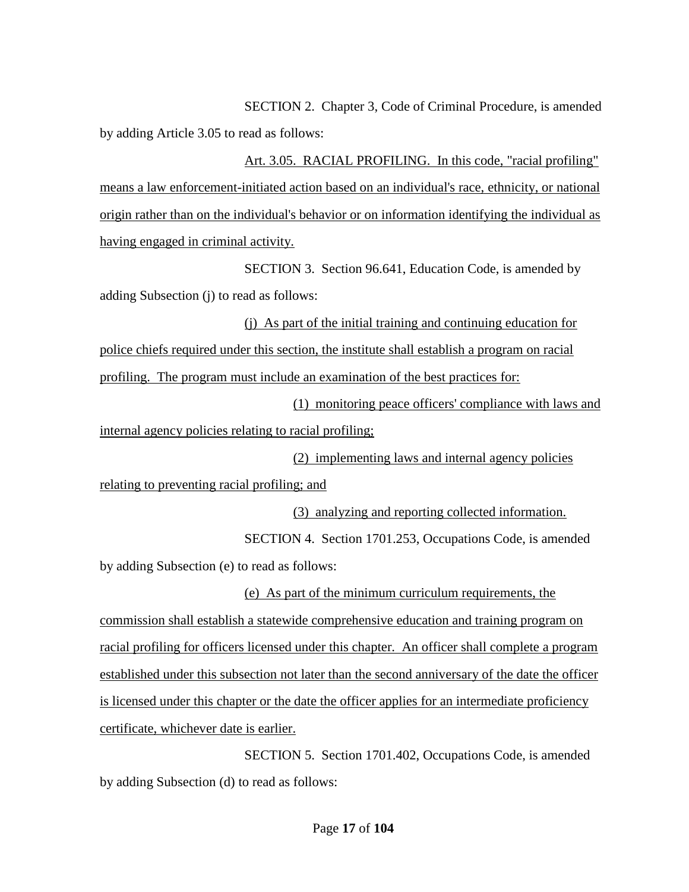SECTION 2. Chapter 3, Code of Criminal Procedure, is amended by adding Article 3.05 to read as follows:

Art. 3.05. RACIAL PROFILING. In this code, "racial profiling" means a law enforcement-initiated action based on an individual's race, ethnicity, or national origin rather than on the individual's behavior or on information identifying the individual as having engaged in criminal activity.

SECTION 3. Section 96.641, Education Code, is amended by adding Subsection (j) to read as follows:

(j) As part of the initial training and continuing education for police chiefs required under this section, the institute shall establish a program on racial profiling. The program must include an examination of the best practices for:

(1) monitoring peace officers' compliance with laws and internal agency policies relating to racial profiling;

(2) implementing laws and internal agency policies relating to preventing racial profiling; and

(3) analyzing and reporting collected information.

SECTION 4. Section 1701.253, Occupations Code, is amended by adding Subsection (e) to read as follows:

(e) As part of the minimum curriculum requirements, the commission shall establish a statewide comprehensive education and training program on racial profiling for officers licensed under this chapter. An officer shall complete a program established under this subsection not later than the second anniversary of the date the officer is licensed under this chapter or the date the officer applies for an intermediate proficiency certificate, whichever date is earlier.

SECTION 5. Section 1701.402, Occupations Code, is amended by adding Subsection (d) to read as follows: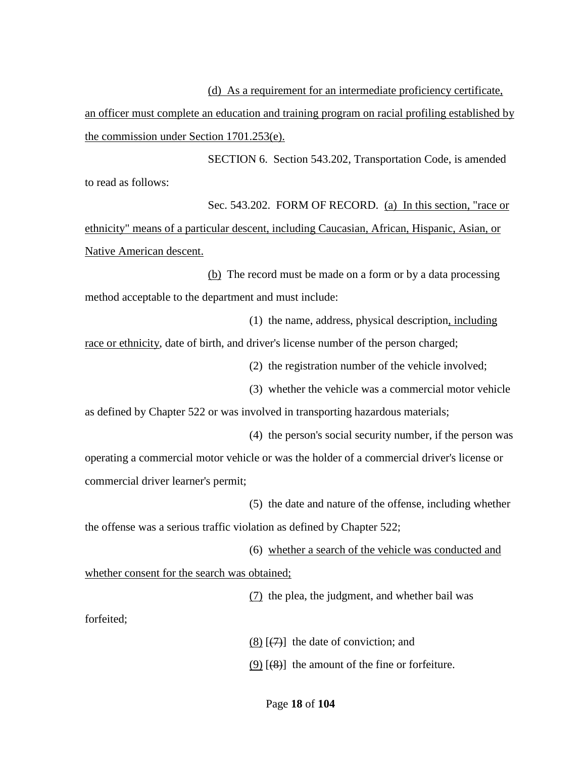(d) As a requirement for an intermediate proficiency certificate, an officer must complete an education and training program on racial profiling established by the commission under Section 1701.253(e).

SECTION 6. Section 543.202, Transportation Code, is amended to read as follows:

Sec. 543.202. FORM OF RECORD. (a) In this section, "race or ethnicity" means of a particular descent, including Caucasian, African, Hispanic, Asian, or Native American descent.

(b) The record must be made on a form or by a data processing method acceptable to the department and must include:

(1) the name, address, physical description, including race or ethnicity, date of birth, and driver's license number of the person charged;

(2) the registration number of the vehicle involved;

(3) whether the vehicle was a commercial motor vehicle as defined by Chapter 522 or was involved in transporting hazardous materials;

(4) the person's social security number, if the person was operating a commercial motor vehicle or was the holder of a commercial driver's license or commercial driver learner's permit;

(5) the date and nature of the offense, including whether the offense was a serious traffic violation as defined by Chapter 522;

(6) whether a search of the vehicle was conducted and whether consent for the search was obtained;

(7) the plea, the judgment, and whether bail was forfeited;

(8) [~~(7)~~] the date of conviction; and

(9) [~~(8)~~] the amount of the fine or forfeiture.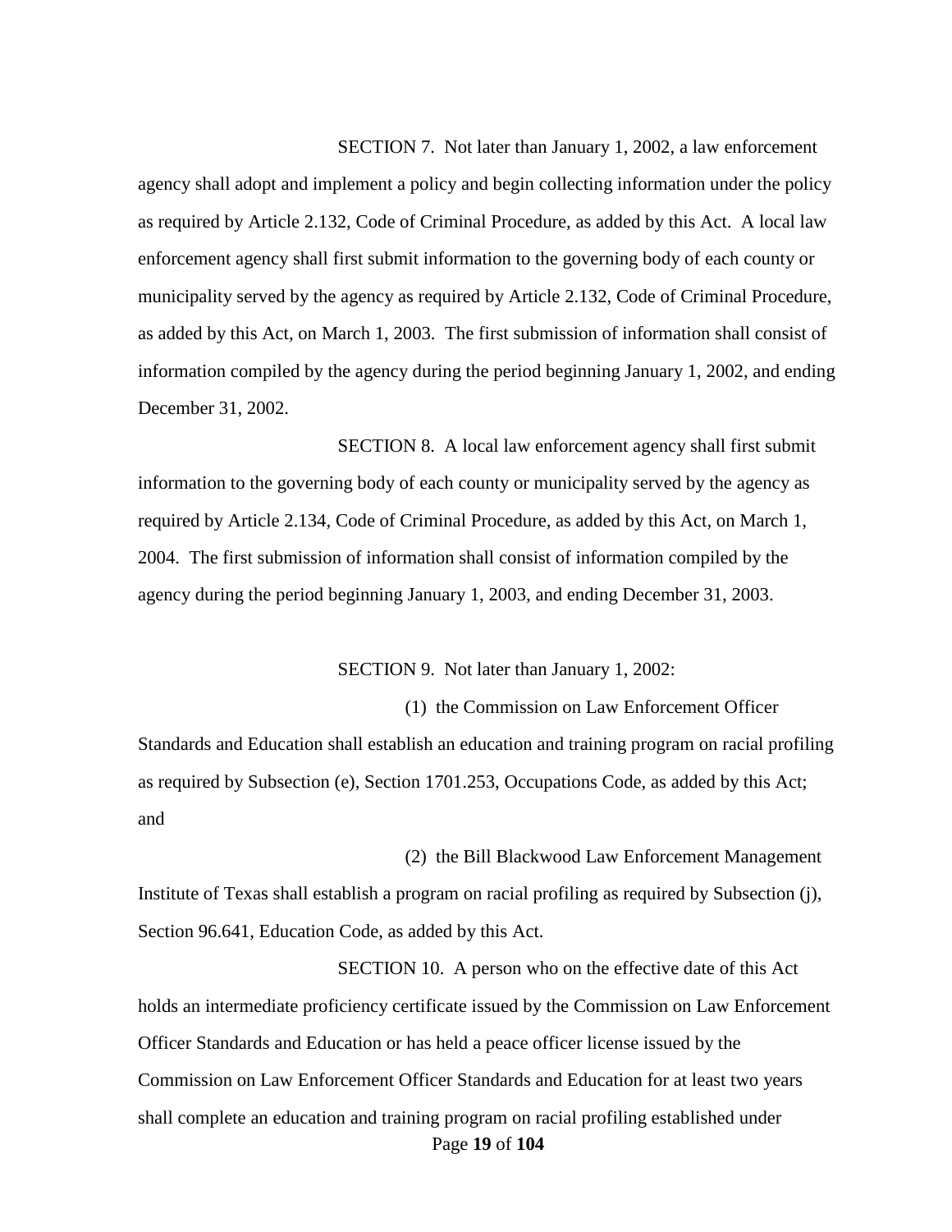SECTION 7. Not later than January 1, 2002, a law enforcement agency shall adopt and implement a policy and begin collecting information under the policy as required by Article 2.132, Code of Criminal Procedure, as added by this Act. A local law enforcement agency shall first submit information to the governing body of each county or municipality served by the agency as required by Article 2.132, Code of Criminal Procedure, as added by this Act, on March 1, 2003. The first submission of information shall consist of information compiled by the agency during the period beginning January 1, 2002, and ending December 31, 2002.

SECTION 8. A local law enforcement agency shall first submit information to the governing body of each county or municipality served by the agency as required by Article 2.134, Code of Criminal Procedure, as added by this Act, on March 1, 2004. The first submission of information shall consist of information compiled by the agency during the period beginning January 1, 2003, and ending December 31, 2003.

SECTION 9. Not later than January 1, 2002:

(1) the Commission on Law Enforcement Officer Standards and Education shall establish an education and training program on racial profiling as required by Subsection (e), Section 1701.253, Occupations Code, as added by this Act; and

(2) the Bill Blackwood Law Enforcement Management Institute of Texas shall establish a program on racial profiling as required by Subsection (j), Section 96.641, Education Code, as added by this Act.

SECTION 10. A person who on the effective date of this Act holds an intermediate proficiency certificate issued by the Commission on Law Enforcement Officer Standards and Education or has held a peace officer license issued by the Commission on Law Enforcement Officer Standards and Education for at least two years shall complete an education and training program on racial profiling established under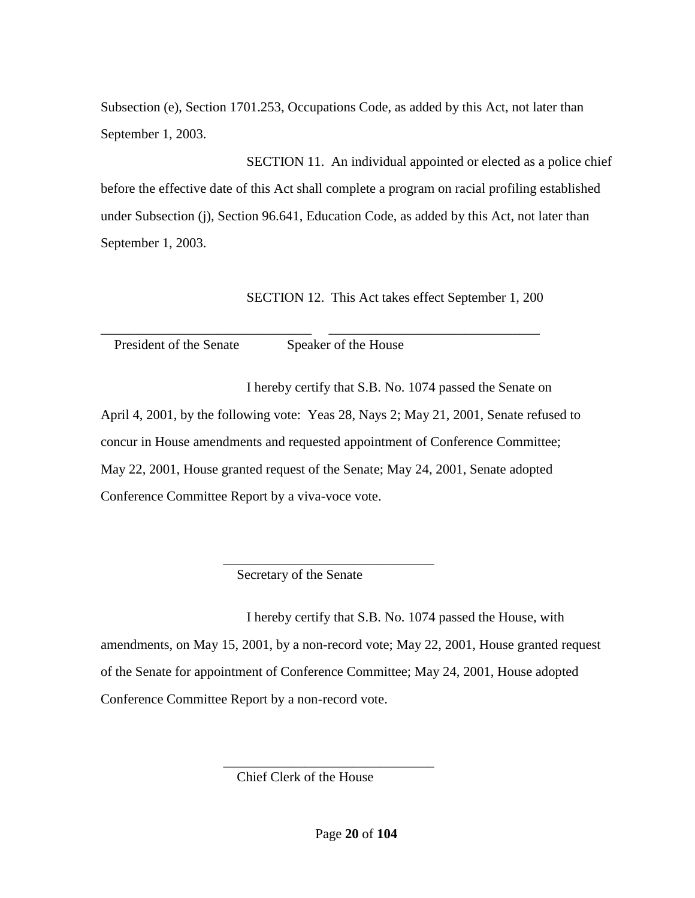Subsection (e), Section 1701.253, Occupations Code, as added by this Act, not later than September 1, 2003.

SECTION 11. An individual appointed or elected as a police chief before the effective date of this Act shall complete a program on racial profiling established under Subsection (j), Section 96.641, Education Code, as added by this Act, not later than September 1, 2003.

SECTION 12. This Act takes effect September 1, 200

_______________________________ _______________________________
President of the Senate Speaker of the House

I hereby certify that S.B. No. 1074 passed the Senate on April 4, 2001, by the following vote: Yeas 28, Nays 2; May 21, 2001, Senate refused to concur in House amendments and requested appointment of Conference Committee; May 22, 2001, House granted request of the Senate; May 24, 2001, Senate adopted Conference Committee Report by a viva-voce vote.

_______________________________
Secretary of the Senate

I hereby certify that S.B. No. 1074 passed the House, with amendments, on May 15, 2001, by a non-record vote; May 22, 2001, House granted request of the Senate for appointment of Conference Committee; May 24, 2001, House adopted Conference Committee Report by a non-record vote.

_______________________________
Chief Clerk of the House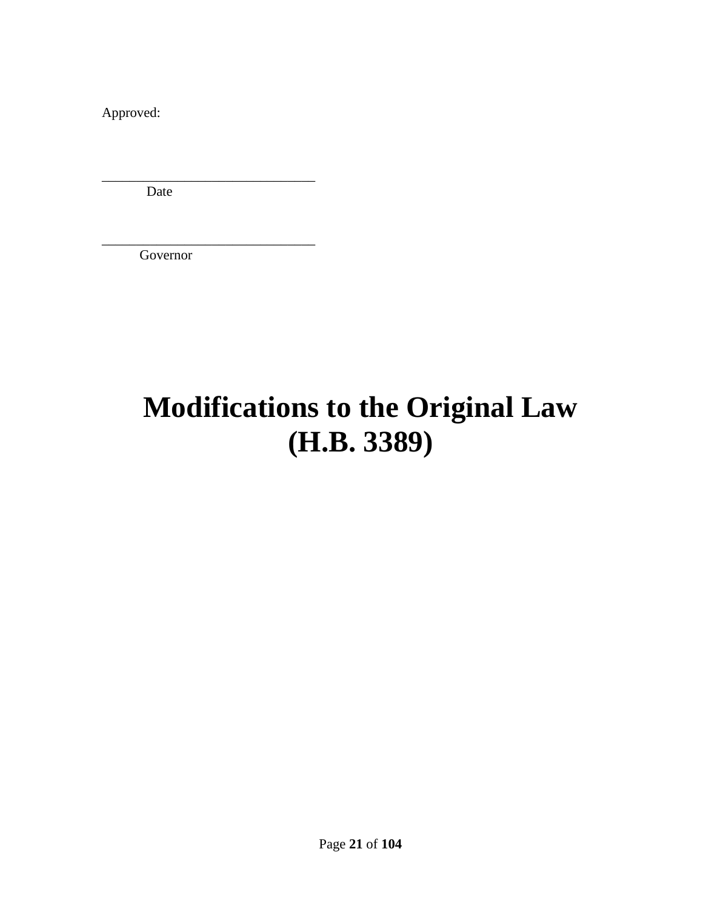Approved:

\_\_\_\_\_\_\_\_\_\_\_\_\_\_\_\_\_\_\_\_\_\_\_\_\_\_\_\_\_\_\_

Date

\_\_\_\_\_\_\_\_\_\_\_\_\_\_\_\_\_\_\_\_\_\_\_\_\_\_\_\_\_\_\_

Governor

# Modifications to the Original Law (H.B. 3389)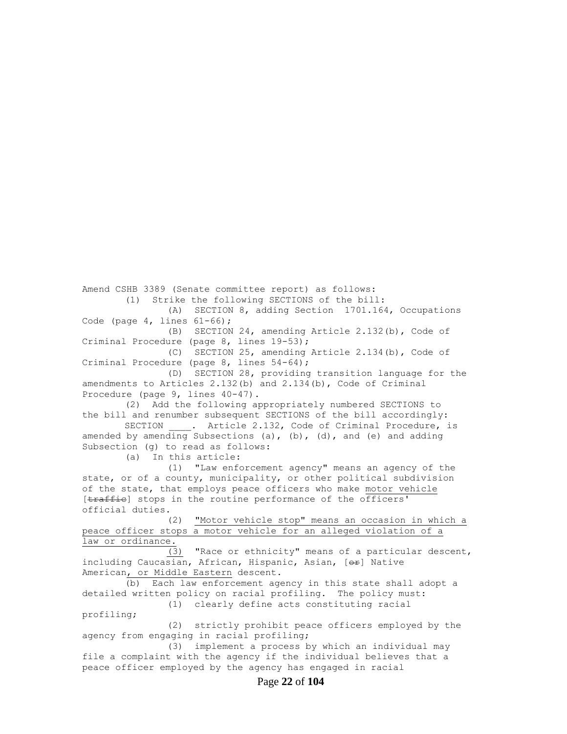Amend CSHB 3389 (Senate committee report) as follows:

(1) Strike the following SECTIONS of the bill:

(A) SECTION 8, adding Section 1701.164, Occupations Code (page 4, lines 61-66);

(B) SECTION 24, amending Article 2.132(b), Code of Criminal Procedure (page 8, lines 19-53);

(C) SECTION 25, amending Article 2.134(b), Code of Criminal Procedure (page 8, lines 54-64);

(D) SECTION 28, providing transition language for the amendments to Articles 2.132(b) and 2.134(b), Code of Criminal Procedure (page 9, lines 40-47).

(2) Add the following appropriately numbered SECTIONS to the bill and renumber subsequent SECTIONS of the bill accordingly:

SECTION ____. Article 2.132, Code of Criminal Procedure, is amended by amending Subsections (a), (b), (d), and (e) and adding Subsection (g) to read as follows:

(a) In this article:

(1) "Law enforcement agency" means an agency of the state, or of a county, municipality, or other political subdivision of the state, that employs peace officers who make <u>motor vehicle</u> [~~traffic~~] stops in the routine performance of the officers' official duties.

(2) <u>"Motor vehicle stop" means an occasion in which a peace officer stops a motor vehicle for an alleged violation of a law or ordinance.</u>

<u>(3)</u> "Race or ethnicity" means of a particular descent, including Caucasian, African, Hispanic, Asian, [~~or~~] Native American<u>, or Middle Eastern</u> descent.

(b) Each law enforcement agency in this state shall adopt a detailed written policy on racial profiling. The policy must:

(1) clearly define acts constituting racial profiling;

(2) strictly prohibit peace officers employed by the agency from engaging in racial profiling;

(3) implement a process by which an individual may file a complaint with the agency if the individual believes that a peace officer employed by the agency has engaged in racial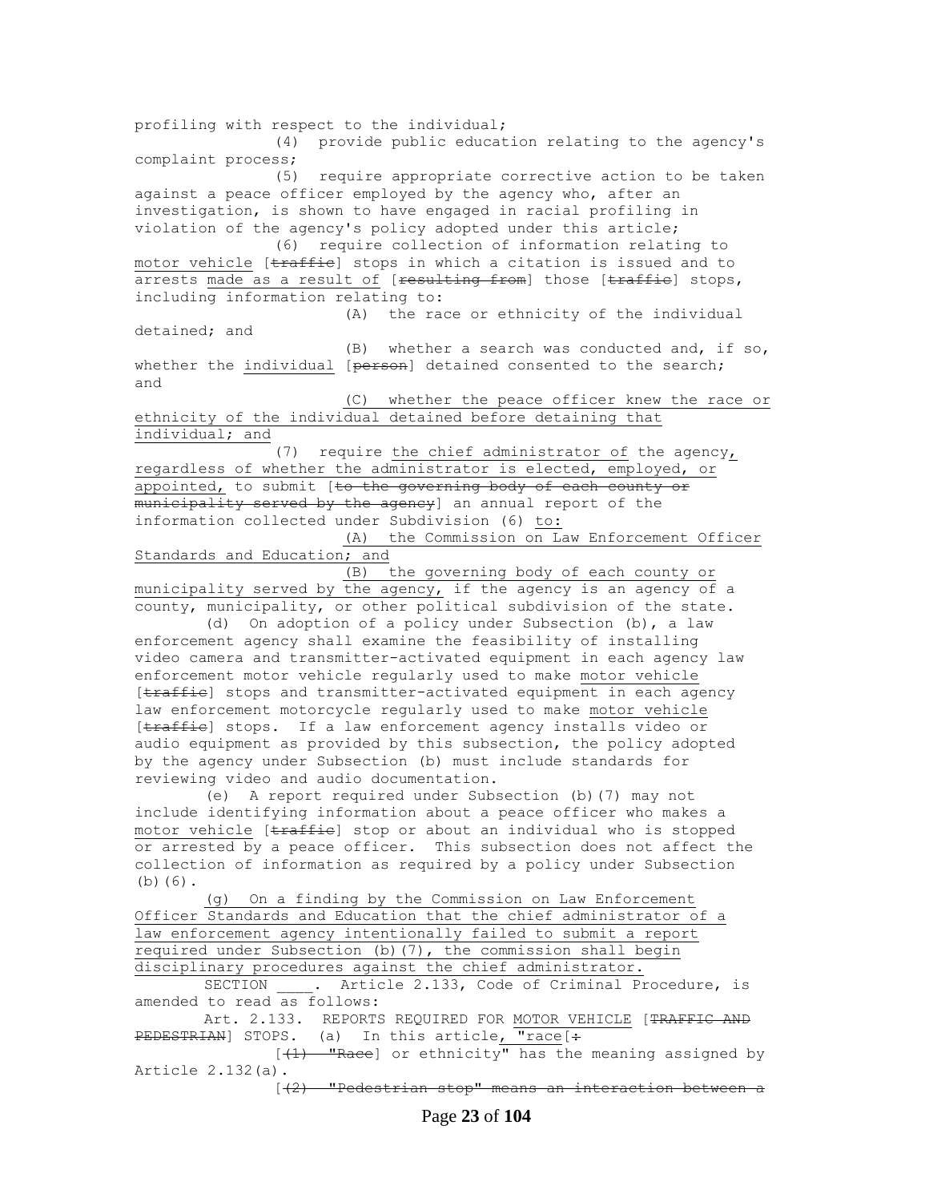profiling with respect to the individual;

(4) provide public education relating to the agency's complaint process;

(5) require appropriate corrective action to be taken against a peace officer employed by the agency who, after an investigation, is shown to have engaged in racial profiling in violation of the agency's policy adopted under this article;

(6) require collection of information relating to motor vehicle [~~traffic~~] stops in which a citation is issued and to arrests made as a result of [~~resulting from~~] those [~~traffic~~] stops, including information relating to:

(A) the race or ethnicity of the individual detained; and

(B) whether a search was conducted and, if so, whether the individual [~~person~~] detained consented to the search; and

(C) whether the peace officer knew the race or ethnicity of the individual detained before detaining that individual; and

(7) require the chief administrator of the agency, regardless of whether the administrator is elected, employed, or appointed, to submit [~~to the governing body of each county or municipality served by the agency~~] an annual report of the information collected under Subdivision (6) to:

(A) the Commission on Law Enforcement Officer Standards and Education; and

(B) the governing body of each county or municipality served by the agency, if the agency is an agency of a county, municipality, or other political subdivision of the state.

(d) On adoption of a policy under Subsection (b), a law enforcement agency shall examine the feasibility of installing video camera and transmitter-activated equipment in each agency law enforcement motor vehicle regularly used to make motor vehicle [~~traffic~~] stops and transmitter-activated equipment in each agency law enforcement motorcycle regularly used to make motor vehicle [~~traffic~~] stops. If a law enforcement agency installs video or audio equipment as provided by this subsection, the policy adopted by the agency under Subsection (b) must include standards for reviewing video and audio documentation.

(e) A report required under Subsection (b)(7) may not include identifying information about a peace officer who makes a motor vehicle [~~traffic~~] stop or about an individual who is stopped or arrested by a peace officer. This subsection does not affect the collection of information as required by a policy under Subsection (b)(6).

(g) On a finding by the Commission on Law Enforcement Officer Standards and Education that the chief administrator of a law enforcement agency intentionally failed to submit a report required under Subsection (b)(7), the commission shall begin disciplinary procedures against the chief administrator.

SECTION ____. Article 2.133, Code of Criminal Procedure, is amended to read as follows:

Art. 2.133. REPORTS REQUIRED FOR MOTOR VEHICLE [~~TRAFFIC AND PEDESTRIAN~~] STOPS. (a) In this article, "race[~~:~~

[~~(1) "Race~~] or ethnicity" has the meaning assigned by Article 2.132(a).

[~~(2) "Pedestrian stop" means an interaction between a~~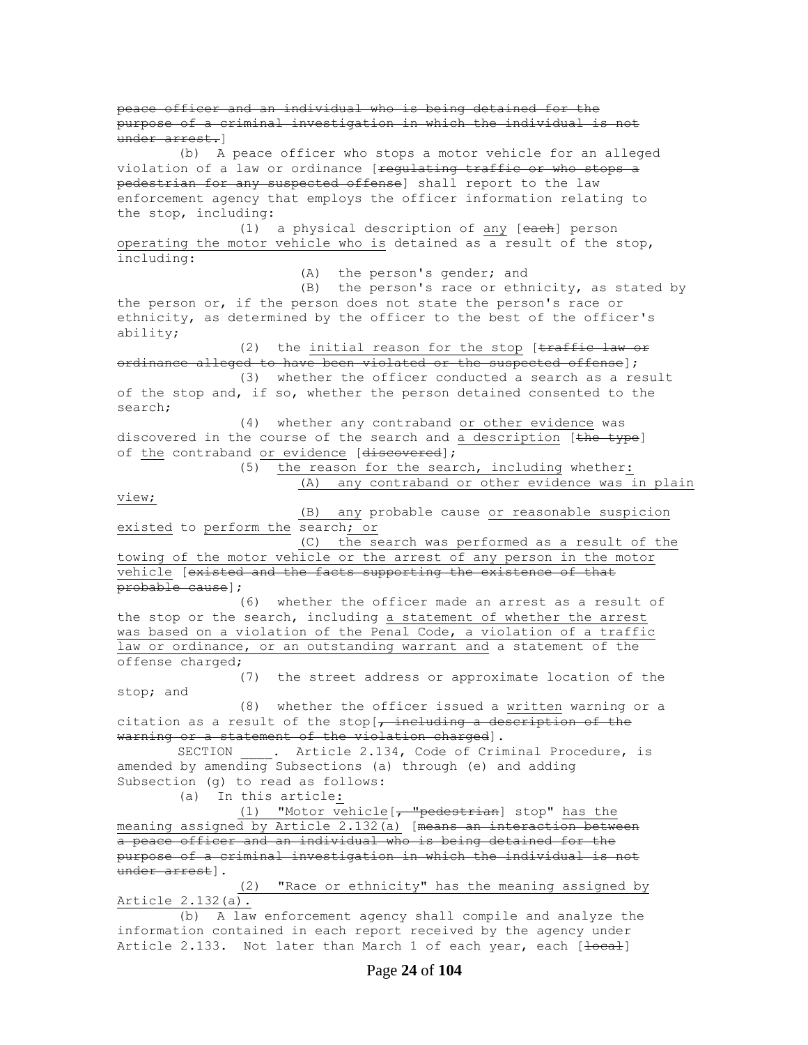peace officer and an individual who is being detained for the purpose of a criminal investigation in which the individual is not under arrest.]

(b) A peace officer who stops a motor vehicle for an alleged violation of a law or ordinance [regulating traffic or who stops a pedestrian for any suspected offense] shall report to the law enforcement agency that employs the officer information relating to the stop, including:

(1) a physical description of any [each] person operating the motor vehicle who is detained as a result of the stop, including:

(A) the person's gender; and

(B) the person's race or ethnicity, as stated by the person or, if the person does not state the person's race or ethnicity, as determined by the officer to the best of the officer's ability;

(2) the initial reason for the stop [traffic law or ordinance alleged to have been violated or the suspected offense];

(3) whether the officer conducted a search as a result of the stop and, if so, whether the person detained consented to the search;

(4) whether any contraband or other evidence was discovered in the course of the search and a description [the type] of the contraband or evidence [discovered];

(5) the reason for the search, including whether:

(A) any contraband or other evidence was in plain view;

(B) any probable cause or reasonable suspicion existed to perform the search; or

(C) the search was performed as a result of the towing of the motor vehicle or the arrest of any person in the motor vehicle [existed and the facts supporting the existence of that probable cause];

(6) whether the officer made an arrest as a result of the stop or the search, including a statement of whether the arrest was based on a violation of the Penal Code, a violation of a traffic law or ordinance, or an outstanding warrant and a statement of the offense charged;

(7) the street address or approximate location of the stop; and

(8) whether the officer issued a written warning or a citation as a result of the stop[, including a description of the warning or a statement of the violation charged].

SECTION ____. Article 2.134, Code of Criminal Procedure, is amended by amending Subsections (a) through (e) and adding Subsection (g) to read as follows:

(a) In this article:

(1) "Motor vehicle[, "pedestrian] stop" has the meaning assigned by Article 2.132(a) [means an interaction between a peace officer and an individual who is being detained for the purpose of a criminal investigation in which the individual is not under arrest].

(2) "Race or ethnicity" has the meaning assigned by Article 2.132(a).

(b) A law enforcement agency shall compile and analyze the information contained in each report received by the agency under Article 2.133. Not later than March 1 of each year, each [local]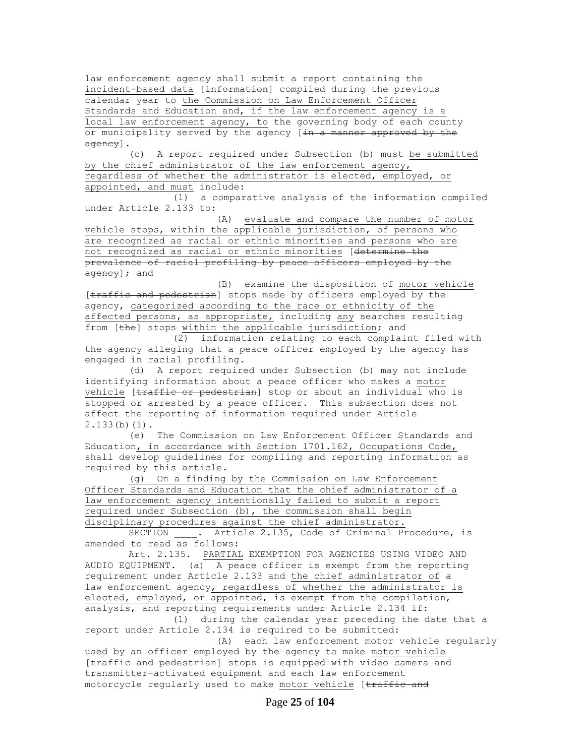law enforcement agency shall submit a report containing the incident-based data [~~information~~] compiled during the previous calendar year to the Commission on Law Enforcement Officer Standards and Education and, if the law enforcement agency is a local law enforcement agency, to the governing body of each county or municipality served by the agency [~~in a manner approved by the agency~~].

(c) A report required under Subsection (b) must be submitted by the chief administrator of the law enforcement agency, regardless of whether the administrator is elected, employed, or appointed, and must include:

(1) a comparative analysis of the information compiled under Article 2.133 to:

(A) evaluate and compare the number of motor vehicle stops, within the applicable jurisdiction, of persons who are recognized as racial or ethnic minorities and persons who are not recognized as racial or ethnic minorities [~~determine the prevalence of racial profiling by peace officers employed by the agency~~]; and

(B) examine the disposition of motor vehicle [~~traffic and pedestrian~~] stops made by officers employed by the agency, categorized according to the race or ethnicity of the affected persons, as appropriate, including any searches resulting from [~~the~~] stops within the applicable jurisdiction; and

(2) information relating to each complaint filed with the agency alleging that a peace officer employed by the agency has engaged in racial profiling.

(d) A report required under Subsection (b) may not include identifying information about a peace officer who makes a motor vehicle [~~traffic or pedestrian~~] stop or about an individual who is stopped or arrested by a peace officer. This subsection does not affect the reporting of information required under Article 2.133(b)(1).

(e) The Commission on Law Enforcement Officer Standards and Education, in accordance with Section 1701.162, Occupations Code, shall develop guidelines for compiling and reporting information as required by this article.

(g) On a finding by the Commission on Law Enforcement Officer Standards and Education that the chief administrator of a law enforcement agency intentionally failed to submit a report required under Subsection (b), the commission shall begin disciplinary procedures against the chief administrator.

SECTION ____. Article 2.135, Code of Criminal Procedure, is amended to read as follows:

Art. 2.135. PARTIAL EXEMPTION FOR AGENCIES USING VIDEO AND AUDIO EQUIPMENT. (a) A peace officer is exempt from the reporting requirement under Article 2.133 and the chief administrator of a law enforcement agency, regardless of whether the administrator is elected, employed, or appointed, is exempt from the compilation, analysis, and reporting requirements under Article 2.134 if:

(1) during the calendar year preceding the date that a report under Article 2.134 is required to be submitted:

(A) each law enforcement motor vehicle regularly used by an officer employed by the agency to make motor vehicle [~~traffic and pedestrian~~] stops is equipped with video camera and transmitter-activated equipment and each law enforcement motorcycle regularly used to make motor vehicle [~~traffic and~~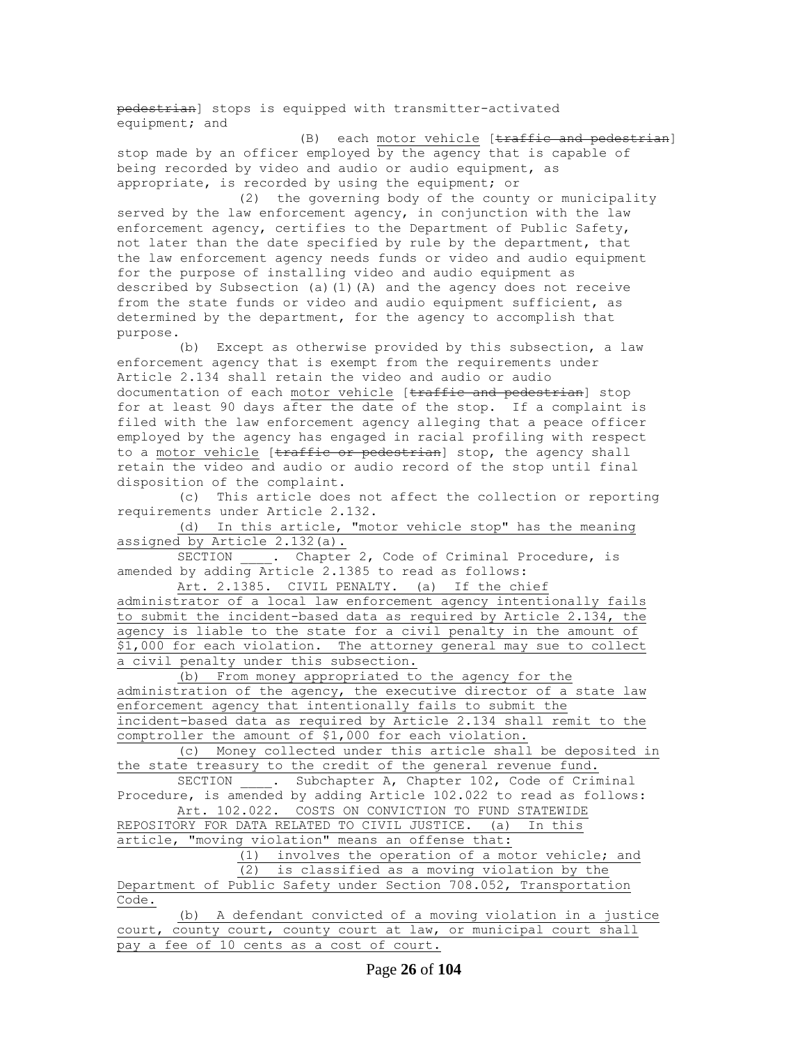pedestrian] stops is equipped with transmitter-activated equipment; and

(B) each motor vehicle [traffic and pedestrian] stop made by an officer employed by the agency that is capable of being recorded by video and audio or audio equipment, as appropriate, is recorded by using the equipment; or

(2) the governing body of the county or municipality served by the law enforcement agency, in conjunction with the law enforcement agency, certifies to the Department of Public Safety, not later than the date specified by rule by the department, that the law enforcement agency needs funds or video and audio equipment for the purpose of installing video and audio equipment as described by Subsection (a)(1)(A) and the agency does not receive from the state funds or video and audio equipment sufficient, as determined by the department, for the agency to accomplish that purpose.

(b) Except as otherwise provided by this subsection, a law enforcement agency that is exempt from the requirements under Article 2.134 shall retain the video and audio or audio documentation of each motor vehicle [traffic and pedestrian] stop for at least 90 days after the date of the stop. If a complaint is filed with the law enforcement agency alleging that a peace officer employed by the agency has engaged in racial profiling with respect to a motor vehicle [traffic or pedestrian] stop, the agency shall retain the video and audio or audio record of the stop until final disposition of the complaint.

(c) This article does not affect the collection or reporting requirements under Article 2.132.

(d) In this article, "motor vehicle stop" has the meaning assigned by Article 2.132(a).

SECTION ____. Chapter 2, Code of Criminal Procedure, is amended by adding Article 2.1385 to read as follows:

Art. 2.1385. CIVIL PENALTY. (a) If the chief administrator of a local law enforcement agency intentionally fails to submit the incident-based data as required by Article 2.134, the agency is liable to the state for a civil penalty in the amount of $1,000 for each violation. The attorney general may sue to collect a civil penalty under this subsection.

(b) From money appropriated to the agency for the administration of the agency, the executive director of a state law enforcement agency that intentionally fails to submit the incident-based data as required by Article 2.134 shall remit to the comptroller the amount of $1,000 for each violation.

(c) Money collected under this article shall be deposited in the state treasury to the credit of the general revenue fund.

SECTION ____. Subchapter A, Chapter 102, Code of Criminal Procedure, is amended by adding Article 102.022 to read as follows:

Art. 102.022. COSTS ON CONVICTION TO FUND STATEWIDE REPOSITORY FOR DATA RELATED TO CIVIL JUSTICE. (a) In this article, "moving violation" means an offense that:

(1) involves the operation of a motor vehicle; and

(2) is classified as a moving violation by the Department of Public Safety under Section 708.052, Transportation Code.

(b) A defendant convicted of a moving violation in a justice court, county court, county court at law, or municipal court shall pay a fee of 10 cents as a cost of court.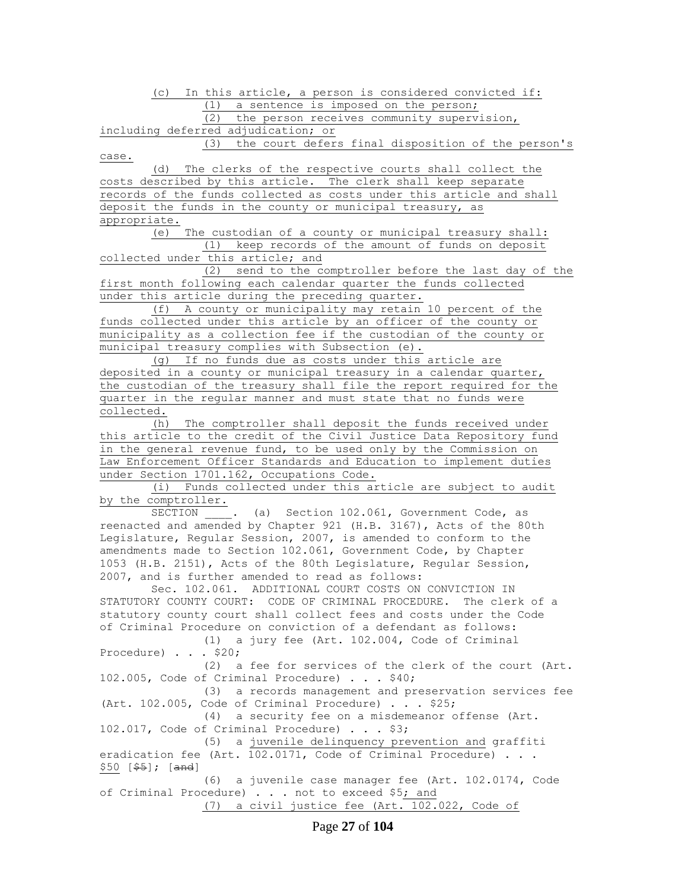(c) In this article, a person is considered convicted if:

(1) a sentence is imposed on the person;

(2) the person receives community supervision, including deferred adjudication; or

(3) the court defers final disposition of the person's case.

(d) The clerks of the respective courts shall collect the costs described by this article. The clerk shall keep separate records of the funds collected as costs under this article and shall deposit the funds in the county or municipal treasury, as appropriate.

(e) The custodian of a county or municipal treasury shall:

(1) keep records of the amount of funds on deposit collected under this article; and

(2) send to the comptroller before the last day of the first month following each calendar quarter the funds collected under this article during the preceding quarter.

(f) A county or municipality may retain 10 percent of the funds collected under this article by an officer of the county or municipality as a collection fee if the custodian of the county or municipal treasury complies with Subsection (e).

(g) If no funds due as costs under this article are deposited in a county or municipal treasury in a calendar quarter, the custodian of the treasury shall file the report required for the quarter in the regular manner and must state that no funds were collected.

(h) The comptroller shall deposit the funds received under this article to the credit of the Civil Justice Data Repository fund in the general revenue fund, to be used only by the Commission on Law Enforcement Officer Standards and Education to implement duties under Section 1701.162, Occupations Code.

(i) Funds collected under this article are subject to audit by the comptroller.

SECTION ____. (a) Section 102.061, Government Code, as reenacted and amended by Chapter 921 (H.B. 3167), Acts of the 80th Legislature, Regular Session, 2007, is amended to conform to the amendments made to Section 102.061, Government Code, by Chapter 1053 (H.B. 2151), Acts of the 80th Legislature, Regular Session, 2007, and is further amended to read as follows:

Sec. 102.061. ADDITIONAL COURT COSTS ON CONVICTION IN STATUTORY COUNTY COURT: CODE OF CRIMINAL PROCEDURE. The clerk of a statutory county court shall collect fees and costs under the Code of Criminal Procedure on conviction of a defendant as follows:

(1) a jury fee (Art. 102.004, Code of Criminal Procedure) . . . $20;

(2) a fee for services of the clerk of the court (Art. 102.005, Code of Criminal Procedure) . . . $40;

(3) a records management and preservation services fee (Art. 102.005, Code of Criminal Procedure) . . . $25;

(4) a security fee on a misdemeanor offense (Art. 102.017, Code of Criminal Procedure) . . . $3;

(5) a juvenile delinquency prevention and graffiti eradication fee (Art. 102.0171, Code of Criminal Procedure) . . . $50 [~~$5~~]; [~~and~~]

(6) a juvenile case manager fee (Art. 102.0174, Code of Criminal Procedure) . . . not to exceed $5; and

(7) a civil justice fee (Art. 102.022, Code of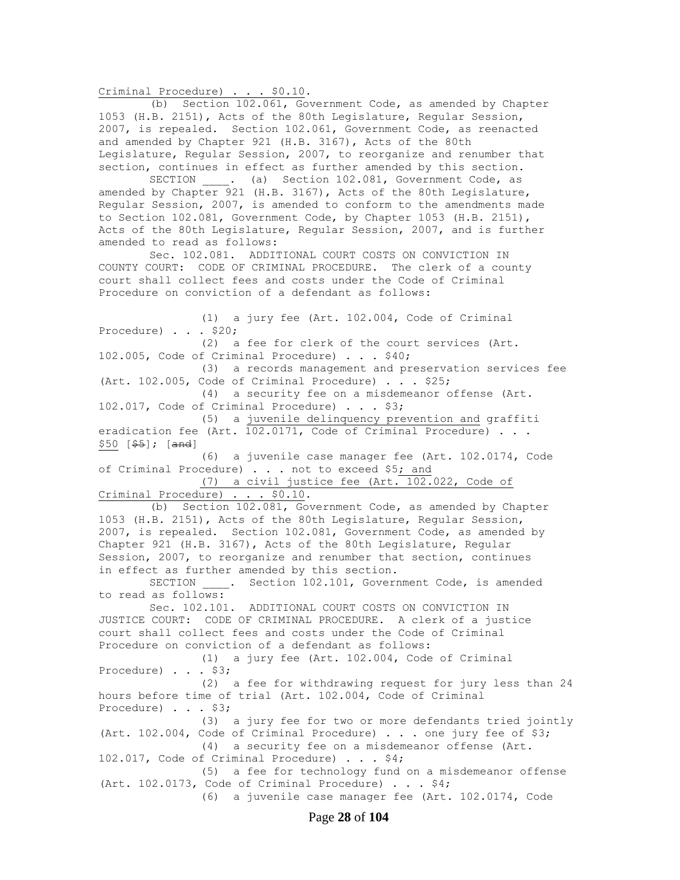Criminal Procedure) . . . $0.10.

(b) Section 102.061, Government Code, as amended by Chapter 1053 (H.B. 2151), Acts of the 80th Legislature, Regular Session, 2007, is repealed. Section 102.061, Government Code, as reenacted and amended by Chapter 921 (H.B. 3167), Acts of the 80th Legislature, Regular Session, 2007, to reorganize and renumber that section, continues in effect as further amended by this section.

SECTION ____. (a) Section 102.081, Government Code, as amended by Chapter 921 (H.B. 3167), Acts of the 80th Legislature, Regular Session, 2007, is amended to conform to the amendments made to Section 102.081, Government Code, by Chapter 1053 (H.B. 2151), Acts of the 80th Legislature, Regular Session, 2007, and is further amended to read as follows:

Sec. 102.081. ADDITIONAL COURT COSTS ON CONVICTION IN COUNTY COURT: CODE OF CRIMINAL PROCEDURE. The clerk of a county court shall collect fees and costs under the Code of Criminal Procedure on conviction of a defendant as follows:

(1) a jury fee (Art. 102.004, Code of Criminal Procedure) . . . $20;

(2) a fee for clerk of the court services (Art. 102.005, Code of Criminal Procedure) . . . $40;

(3) a records management and preservation services fee (Art. 102.005, Code of Criminal Procedure) . . . $25;

(4) a security fee on a misdemeanor offense (Art. 102.017, Code of Criminal Procedure) . . . $3;

(5) a juvenile delinquency prevention and graffiti eradication fee (Art. 102.0171, Code of Criminal Procedure) . . . $50 [~~$5~~]; [~~and~~]

(6) a juvenile case manager fee (Art. 102.0174, Code of Criminal Procedure) . . . not to exceed $5; and

(7) a civil justice fee (Art. 102.022, Code of Criminal Procedure) . . . $0.10.

(b) Section 102.081, Government Code, as amended by Chapter 1053 (H.B. 2151), Acts of the 80th Legislature, Regular Session, 2007, is repealed. Section 102.081, Government Code, as amended by Chapter 921 (H.B. 3167), Acts of the 80th Legislature, Regular Session, 2007, to reorganize and renumber that section, continues in effect as further amended by this section.

SECTION ____. Section 102.101, Government Code, is amended to read as follows:

Sec. 102.101. ADDITIONAL COURT COSTS ON CONVICTION IN JUSTICE COURT: CODE OF CRIMINAL PROCEDURE. A clerk of a justice court shall collect fees and costs under the Code of Criminal Procedure on conviction of a defendant as follows:

(1) a jury fee (Art. 102.004, Code of Criminal Procedure) . . . $3;

(2) a fee for withdrawing request for jury less than 24 hours before time of trial (Art. 102.004, Code of Criminal Procedure) . . . $3;

(3) a jury fee for two or more defendants tried jointly (Art. 102.004, Code of Criminal Procedure) . . . one jury fee of $3;

(4) a security fee on a misdemeanor offense (Art. 102.017, Code of Criminal Procedure) . . . $4;

(5) a fee for technology fund on a misdemeanor offense (Art. 102.0173, Code of Criminal Procedure) . . . $4;

(6) a juvenile case manager fee (Art. 102.0174, Code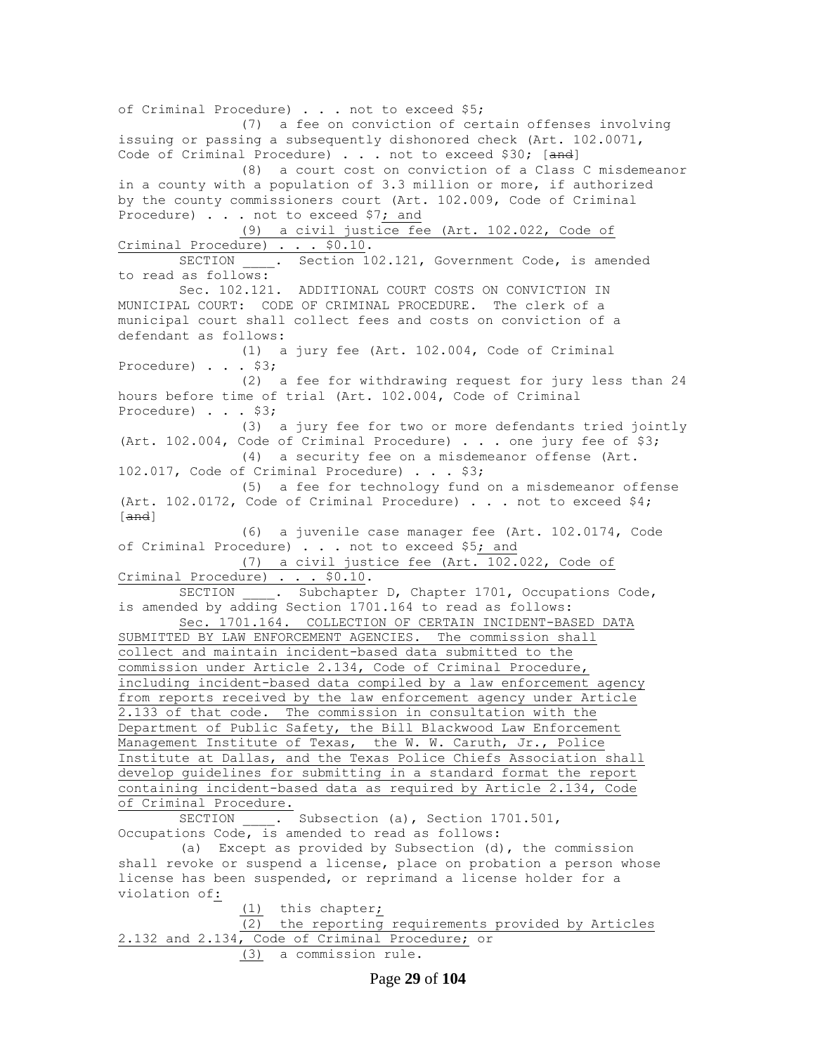of Criminal Procedure) . . . not to exceed $5;

(7) a fee on conviction of certain offenses involving issuing or passing a subsequently dishonored check (Art. 102.0071, Code of Criminal Procedure) . . . not to exceed $30; [~~and~~]

(8) a court cost on conviction of a Class C misdemeanor in a county with a population of 3.3 million or more, if authorized by the county commissioners court (Art. 102.009, Code of Criminal Procedure) . . . not to exceed $7; and

(9) a civil justice fee (Art. 102.022, Code of Criminal Procedure) . . . $0.10.

SECTION ____. Section 102.121, Government Code, is amended to read as follows:

Sec. 102.121. ADDITIONAL COURT COSTS ON CONVICTION IN MUNICIPAL COURT: CODE OF CRIMINAL PROCEDURE. The clerk of a municipal court shall collect fees and costs on conviction of a defendant as follows:

(1) a jury fee (Art. 102.004, Code of Criminal Procedure) . . . $3;

(2) a fee for withdrawing request for jury less than 24 hours before time of trial (Art. 102.004, Code of Criminal Procedure) . . . $3;

(3) a jury fee for two or more defendants tried jointly (Art. 102.004, Code of Criminal Procedure) . . . one jury fee of $3;

(4) a security fee on a misdemeanor offense (Art. 102.017, Code of Criminal Procedure) . . . $3;

(5) a fee for technology fund on a misdemeanor offense (Art. 102.0172, Code of Criminal Procedure) . . . not to exceed $4; [~~and~~]

(6) a juvenile case manager fee (Art. 102.0174, Code of Criminal Procedure) . . . not to exceed $5; and

(7) a civil justice fee (Art. 102.022, Code of Criminal Procedure) . . . $0.10.

SECTION ____. Subchapter D, Chapter 1701, Occupations Code, is amended by adding Section 1701.164 to read as follows:

Sec. 1701.164. COLLECTION OF CERTAIN INCIDENT-BASED DATA SUBMITTED BY LAW ENFORCEMENT AGENCIES. The commission shall collect and maintain incident-based data submitted to the commission under Article 2.134, Code of Criminal Procedure, including incident-based data compiled by a law enforcement agency from reports received by the law enforcement agency under Article 2.133 of that code. The commission in consultation with the Department of Public Safety, the Bill Blackwood Law Enforcement Management Institute of Texas, the W. W. Caruth, Jr., Police Institute at Dallas, and the Texas Police Chiefs Association shall develop guidelines for submitting in a standard format the report containing incident-based data as required by Article 2.134, Code of Criminal Procedure.

SECTION ____. Subsection (a), Section 1701.501, Occupations Code, is amended to read as follows:

(a) Except as provided by Subsection (d), the commission shall revoke or suspend a license, place on probation a person whose license has been suspended, or reprimand a license holder for a violation of:

(1) this chapter;

(2) the reporting requirements provided by Articles 2.132 and 2.134, Code of Criminal Procedure; or

(3) a commission rule.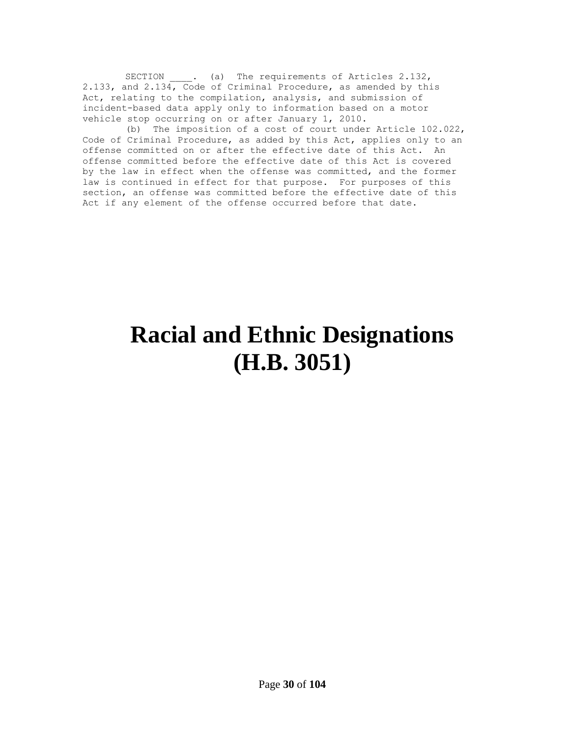SECTION ____. (a) The requirements of Articles 2.132, 2.133, and 2.134, Code of Criminal Procedure, as amended by this Act, relating to the compilation, analysis, and submission of incident-based data apply only to information based on a motor vehicle stop occurring on or after January 1, 2010.

(b) The imposition of a cost of court under Article 102.022, Code of Criminal Procedure, as added by this Act, applies only to an offense committed on or after the effective date of this Act. An offense committed before the effective date of this Act is covered by the law in effect when the offense was committed, and the former law is continued in effect for that purpose. For purposes of this section, an offense was committed before the effective date of this Act if any element of the offense occurred before that date.

# Racial and Ethnic Designations (H.B. 3051)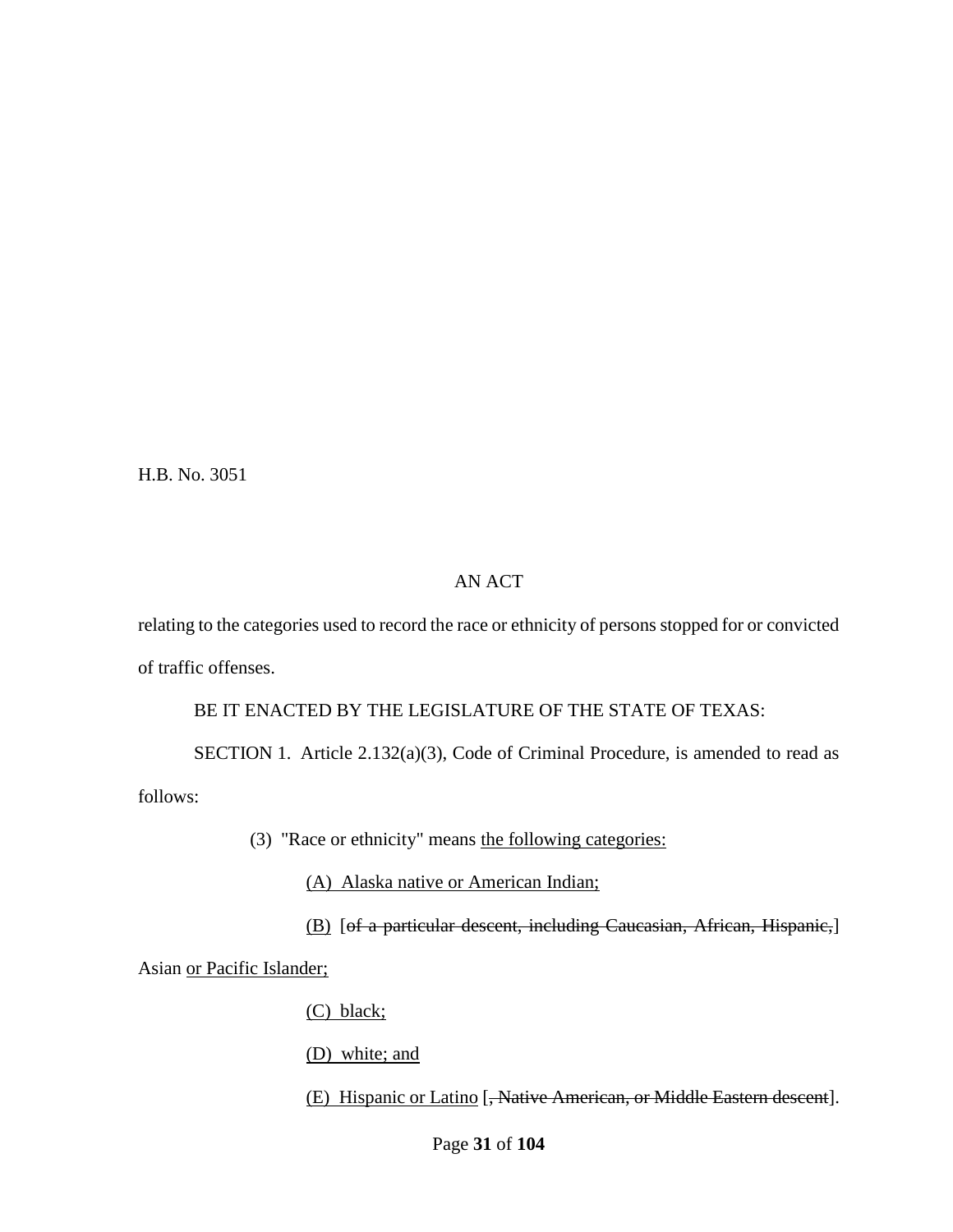H.B. No. 3051

AN ACT

relating to the categories used to record the race or ethnicity of persons stopped for or convicted of traffic offenses.

BE IT ENACTED BY THE LEGISLATURE OF THE STATE OF TEXAS:

SECTION 1. Article 2.132(a)(3), Code of Criminal Procedure, is amended to read as follows:

(3) "Race or ethnicity" means <u>the following categories:</u>

<u>(A) Alaska native or American Indian;</u>

<u>(B)</u> [~~of a particular descent, including Caucasian, African, Hispanic,~~] Asian <u>or Pacific Islander;</u>

<u>(C) black;</u>

<u>(D) white; and</u>

<u>(E) Hispanic or Latino</u> [~~, Native American, or Middle Eastern descent~~].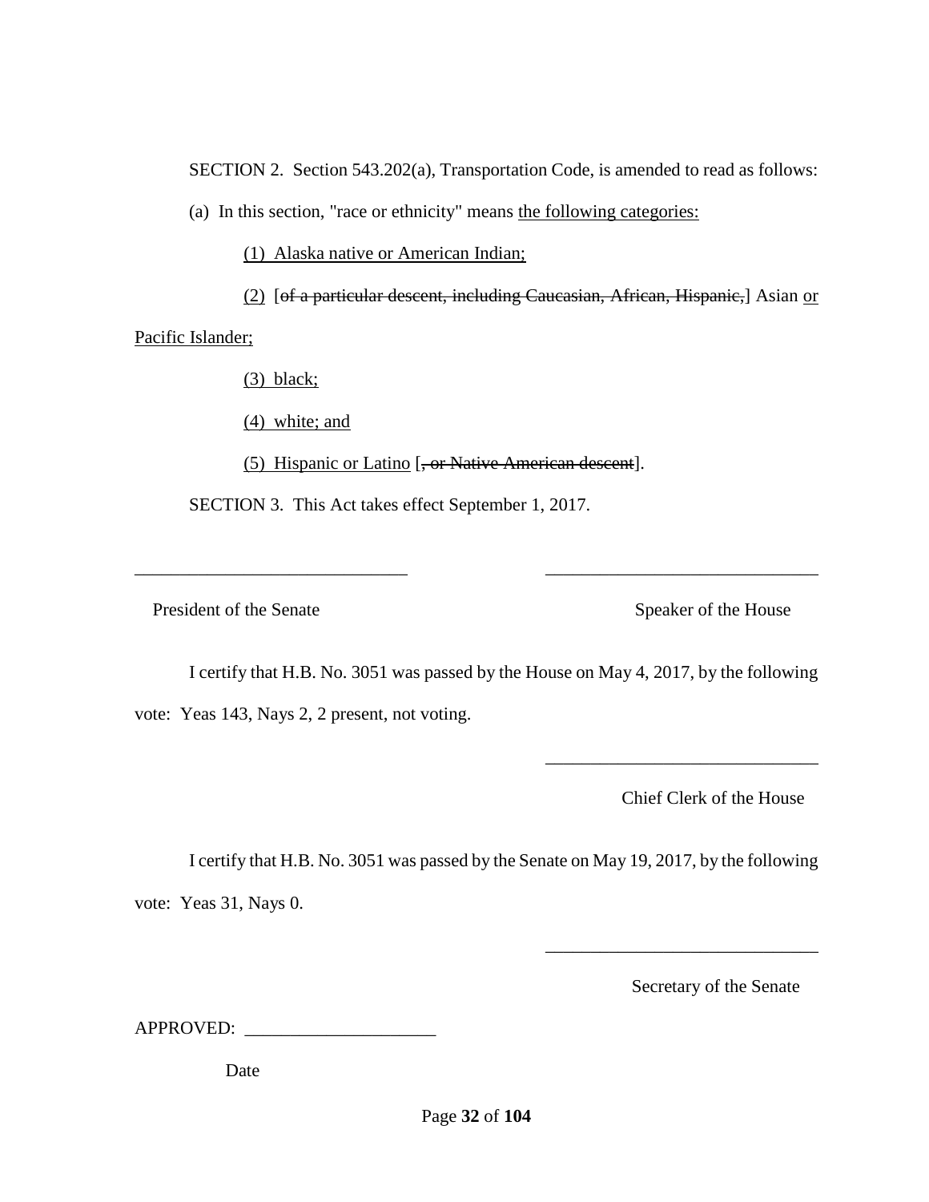SECTION 2. Section 543.202(a), Transportation Code, is amended to read as follows:

(a) In this section, "race or ethnicity" means <u>the following categories:</u>

<u>(1) Alaska native or American Indian;</u>

<u>(2)</u> [~~of a particular descent, including Caucasian, African, Hispanic,~~] Asian <u>or Pacific Islander;</u>

<u>(3) black;</u>

<u>(4) white; and</u>

<u>(5) Hispanic or Latino</u> [~~, or Native American descent~~].

SECTION 3. This Act takes effect September 1, 2017.

______________________________ ______________________________

President of the Senate Speaker of the House

I certify that H.B. No. 3051 was passed by the House on May 4, 2017, by the following vote: Yeas 143, Nays 2, 2 present, not voting.

______________________________

Chief Clerk of the House

I certify that H.B. No. 3051 was passed by the Senate on May 19, 2017, by the following vote: Yeas 31, Nays 0.

______________________________

Secretary of the Senate

APPROVED: _____________________

Date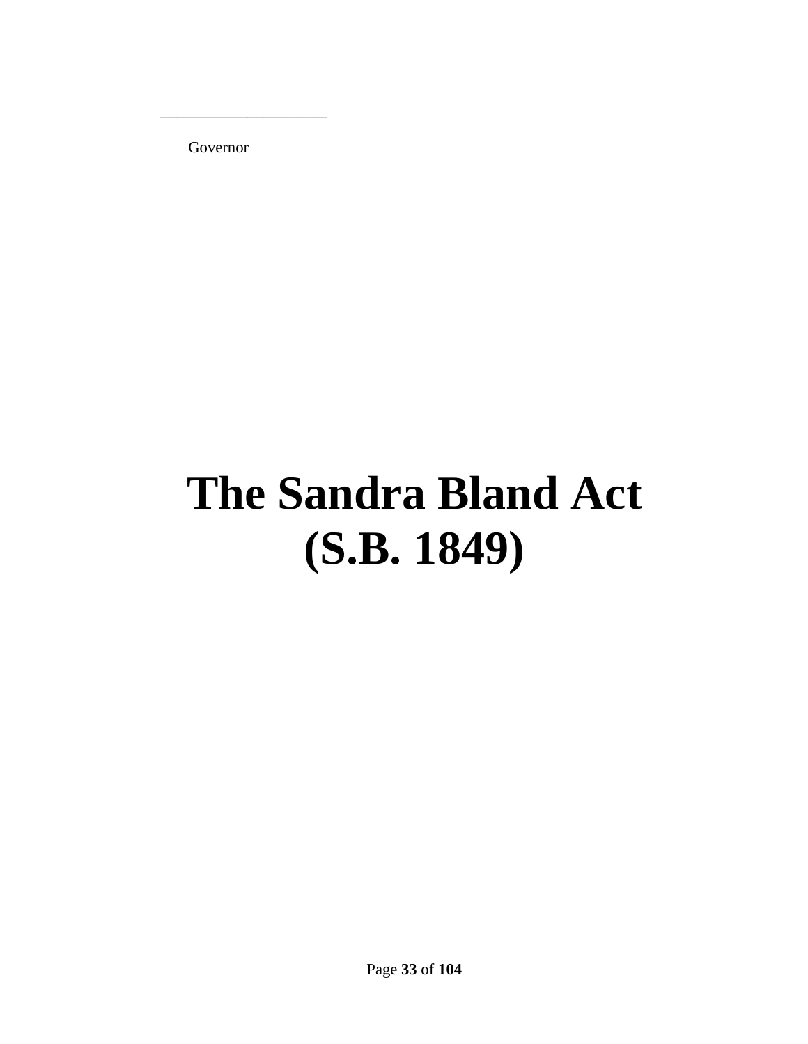______________________

Governor

# The Sandra Bland Act (S.B. 1849)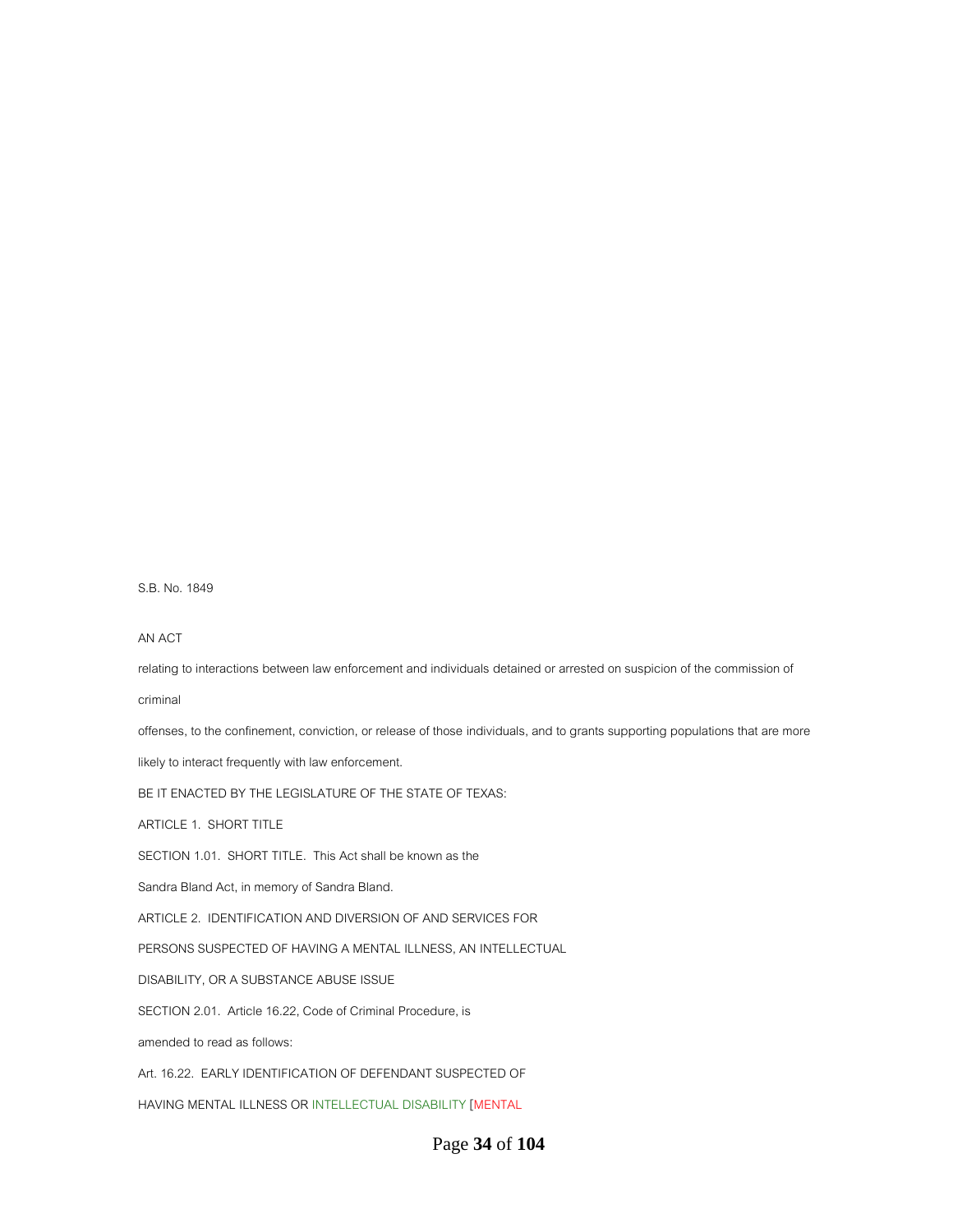S.B. No. 1849

AN ACT

relating to interactions between law enforcement and individuals detained or arrested on suspicion of the commission of criminal

offenses, to the confinement, conviction, or release of those individuals, and to grants supporting populations that are more likely to interact frequently with law enforcement.

BE IT ENACTED BY THE LEGISLATURE OF THE STATE OF TEXAS:

ARTICLE 1. SHORT TITLE

SECTION 1.01. SHORT TITLE. This Act shall be known as the Sandra Bland Act, in memory of Sandra Bland.

ARTICLE 2. IDENTIFICATION AND DIVERSION OF AND SERVICES FOR PERSONS SUSPECTED OF HAVING A MENTAL ILLNESS, AN INTELLECTUAL DISABILITY, OR A SUBSTANCE ABUSE ISSUE

SECTION 2.01. Article 16.22, Code of Criminal Procedure, is amended to read as follows:

Art. 16.22. EARLY IDENTIFICATION OF DEFENDANT SUSPECTED OF HAVING MENTAL ILLNESS OR INTELLECTUAL DISABILITY [MENTAL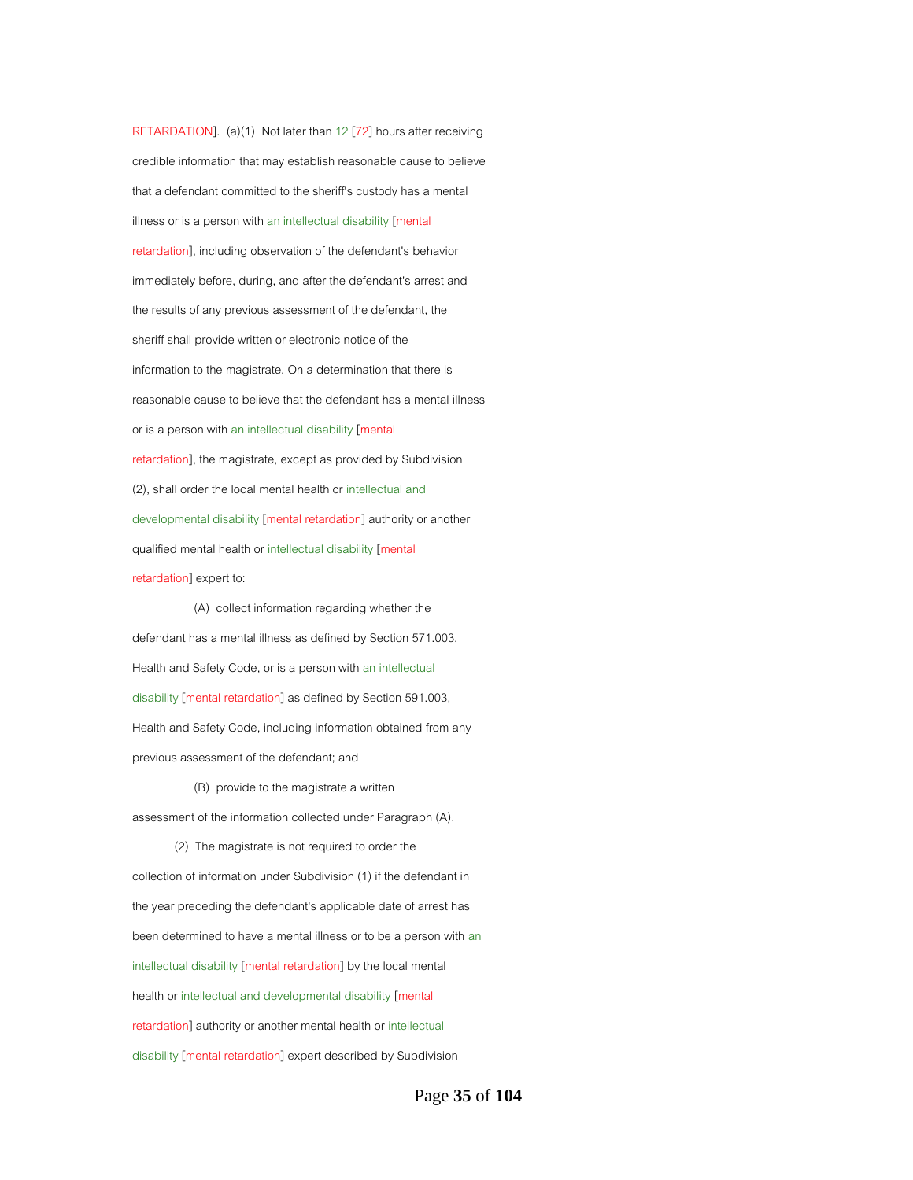RETARDATION]. (a)(1) Not later than 12 [72] hours after receiving credible information that may establish reasonable cause to believe that a defendant committed to the sheriff's custody has a mental illness or is a person with an intellectual disability [mental retardation], including observation of the defendant's behavior immediately before, during, and after the defendant's arrest and the results of any previous assessment of the defendant, the sheriff shall provide written or electronic notice of the information to the magistrate. On a determination that there is reasonable cause to believe that the defendant has a mental illness or is a person with an intellectual disability [mental retardation], the magistrate, except as provided by Subdivision (2), shall order the local mental health or intellectual and developmental disability [mental retardation] authority or another qualified mental health or intellectual disability [mental retardation] expert to:

(A) collect information regarding whether the defendant has a mental illness as defined by Section 571.003, Health and Safety Code, or is a person with an intellectual disability [mental retardation] as defined by Section 591.003, Health and Safety Code, including information obtained from any previous assessment of the defendant; and

(B) provide to the magistrate a written assessment of the information collected under Paragraph (A).

(2) The magistrate is not required to order the collection of information under Subdivision (1) if the defendant in the year preceding the defendant's applicable date of arrest has been determined to have a mental illness or to be a person with an intellectual disability [mental retardation] by the local mental health or intellectual and developmental disability [mental retardation] authority or another mental health or intellectual disability [mental retardation] expert described by Subdivision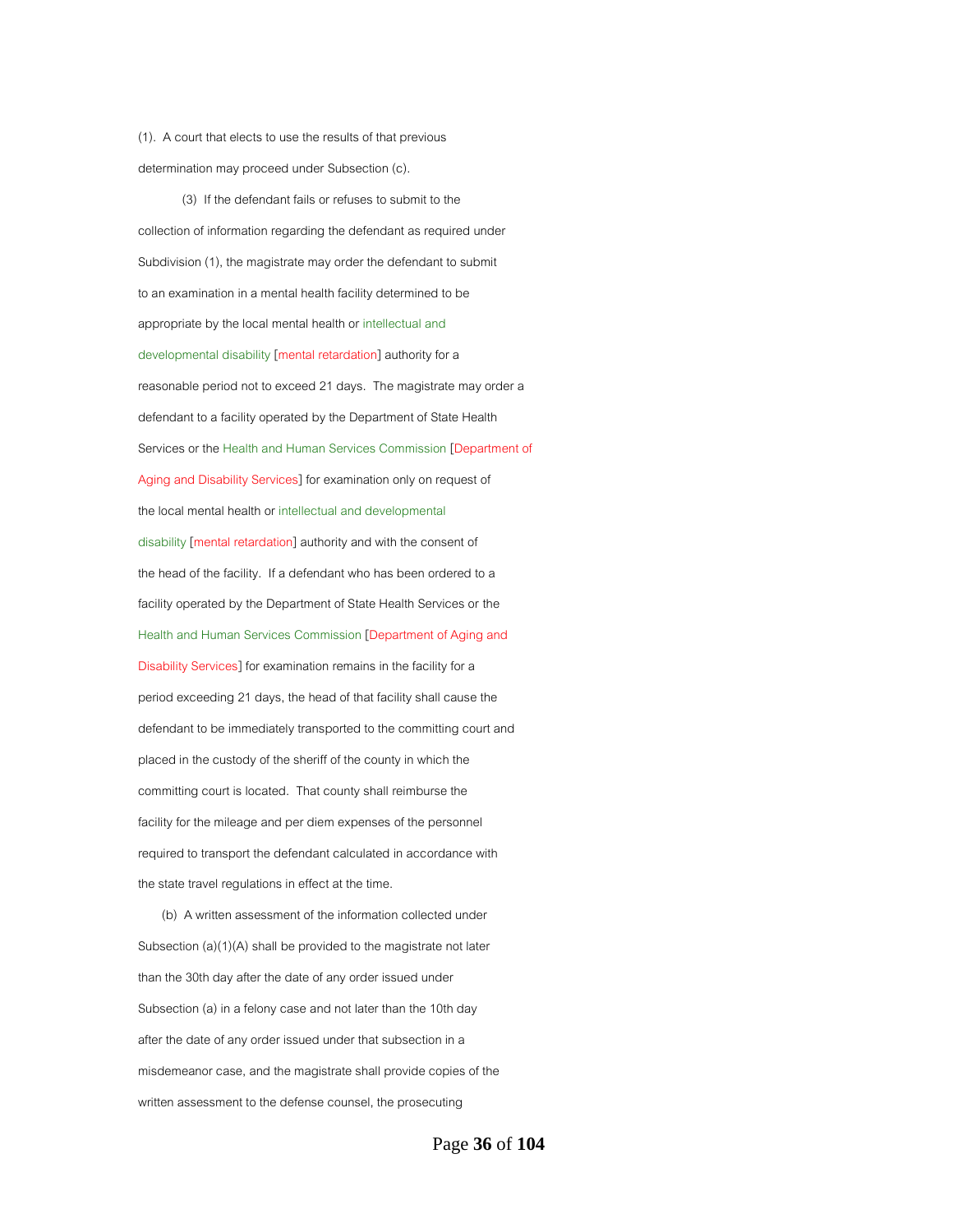(1). A court that elects to use the results of that previous determination may proceed under Subsection (c).

(3) If the defendant fails or refuses to submit to the collection of information regarding the defendant as required under Subdivision (1), the magistrate may order the defendant to submit to an examination in a mental health facility determined to be appropriate by the local mental health or intellectual and developmental disability [mental retardation] authority for a reasonable period not to exceed 21 days. The magistrate may order a defendant to a facility operated by the Department of State Health Services or the Health and Human Services Commission [Department of Aging and Disability Services] for examination only on request of the local mental health or intellectual and developmental disability [mental retardation] authority and with the consent of the head of the facility. If a defendant who has been ordered to a facility operated by the Department of State Health Services or the Health and Human Services Commission [Department of Aging and Disability Services] for examination remains in the facility for a period exceeding 21 days, the head of that facility shall cause the defendant to be immediately transported to the committing court and placed in the custody of the sheriff of the county in which the committing court is located. That county shall reimburse the facility for the mileage and per diem expenses of the personnel required to transport the defendant calculated in accordance with the state travel regulations in effect at the time.

(b) A written assessment of the information collected under Subsection (a)(1)(A) shall be provided to the magistrate not later than the 30th day after the date of any order issued under Subsection (a) in a felony case and not later than the 10th day after the date of any order issued under that subsection in a misdemeanor case, and the magistrate shall provide copies of the written assessment to the defense counsel, the prosecuting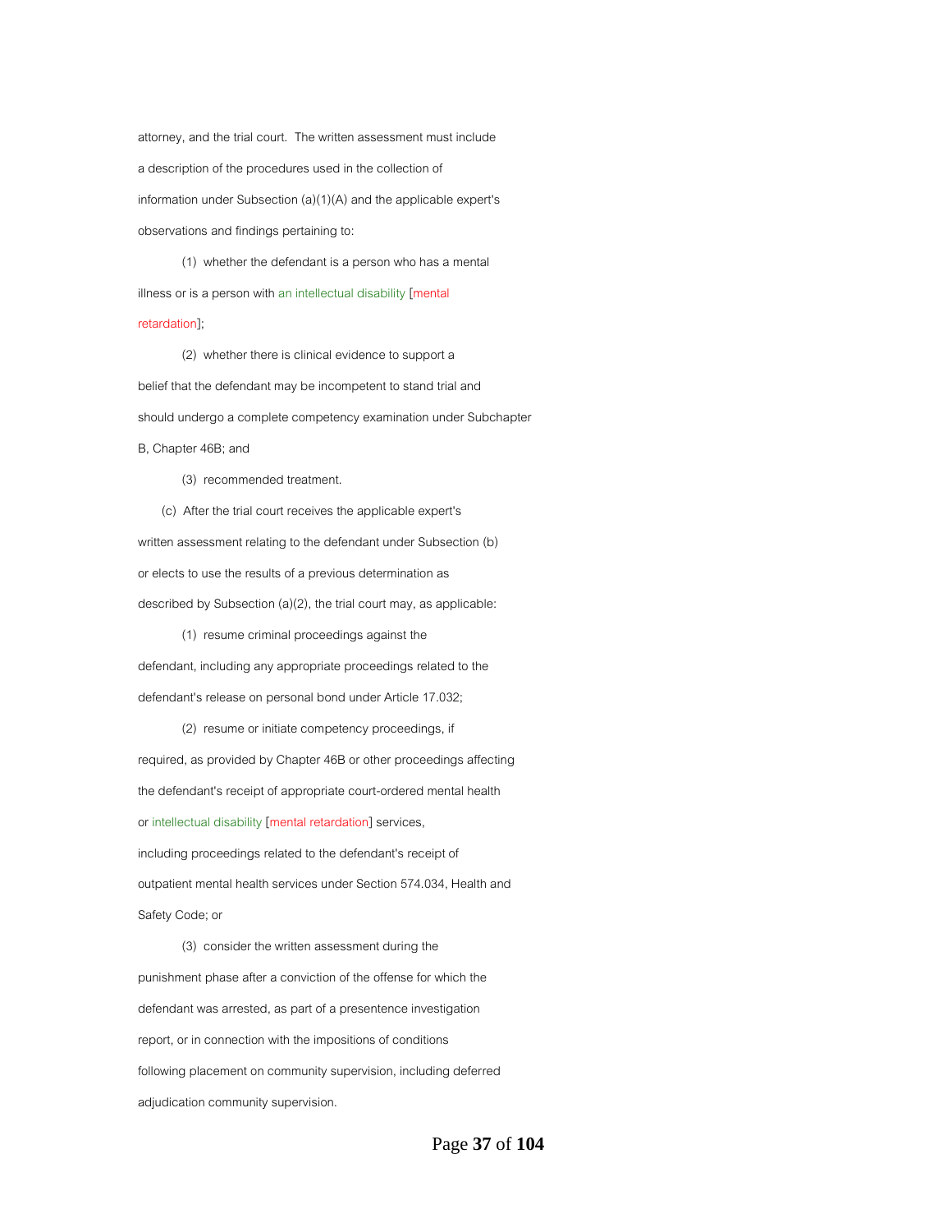attorney, and the trial court. The written assessment must include a description of the procedures used in the collection of information under Subsection (a)(1)(A) and the applicable expert's observations and findings pertaining to:

(1) whether the defendant is a person who has a mental illness or is a person with an intellectual disability [mental retardation];

(2) whether there is clinical evidence to support a belief that the defendant may be incompetent to stand trial and should undergo a complete competency examination under Subchapter B, Chapter 46B; and

(3) recommended treatment.

(c) After the trial court receives the applicable expert's written assessment relating to the defendant under Subsection (b) or elects to use the results of a previous determination as described by Subsection (a)(2), the trial court may, as applicable:

(1) resume criminal proceedings against the defendant, including any appropriate proceedings related to the defendant's release on personal bond under Article 17.032;

(2) resume or initiate competency proceedings, if required, as provided by Chapter 46B or other proceedings affecting the defendant's receipt of appropriate court-ordered mental health or intellectual disability [mental retardation] services, including proceedings related to the defendant's receipt of outpatient mental health services under Section 574.034, Health and Safety Code; or

(3) consider the written assessment during the punishment phase after a conviction of the offense for which the defendant was arrested, as part of a presentence investigation report, or in connection with the impositions of conditions following placement on community supervision, including deferred adjudication community supervision.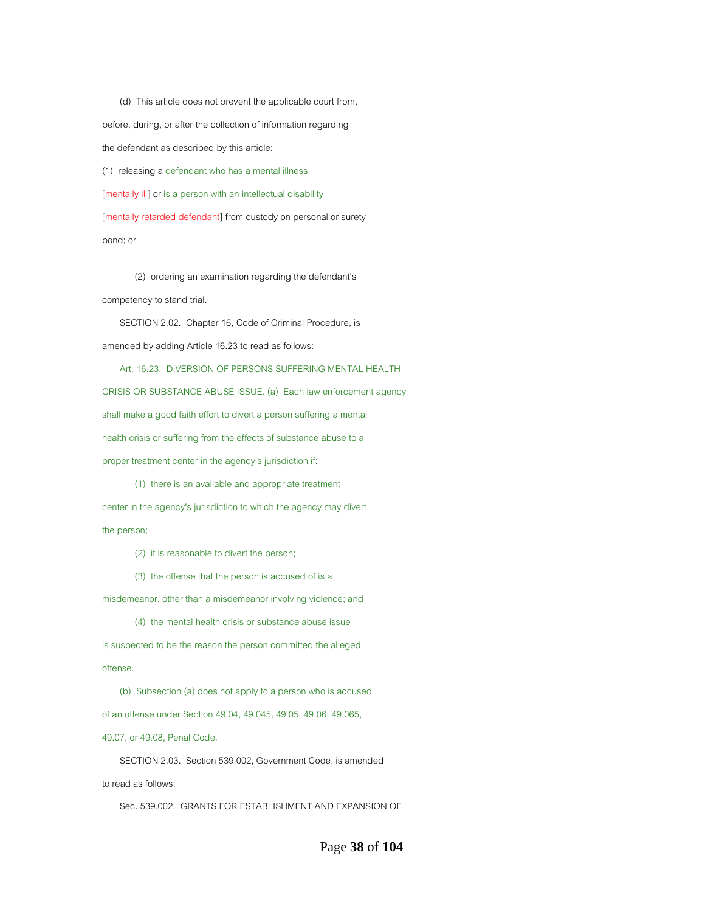(d) This article does not prevent the applicable court from, before, during, or after the collection of information regarding the defendant as described by this article:

(1) releasing a defendant who has a mental illness [mentally ill] or is a person with an intellectual disability [mentally retarded defendant] from custody on personal or surety bond; or

(2) ordering an examination regarding the defendant's competency to stand trial.

SECTION 2.02. Chapter 16, Code of Criminal Procedure, is amended by adding Article 16.23 to read as follows:

Art. 16.23. DIVERSION OF PERSONS SUFFERING MENTAL HEALTH CRISIS OR SUBSTANCE ABUSE ISSUE. (a) Each law enforcement agency shall make a good faith effort to divert a person suffering a mental health crisis or suffering from the effects of substance abuse to a proper treatment center in the agency's jurisdiction if:

(1) there is an available and appropriate treatment center in the agency's jurisdiction to which the agency may divert the person;

(2) it is reasonable to divert the person;

(3) the offense that the person is accused of is a misdemeanor, other than a misdemeanor involving violence; and

(4) the mental health crisis or substance abuse issue is suspected to be the reason the person committed the alleged offense.

(b) Subsection (a) does not apply to a person who is accused of an offense under Section 49.04, 49.045, 49.05, 49.06, 49.065, 49.07, or 49.08, Penal Code.

SECTION 2.03. Section 539.002, Government Code, is amended to read as follows:

Sec. 539.002. GRANTS FOR ESTABLISHMENT AND EXPANSION OF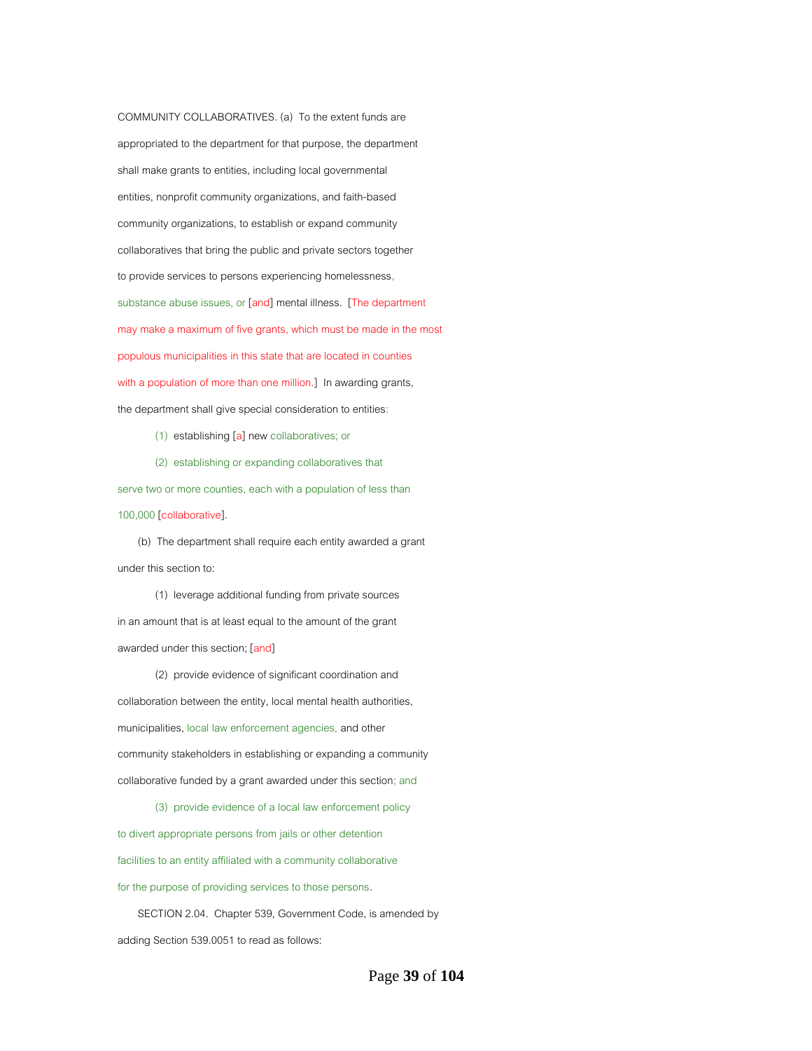COMMUNITY COLLABORATIVES. (a) To the extent funds are appropriated to the department for that purpose, the department shall make grants to entities, including local governmental entities, nonprofit community organizations, and faith-based community organizations, to establish or expand community collaboratives that bring the public and private sectors together to provide services to persons experiencing homelessness, substance abuse issues, or [and] mental illness. [The department may make a maximum of five grants, which must be made in the most populous municipalities in this state that are located in counties with a population of more than one million.] In awarding grants, the department shall give special consideration to entities:

(1) establishing [a] new collaboratives; or

(2) establishing or expanding collaboratives that serve two or more counties, each with a population of less than 100,000 [collaborative].

(b) The department shall require each entity awarded a grant under this section to:

(1) leverage additional funding from private sources in an amount that is at least equal to the amount of the grant awarded under this section; [and]

(2) provide evidence of significant coordination and collaboration between the entity, local mental health authorities, municipalities, local law enforcement agencies, and other community stakeholders in establishing or expanding a community collaborative funded by a grant awarded under this section; and

(3) provide evidence of a local law enforcement policy to divert appropriate persons from jails or other detention facilities to an entity affiliated with a community collaborative for the purpose of providing services to those persons.

SECTION 2.04. Chapter 539, Government Code, is amended by adding Section 539.0051 to read as follows: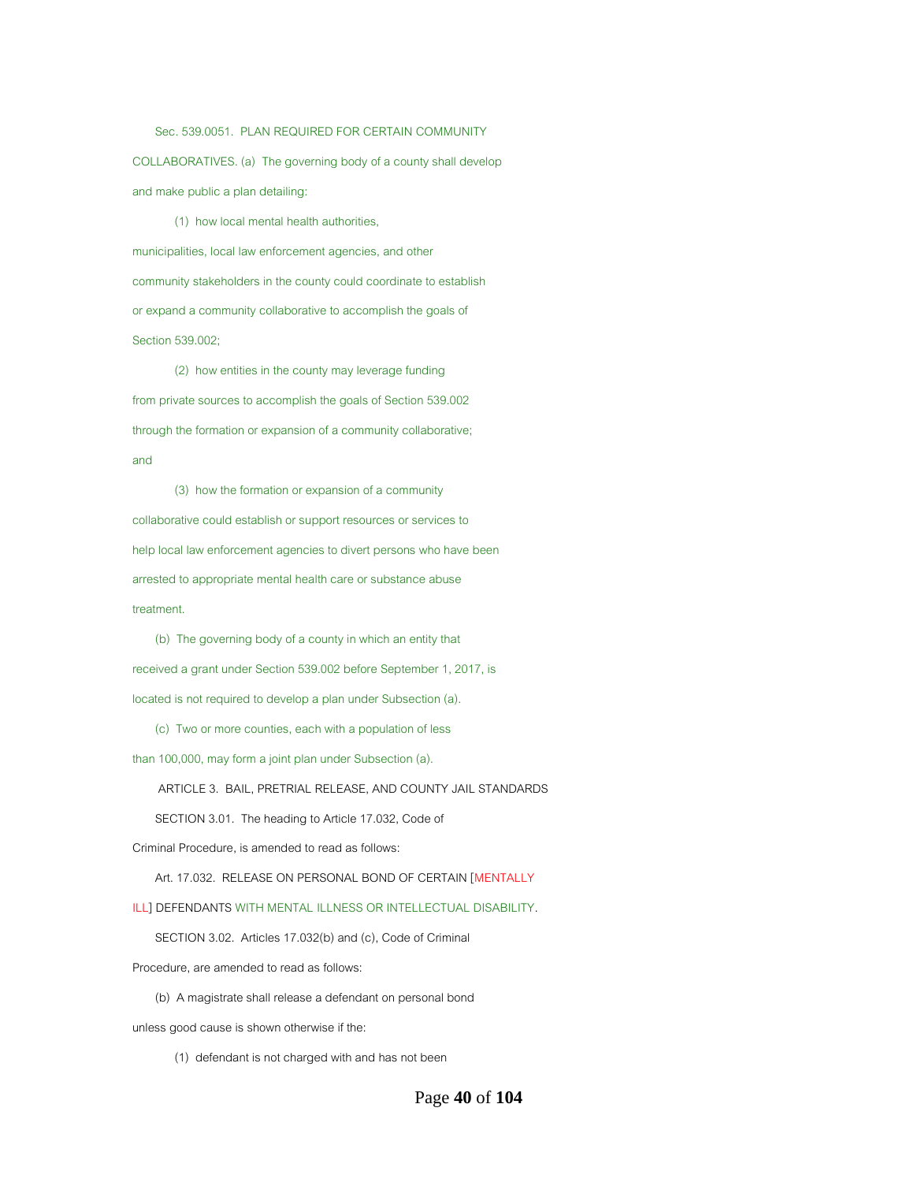Sec. 539.0051. PLAN REQUIRED FOR CERTAIN COMMUNITY COLLABORATIVES. (a) The governing body of a county shall develop and make public a plan detailing:

(1) how local mental health authorities, municipalities, local law enforcement agencies, and other community stakeholders in the county could coordinate to establish or expand a community collaborative to accomplish the goals of Section 539.002;

(2) how entities in the county may leverage funding from private sources to accomplish the goals of Section 539.002 through the formation or expansion of a community collaborative; and

(3) how the formation or expansion of a community collaborative could establish or support resources or services to help local law enforcement agencies to divert persons who have been arrested to appropriate mental health care or substance abuse treatment.

(b) The governing body of a county in which an entity that received a grant under Section 539.002 before September 1, 2017, is located is not required to develop a plan under Subsection (a).

(c) Two or more counties, each with a population of less than 100,000, may form a joint plan under Subsection (a).

ARTICLE 3. BAIL, PRETRIAL RELEASE, AND COUNTY JAIL STANDARDS

SECTION 3.01. The heading to Article 17.032, Code of Criminal Procedure, is amended to read as follows:

Art. 17.032. RELEASE ON PERSONAL BOND OF CERTAIN [MENTALLY ILL] DEFENDANTS WITH MENTAL ILLNESS OR INTELLECTUAL DISABILITY.

SECTION 3.02. Articles 17.032(b) and (c), Code of Criminal Procedure, are amended to read as follows:

(b) A magistrate shall release a defendant on personal bond unless good cause is shown otherwise if the:

(1) defendant is not charged with and has not been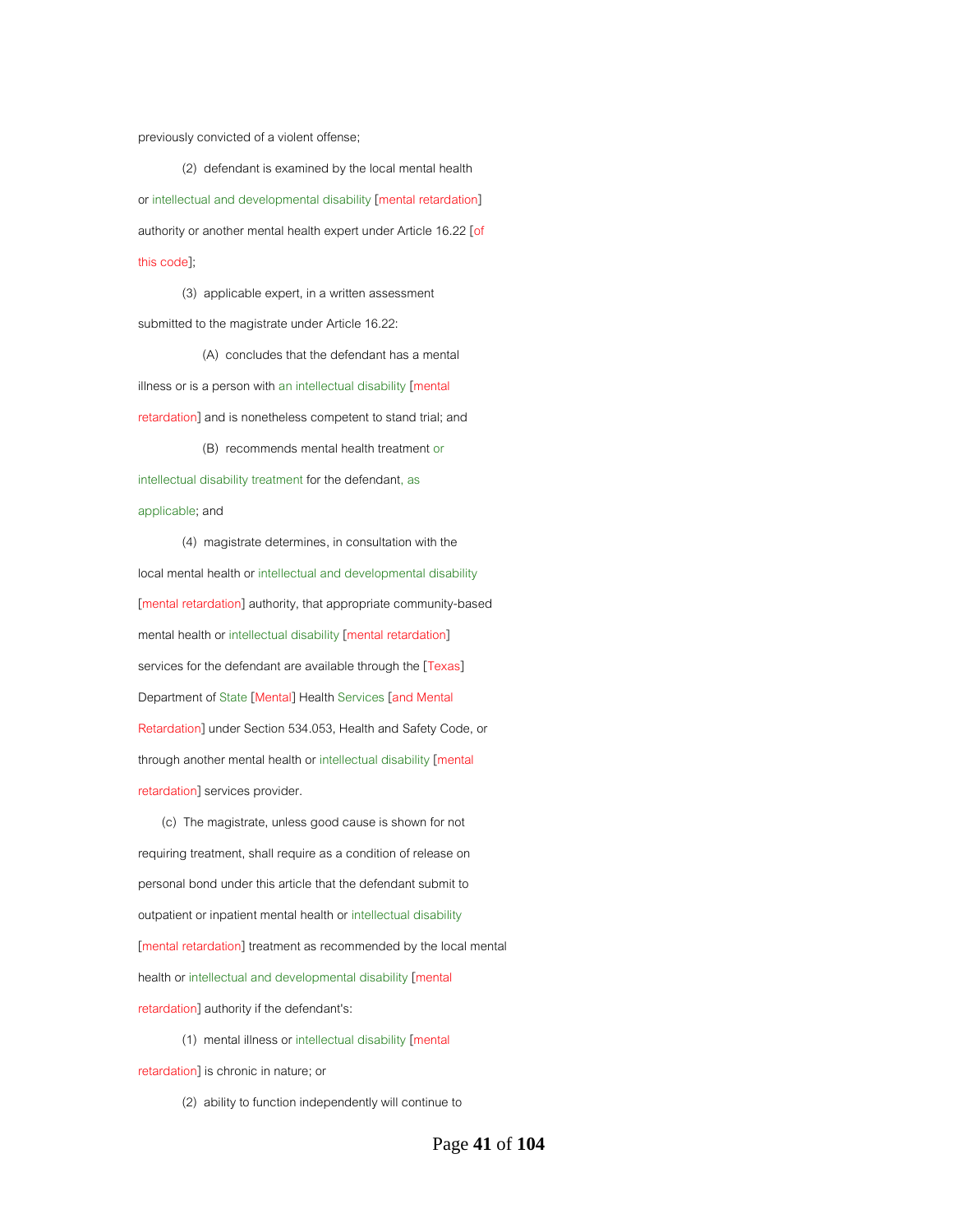previously convicted of a violent offense;

(2) defendant is examined by the local mental health or intellectual and developmental disability [mental retardation] authority or another mental health expert under Article 16.22 [of this code];

(3) applicable expert, in a written assessment submitted to the magistrate under Article 16.22:

(A) concludes that the defendant has a mental illness or is a person with an intellectual disability [mental retardation] and is nonetheless competent to stand trial; and

(B) recommends mental health treatment or intellectual disability treatment for the defendant, as applicable; and

(4) magistrate determines, in consultation with the local mental health or intellectual and developmental disability [mental retardation] authority, that appropriate community-based mental health or intellectual disability [mental retardation] services for the defendant are available through the [Texas] Department of State [Mental] Health Services [and Mental Retardation] under Section 534.053, Health and Safety Code, or through another mental health or intellectual disability [mental retardation] services provider.

(c) The magistrate, unless good cause is shown for not requiring treatment, shall require as a condition of release on personal bond under this article that the defendant submit to outpatient or inpatient mental health or intellectual disability [mental retardation] treatment as recommended by the local mental health or intellectual and developmental disability [mental retardation] authority if the defendant's:

(1) mental illness or intellectual disability [mental retardation] is chronic in nature; or

(2) ability to function independently will continue to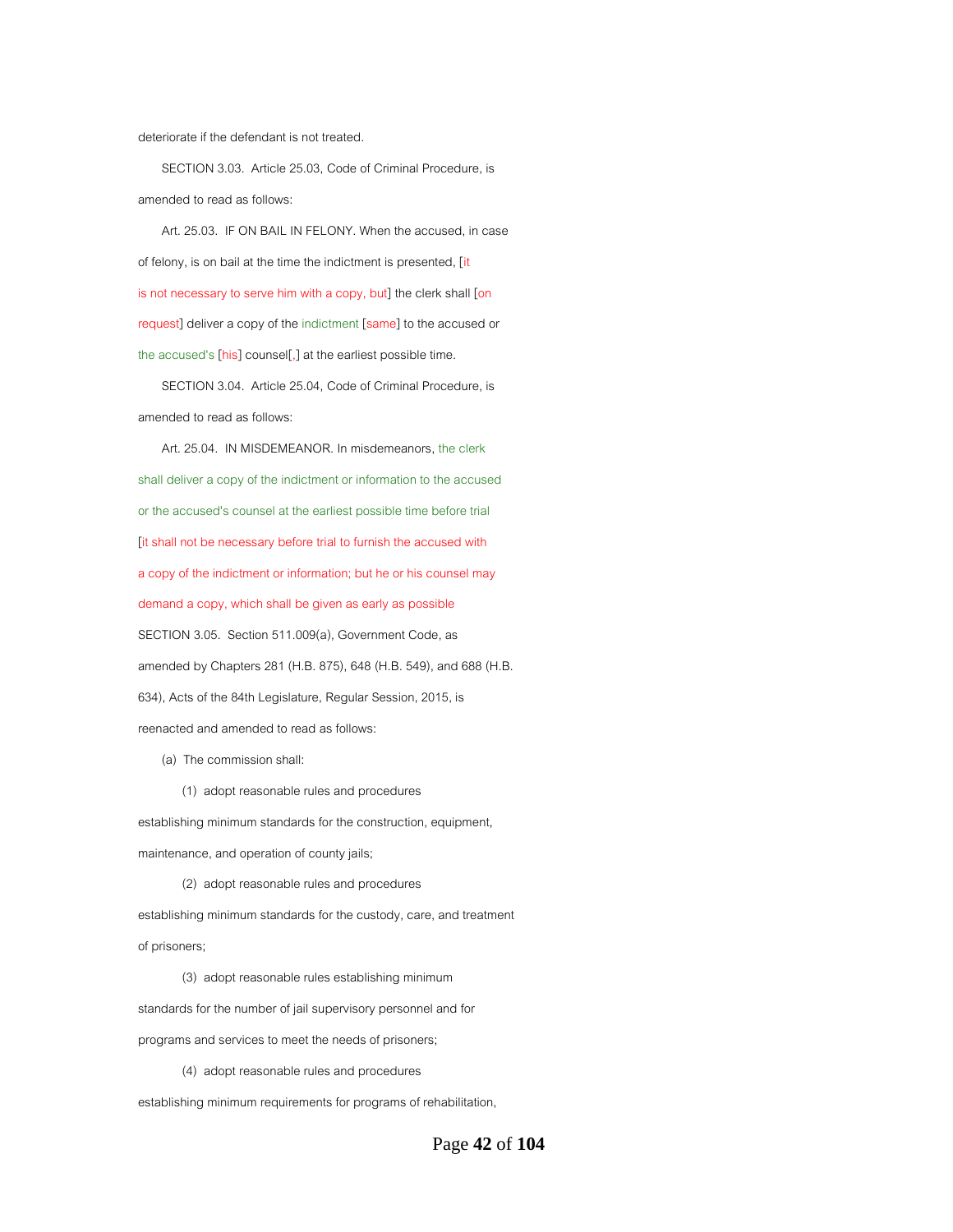deteriorate if the defendant is not treated.

SECTION 3.03. Article 25.03, Code of Criminal Procedure, is amended to read as follows:

Art. 25.03. IF ON BAIL IN FELONY. When the accused, in case of felony, is on bail at the time the indictment is presented, [it is not necessary to serve him with a copy, but] the clerk shall [on request] deliver a copy of the indictment [same] to the accused or the accused's [his] counsel[,] at the earliest possible time.

SECTION 3.04. Article 25.04, Code of Criminal Procedure, is amended to read as follows:

Art. 25.04. IN MISDEMEANOR. In misdemeanors, the clerk shall deliver a copy of the indictment or information to the accused or the accused's counsel at the earliest possible time before trial [it shall not be necessary before trial to furnish the accused with a copy of the indictment or information; but he or his counsel may demand a copy, which shall be given as early as possible

SECTION 3.05. Section 511.009(a), Government Code, as amended by Chapters 281 (H.B. 875), 648 (H.B. 549), and 688 (H.B. 634), Acts of the 84th Legislature, Regular Session, 2015, is reenacted and amended to read as follows:

(a) The commission shall:

(1) adopt reasonable rules and procedures establishing minimum standards for the construction, equipment, maintenance, and operation of county jails;

(2) adopt reasonable rules and procedures establishing minimum standards for the custody, care, and treatment of prisoners;

(3) adopt reasonable rules establishing minimum standards for the number of jail supervisory personnel and for programs and services to meet the needs of prisoners;

(4) adopt reasonable rules and procedures establishing minimum requirements for programs of rehabilitation,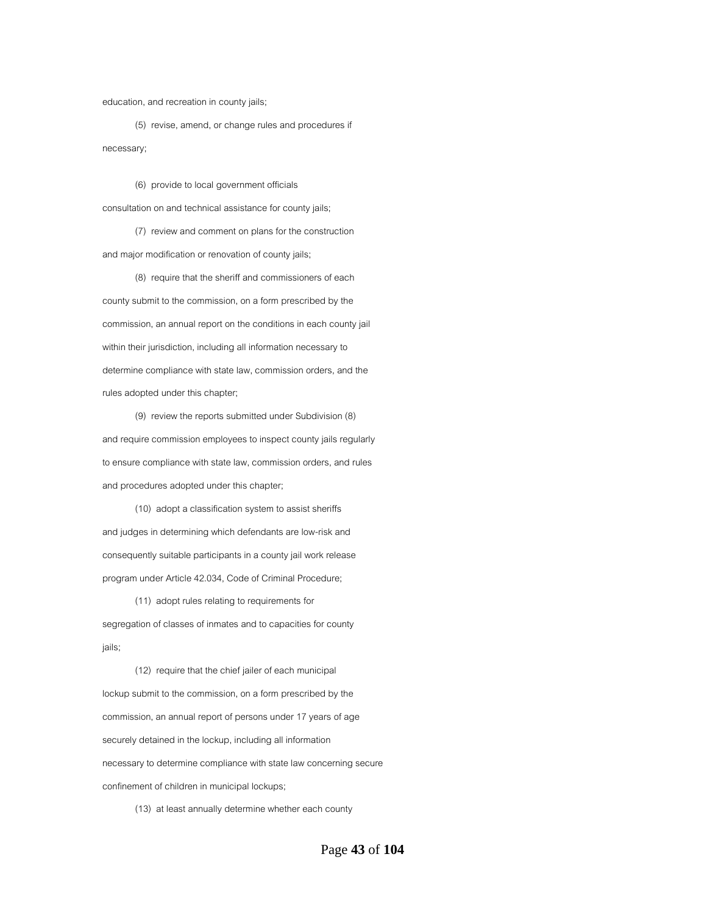education, and recreation in county jails;

(5) revise, amend, or change rules and procedures if necessary;

(6) provide to local government officials consultation on and technical assistance for county jails;

(7) review and comment on plans for the construction and major modification or renovation of county jails;

(8) require that the sheriff and commissioners of each county submit to the commission, on a form prescribed by the commission, an annual report on the conditions in each county jail within their jurisdiction, including all information necessary to determine compliance with state law, commission orders, and the rules adopted under this chapter;

(9) review the reports submitted under Subdivision (8) and require commission employees to inspect county jails regularly to ensure compliance with state law, commission orders, and rules and procedures adopted under this chapter;

(10) adopt a classification system to assist sheriffs and judges in determining which defendants are low-risk and consequently suitable participants in a county jail work release program under Article 42.034, Code of Criminal Procedure;

(11) adopt rules relating to requirements for segregation of classes of inmates and to capacities for county jails;

(12) require that the chief jailer of each municipal lockup submit to the commission, on a form prescribed by the commission, an annual report of persons under 17 years of age securely detained in the lockup, including all information necessary to determine compliance with state law concerning secure confinement of children in municipal lockups;

(13) at least annually determine whether each county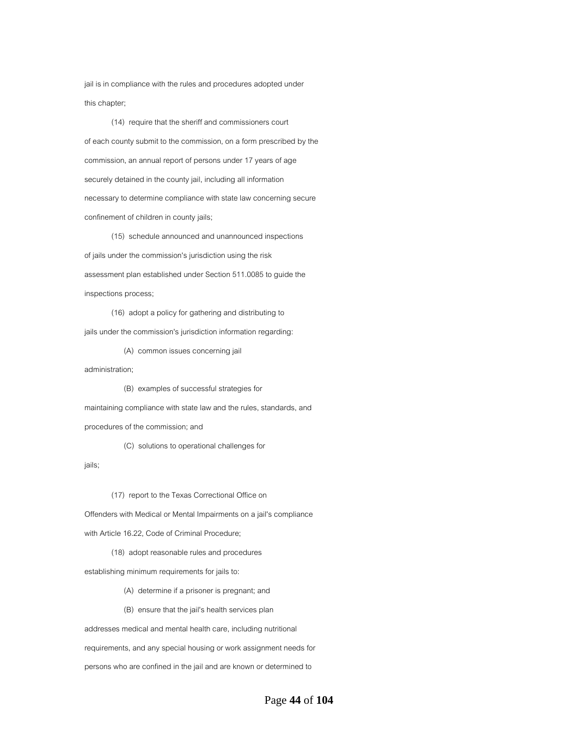jail is in compliance with the rules and procedures adopted under this chapter;

(14) require that the sheriff and commissioners court of each county submit to the commission, on a form prescribed by the commission, an annual report of persons under 17 years of age securely detained in the county jail, including all information necessary to determine compliance with state law concerning secure confinement of children in county jails;

(15) schedule announced and unannounced inspections of jails under the commission's jurisdiction using the risk assessment plan established under Section 511.0085 to guide the inspections process;

(16) adopt a policy for gathering and distributing to jails under the commission's jurisdiction information regarding:

(A) common issues concerning jail administration;

(B) examples of successful strategies for maintaining compliance with state law and the rules, standards, and procedures of the commission; and

(C) solutions to operational challenges for jails;

(17) report to the Texas Correctional Office on Offenders with Medical or Mental Impairments on a jail's compliance with Article 16.22, Code of Criminal Procedure;

(18) adopt reasonable rules and procedures establishing minimum requirements for jails to:

(A) determine if a prisoner is pregnant; and

(B) ensure that the jail's health services plan addresses medical and mental health care, including nutritional requirements, and any special housing or work assignment needs for persons who are confined in the jail and are known or determined to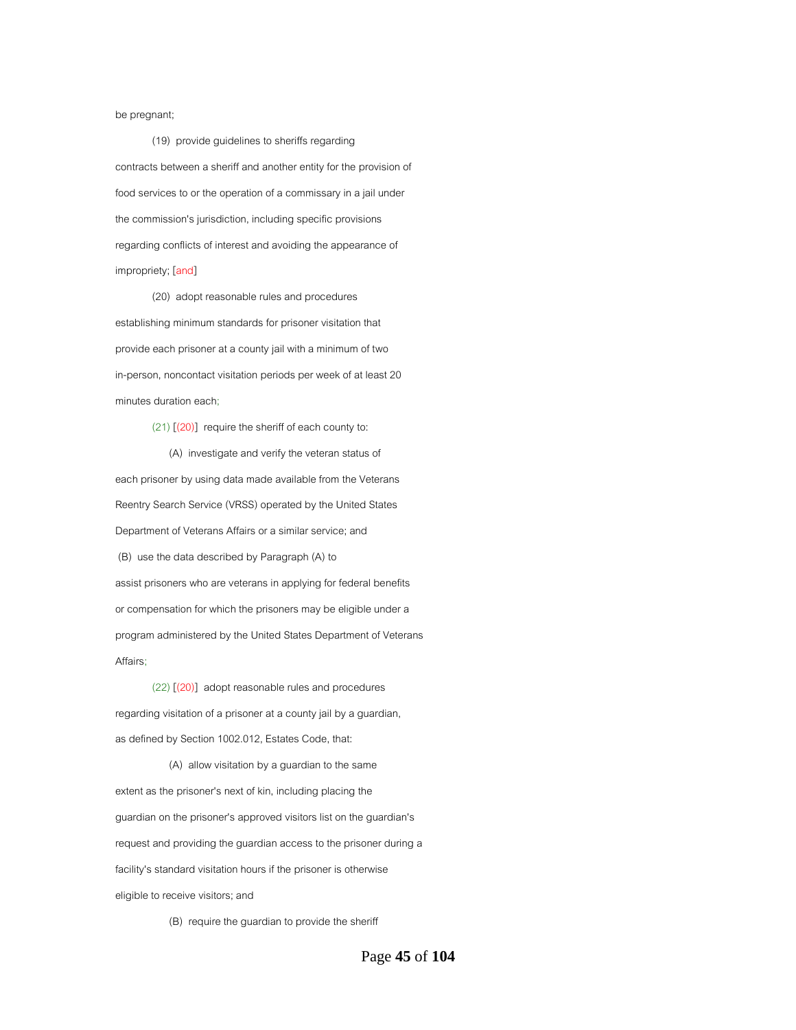be pregnant;

(19) provide guidelines to sheriffs regarding contracts between a sheriff and another entity for the provision of food services to or the operation of a commissary in a jail under the commission's jurisdiction, including specific provisions regarding conflicts of interest and avoiding the appearance of impropriety; [and]

(20) adopt reasonable rules and procedures establishing minimum standards for prisoner visitation that provide each prisoner at a county jail with a minimum of two in-person, noncontact visitation periods per week of at least 20 minutes duration each;

(21) [(20)] require the sheriff of each county to:

(A) investigate and verify the veteran status of each prisoner by using data made available from the Veterans Reentry Search Service (VRSS) operated by the United States Department of Veterans Affairs or a similar service; and

(B) use the data described by Paragraph (A) to assist prisoners who are veterans in applying for federal benefits or compensation for which the prisoners may be eligible under a program administered by the United States Department of Veterans Affairs;

(22) [(20)] adopt reasonable rules and procedures regarding visitation of a prisoner at a county jail by a guardian, as defined by Section 1002.012, Estates Code, that:

(A) allow visitation by a guardian to the same extent as the prisoner's next of kin, including placing the guardian on the prisoner's approved visitors list on the guardian's request and providing the guardian access to the prisoner during a facility's standard visitation hours if the prisoner is otherwise eligible to receive visitors; and

(B) require the guardian to provide the sheriff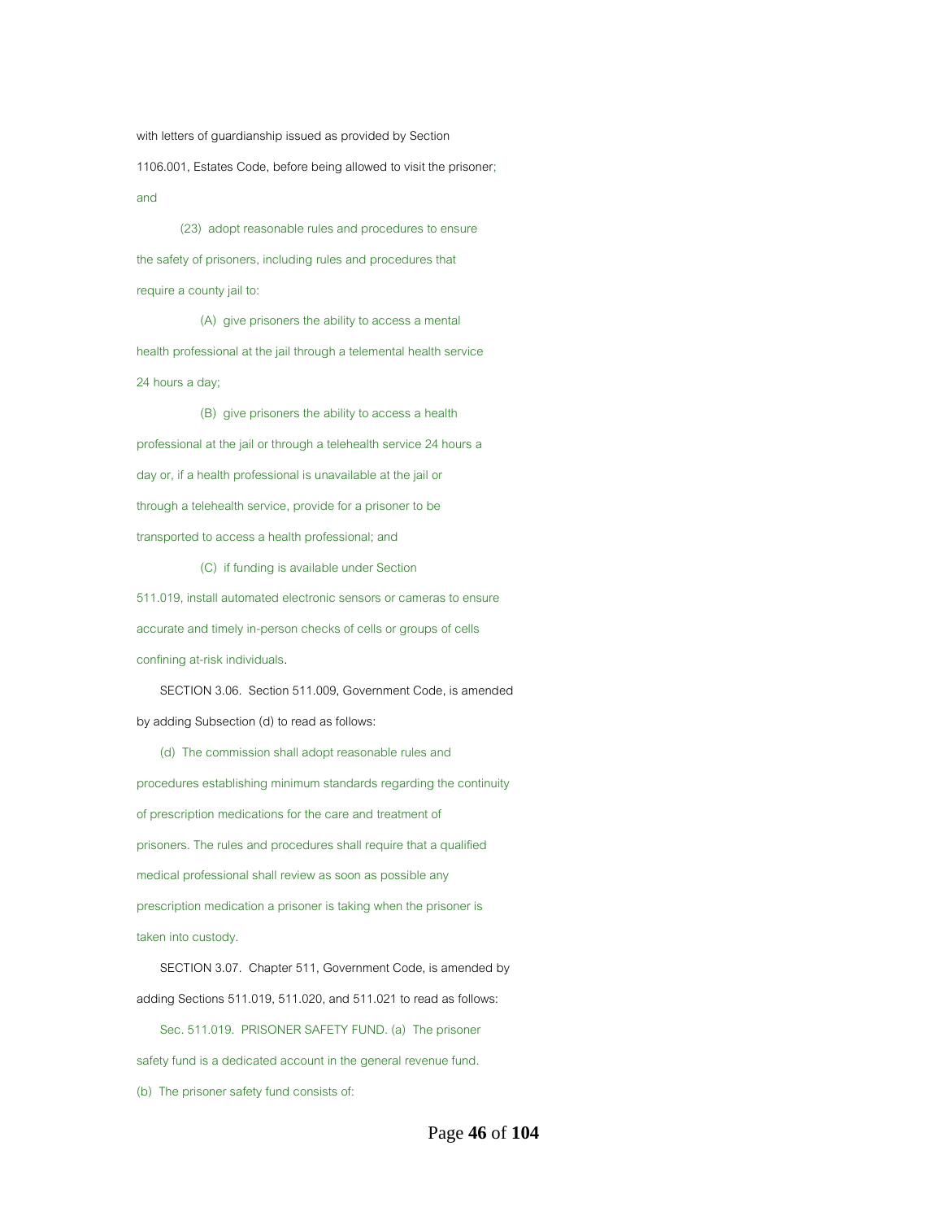with letters of guardianship issued as provided by Section 1106.001, Estates Code, before being allowed to visit the prisoner; and

(23) adopt reasonable rules and procedures to ensure the safety of prisoners, including rules and procedures that require a county jail to:

(A) give prisoners the ability to access a mental health professional at the jail through a telemental health service 24 hours a day;

(B) give prisoners the ability to access a health professional at the jail or through a telehealth service 24 hours a day or, if a health professional is unavailable at the jail or through a telehealth service, provide for a prisoner to be transported to access a health professional; and

(C) if funding is available under Section 511.019, install automated electronic sensors or cameras to ensure accurate and timely in-person checks of cells or groups of cells confining at-risk individuals.

SECTION 3.06. Section 511.009, Government Code, is amended by adding Subsection (d) to read as follows:

(d) The commission shall adopt reasonable rules and procedures establishing minimum standards regarding the continuity of prescription medications for the care and treatment of prisoners. The rules and procedures shall require that a qualified medical professional shall review as soon as possible any prescription medication a prisoner is taking when the prisoner is taken into custody.

SECTION 3.07. Chapter 511, Government Code, is amended by adding Sections 511.019, 511.020, and 511.021 to read as follows:

Sec. 511.019. PRISONER SAFETY FUND. (a) The prisoner safety fund is a dedicated account in the general revenue fund.

(b) The prisoner safety fund consists of: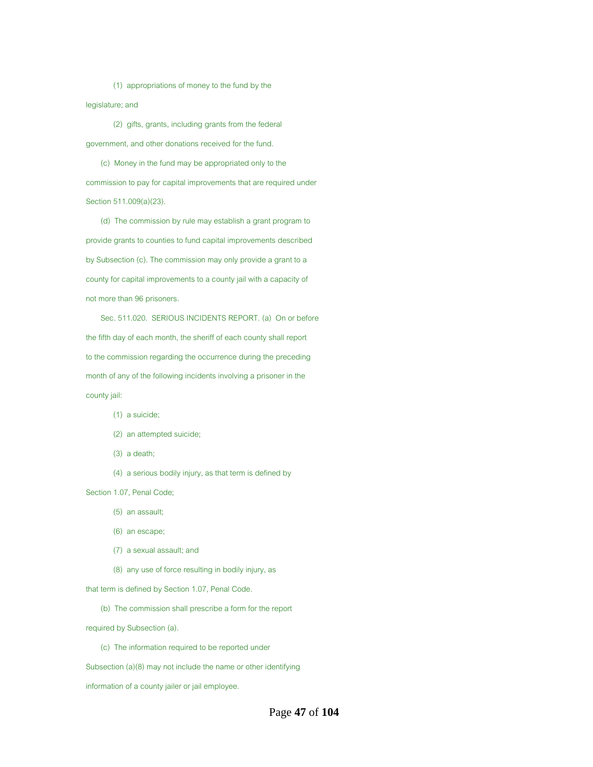(1) appropriations of money to the fund by the legislature; and

(2) gifts, grants, including grants from the federal government, and other donations received for the fund.

(c) Money in the fund may be appropriated only to the commission to pay for capital improvements that are required under Section 511.009(a)(23).

(d) The commission by rule may establish a grant program to provide grants to counties to fund capital improvements described by Subsection (c). The commission may only provide a grant to a county for capital improvements to a county jail with a capacity of not more than 96 prisoners.

Sec. 511.020. SERIOUS INCIDENTS REPORT. (a) On or before the fifth day of each month, the sheriff of each county shall report to the commission regarding the occurrence during the preceding month of any of the following incidents involving a prisoner in the county jail:

(1) a suicide;

(2) an attempted suicide;

(3) a death;

(4) a serious bodily injury, as that term is defined by Section 1.07, Penal Code;

(5) an assault;

(6) an escape;

(7) a sexual assault; and

(8) any use of force resulting in bodily injury, as that term is defined by Section 1.07, Penal Code.

(b) The commission shall prescribe a form for the report required by Subsection (a).

(c) The information required to be reported under Subsection (a)(8) may not include the name or other identifying information of a county jailer or jail employee.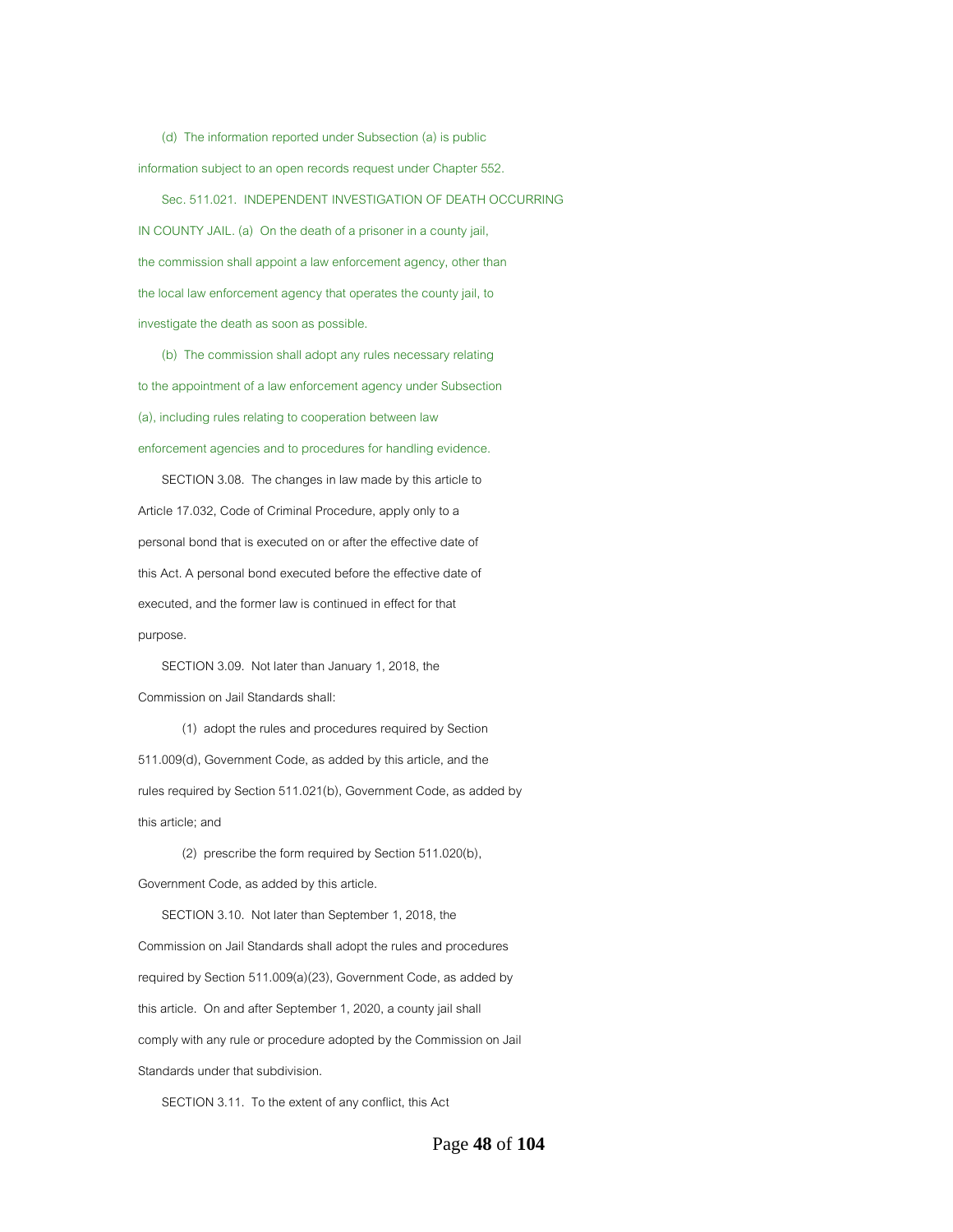(d) The information reported under Subsection (a) is public information subject to an open records request under Chapter 552.

Sec. 511.021. INDEPENDENT INVESTIGATION OF DEATH OCCURRING IN COUNTY JAIL. (a) On the death of a prisoner in a county jail, the commission shall appoint a law enforcement agency, other than the local law enforcement agency that operates the county jail, to investigate the death as soon as possible.

(b) The commission shall adopt any rules necessary relating to the appointment of a law enforcement agency under Subsection (a), including rules relating to cooperation between law enforcement agencies and to procedures for handling evidence.

SECTION 3.08. The changes in law made by this article to Article 17.032, Code of Criminal Procedure, apply only to a personal bond that is executed on or after the effective date of this Act. A personal bond executed before the effective date of executed, and the former law is continued in effect for that purpose.

SECTION 3.09. Not later than January 1, 2018, the Commission on Jail Standards shall:

(1) adopt the rules and procedures required by Section 511.009(d), Government Code, as added by this article, and the rules required by Section 511.021(b), Government Code, as added by this article; and

(2) prescribe the form required by Section 511.020(b), Government Code, as added by this article.

SECTION 3.10. Not later than September 1, 2018, the Commission on Jail Standards shall adopt the rules and procedures required by Section 511.009(a)(23), Government Code, as added by this article. On and after September 1, 2020, a county jail shall comply with any rule or procedure adopted by the Commission on Jail Standards under that subdivision.

SECTION 3.11. To the extent of any conflict, this Act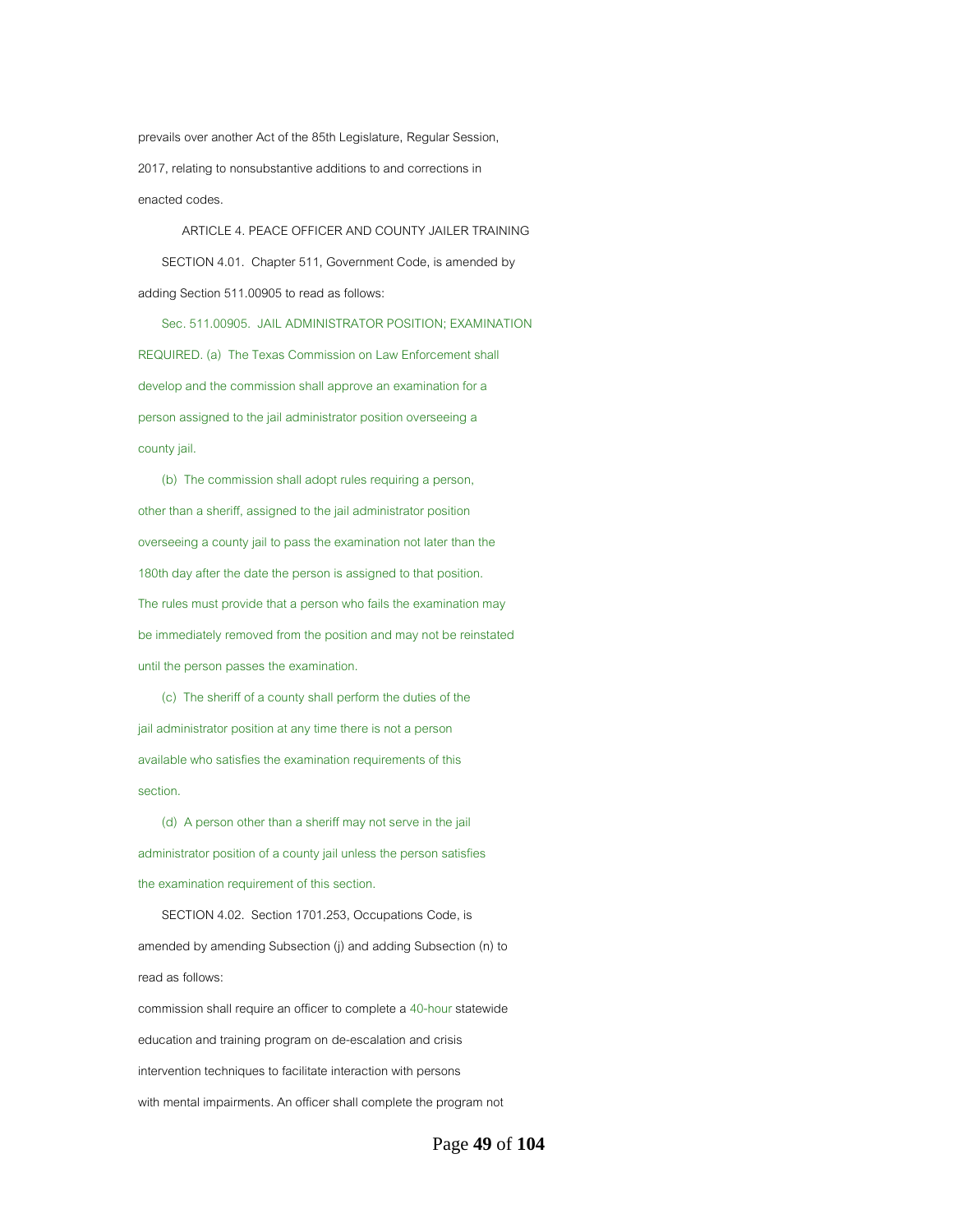prevails over another Act of the 85th Legislature, Regular Session, 2017, relating to nonsubstantive additions to and corrections in enacted codes.

ARTICLE 4. PEACE OFFICER AND COUNTY JAILER TRAINING

SECTION 4.01. Chapter 511, Government Code, is amended by adding Section 511.00905 to read as follows:

Sec. 511.00905. JAIL ADMINISTRATOR POSITION; EXAMINATION REQUIRED. (a) The Texas Commission on Law Enforcement shall develop and the commission shall approve an examination for a person assigned to the jail administrator position overseeing a county jail.

(b) The commission shall adopt rules requiring a person, other than a sheriff, assigned to the jail administrator position overseeing a county jail to pass the examination not later than the 180th day after the date the person is assigned to that position. The rules must provide that a person who fails the examination may be immediately removed from the position and may not be reinstated until the person passes the examination.

(c) The sheriff of a county shall perform the duties of the jail administrator position at any time there is not a person available who satisfies the examination requirements of this section.

(d) A person other than a sheriff may not serve in the jail administrator position of a county jail unless the person satisfies the examination requirement of this section.

SECTION 4.02. Section 1701.253, Occupations Code, is amended by amending Subsection (j) and adding Subsection (n) to read as follows:

commission shall require an officer to complete a 40-hour statewide education and training program on de-escalation and crisis intervention techniques to facilitate interaction with persons with mental impairments. An officer shall complete the program not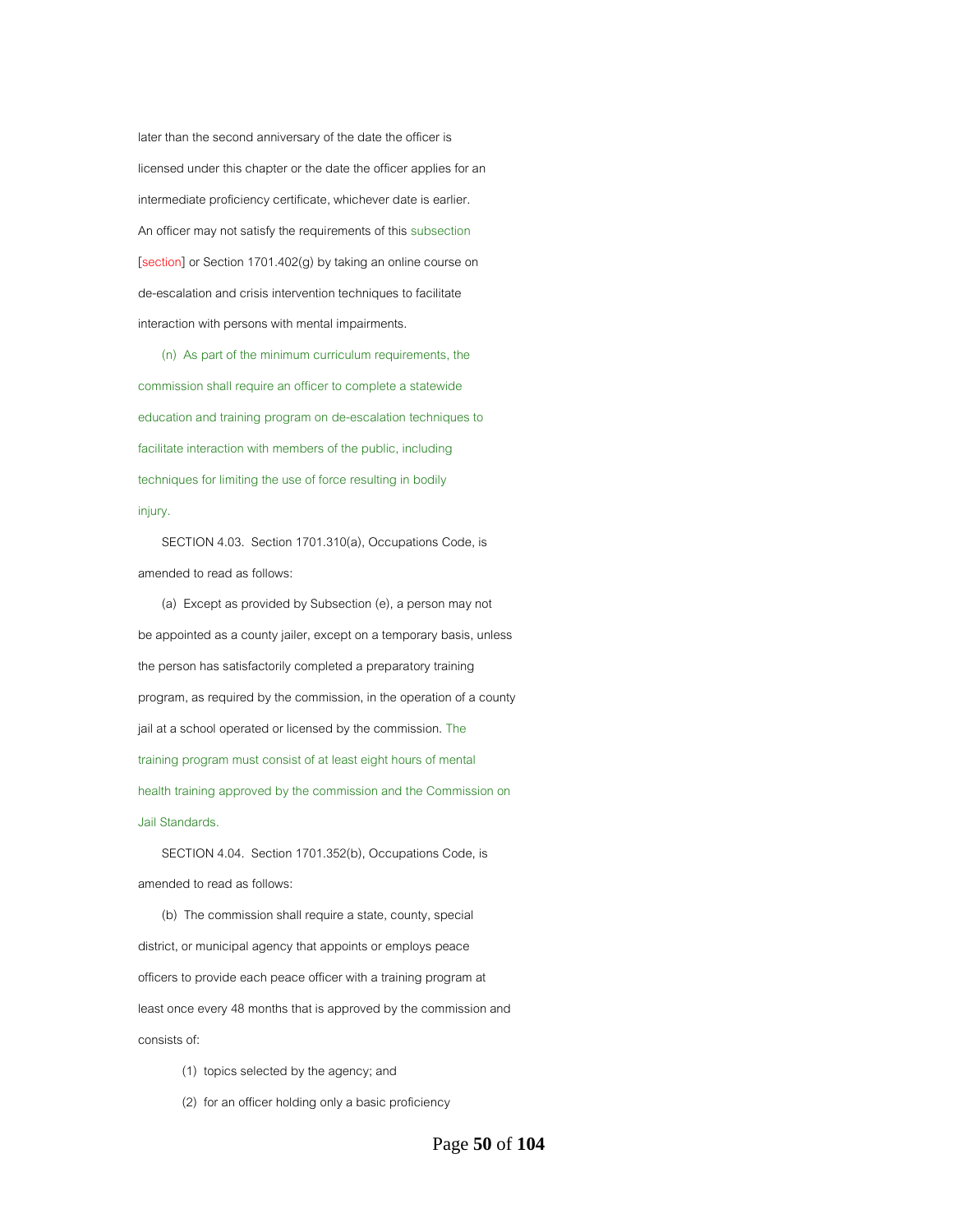later than the second anniversary of the date the officer is licensed under this chapter or the date the officer applies for an intermediate proficiency certificate, whichever date is earlier. An officer may not satisfy the requirements of this subsection [section] or Section 1701.402(g) by taking an online course on de-escalation and crisis intervention techniques to facilitate interaction with persons with mental impairments.

(n) As part of the minimum curriculum requirements, the commission shall require an officer to complete a statewide education and training program on de-escalation techniques to facilitate interaction with members of the public, including techniques for limiting the use of force resulting in bodily injury.

SECTION 4.03. Section 1701.310(a), Occupations Code, is amended to read as follows:

(a) Except as provided by Subsection (e), a person may not be appointed as a county jailer, except on a temporary basis, unless the person has satisfactorily completed a preparatory training program, as required by the commission, in the operation of a county jail at a school operated or licensed by the commission. The training program must consist of at least eight hours of mental health training approved by the commission and the Commission on Jail Standards.

SECTION 4.04. Section 1701.352(b), Occupations Code, is amended to read as follows:

(b) The commission shall require a state, county, special district, or municipal agency that appoints or employs peace officers to provide each peace officer with a training program at least once every 48 months that is approved by the commission and consists of:

(1) topics selected by the agency; and

(2) for an officer holding only a basic proficiency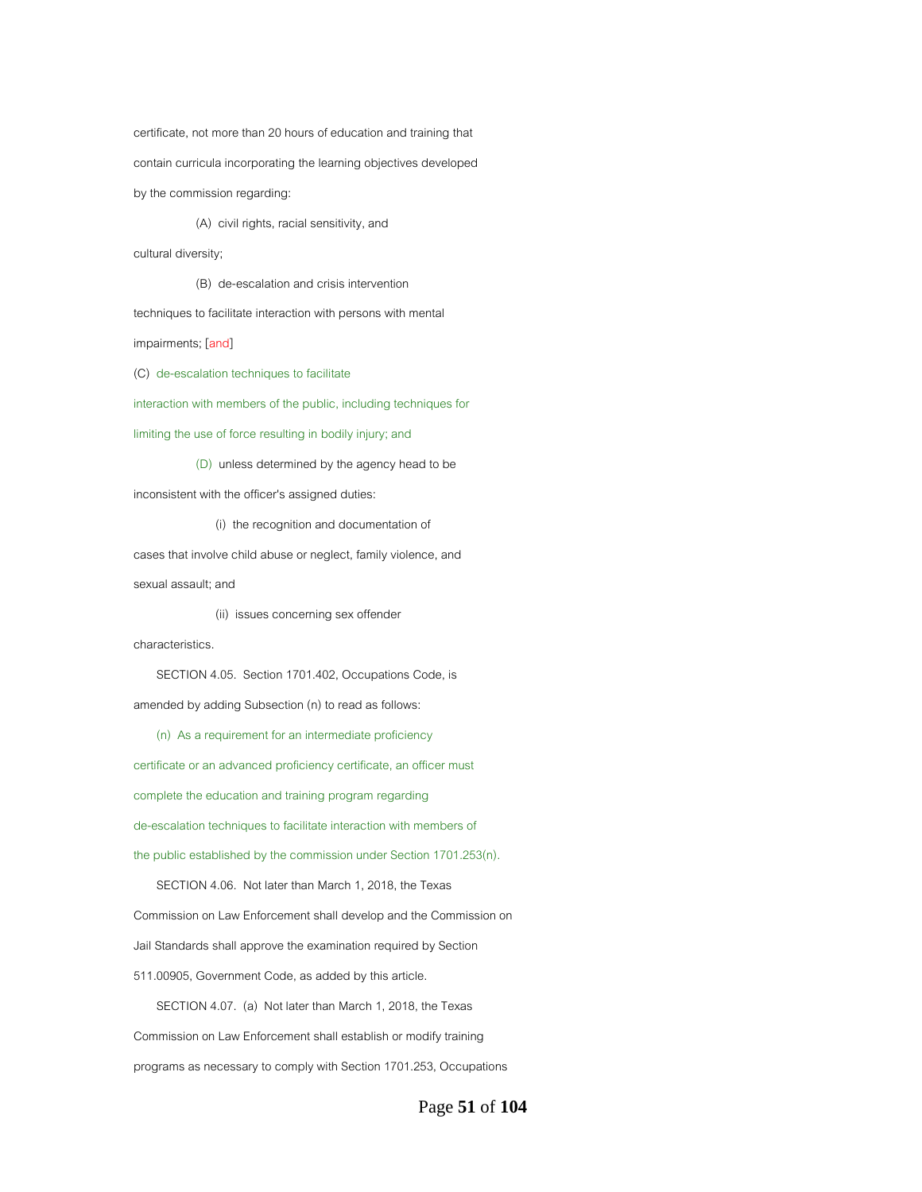certificate, not more than 20 hours of education and training that contain curricula incorporating the learning objectives developed by the commission regarding:

(A) civil rights, racial sensitivity, and cultural diversity;

(B) de-escalation and crisis intervention techniques to facilitate interaction with persons with mental impairments; [and]

(C) de-escalation techniques to facilitate interaction with members of the public, including techniques for limiting the use of force resulting in bodily injury; and

(D) unless determined by the agency head to be inconsistent with the officer's assigned duties:

(i) the recognition and documentation of cases that involve child abuse or neglect, family violence, and sexual assault; and

(ii) issues concerning sex offender characteristics.

SECTION 4.05. Section 1701.402, Occupations Code, is amended by adding Subsection (n) to read as follows:

(n) As a requirement for an intermediate proficiency certificate or an advanced proficiency certificate, an officer must complete the education and training program regarding de-escalation techniques to facilitate interaction with members of the public established by the commission under Section 1701.253(n).

SECTION 4.06. Not later than March 1, 2018, the Texas Commission on Law Enforcement shall develop and the Commission on Jail Standards shall approve the examination required by Section 511.00905, Government Code, as added by this article.

SECTION 4.07. (a) Not later than March 1, 2018, the Texas Commission on Law Enforcement shall establish or modify training programs as necessary to comply with Section 1701.253, Occupations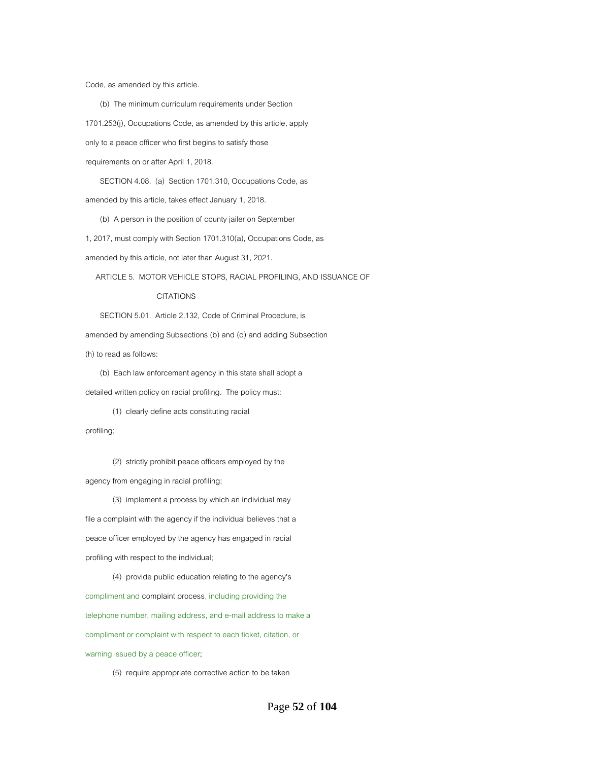Code, as amended by this article.

(b) The minimum curriculum requirements under Section 1701.253(j), Occupations Code, as amended by this article, apply only to a peace officer who first begins to satisfy those requirements on or after April 1, 2018.

SECTION 4.08. (a) Section 1701.310, Occupations Code, as amended by this article, takes effect January 1, 2018.

(b) A person in the position of county jailer on September 1, 2017, must comply with Section 1701.310(a), Occupations Code, as amended by this article, not later than August 31, 2021.

ARTICLE 5. MOTOR VEHICLE STOPS, RACIAL PROFILING, AND ISSUANCE OF CITATIONS

SECTION 5.01. Article 2.132, Code of Criminal Procedure, is amended by amending Subsections (b) and (d) and adding Subsection (h) to read as follows:

(b) Each law enforcement agency in this state shall adopt a detailed written policy on racial profiling. The policy must:

(1) clearly define acts constituting racial profiling;

(2) strictly prohibit peace officers employed by the agency from engaging in racial profiling;

(3) implement a process by which an individual may file a complaint with the agency if the individual believes that a peace officer employed by the agency has engaged in racial profiling with respect to the individual;

(4) provide public education relating to the agency's compliment and complaint process, including providing the telephone number, mailing address, and e-mail address to make a compliment or complaint with respect to each ticket, citation, or warning issued by a peace officer;

(5) require appropriate corrective action to be taken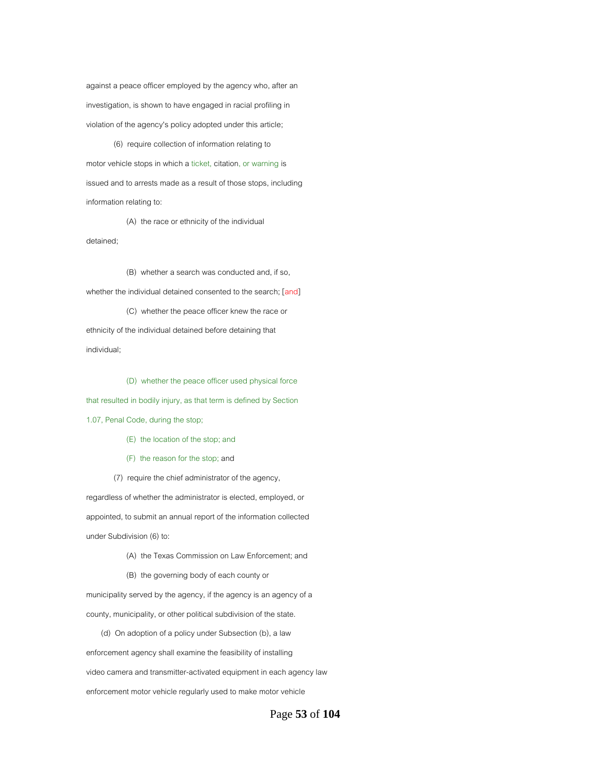against a peace officer employed by the agency who, after an investigation, is shown to have engaged in racial profiling in violation of the agency's policy adopted under this article;

(6) require collection of information relating to motor vehicle stops in which a ticket, citation, or warning is issued and to arrests made as a result of those stops, including information relating to:

(A) the race or ethnicity of the individual detained;

(B) whether a search was conducted and, if so, whether the individual detained consented to the search; [and]

(C) whether the peace officer knew the race or ethnicity of the individual detained before detaining that individual;

(D) whether the peace officer used physical force that resulted in bodily injury, as that term is defined by Section 1.07, Penal Code, during the stop;

(E) the location of the stop; and

(F) the reason for the stop; and

(7) require the chief administrator of the agency, regardless of whether the administrator is elected, employed, or appointed, to submit an annual report of the information collected under Subdivision (6) to:

(A) the Texas Commission on Law Enforcement; and

(B) the governing body of each county or municipality served by the agency, if the agency is an agency of a county, municipality, or other political subdivision of the state.

(d) On adoption of a policy under Subsection (b), a law enforcement agency shall examine the feasibility of installing video camera and transmitter-activated equipment in each agency law enforcement motor vehicle regularly used to make motor vehicle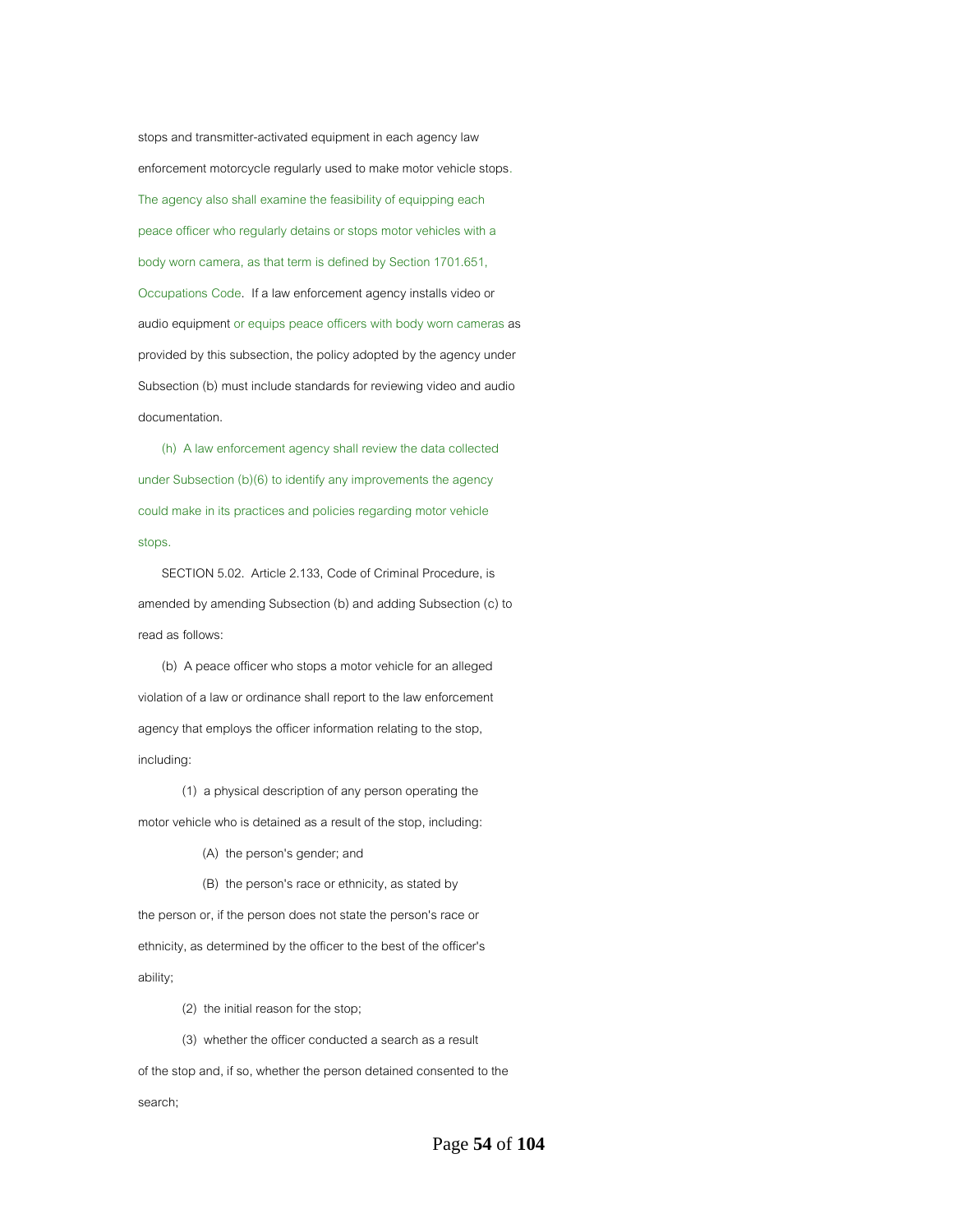stops and transmitter-activated equipment in each agency law enforcement motorcycle regularly used to make motor vehicle stops. The agency also shall examine the feasibility of equipping each peace officer who regularly detains or stops motor vehicles with a body worn camera, as that term is defined by Section 1701.651, Occupations Code. If a law enforcement agency installs video or audio equipment or equips peace officers with body worn cameras as provided by this subsection, the policy adopted by the agency under Subsection (b) must include standards for reviewing video and audio documentation.

(h) A law enforcement agency shall review the data collected under Subsection (b)(6) to identify any improvements the agency could make in its practices and policies regarding motor vehicle stops.

SECTION 5.02. Article 2.133, Code of Criminal Procedure, is amended by amending Subsection (b) and adding Subsection (c) to read as follows:

(b) A peace officer who stops a motor vehicle for an alleged violation of a law or ordinance shall report to the law enforcement agency that employs the officer information relating to the stop, including:

(1) a physical description of any person operating the motor vehicle who is detained as a result of the stop, including:

(A) the person's gender; and

(B) the person's race or ethnicity, as stated by the person or, if the person does not state the person's race or ethnicity, as determined by the officer to the best of the officer's ability;

(2) the initial reason for the stop;

(3) whether the officer conducted a search as a result of the stop and, if so, whether the person detained consented to the search;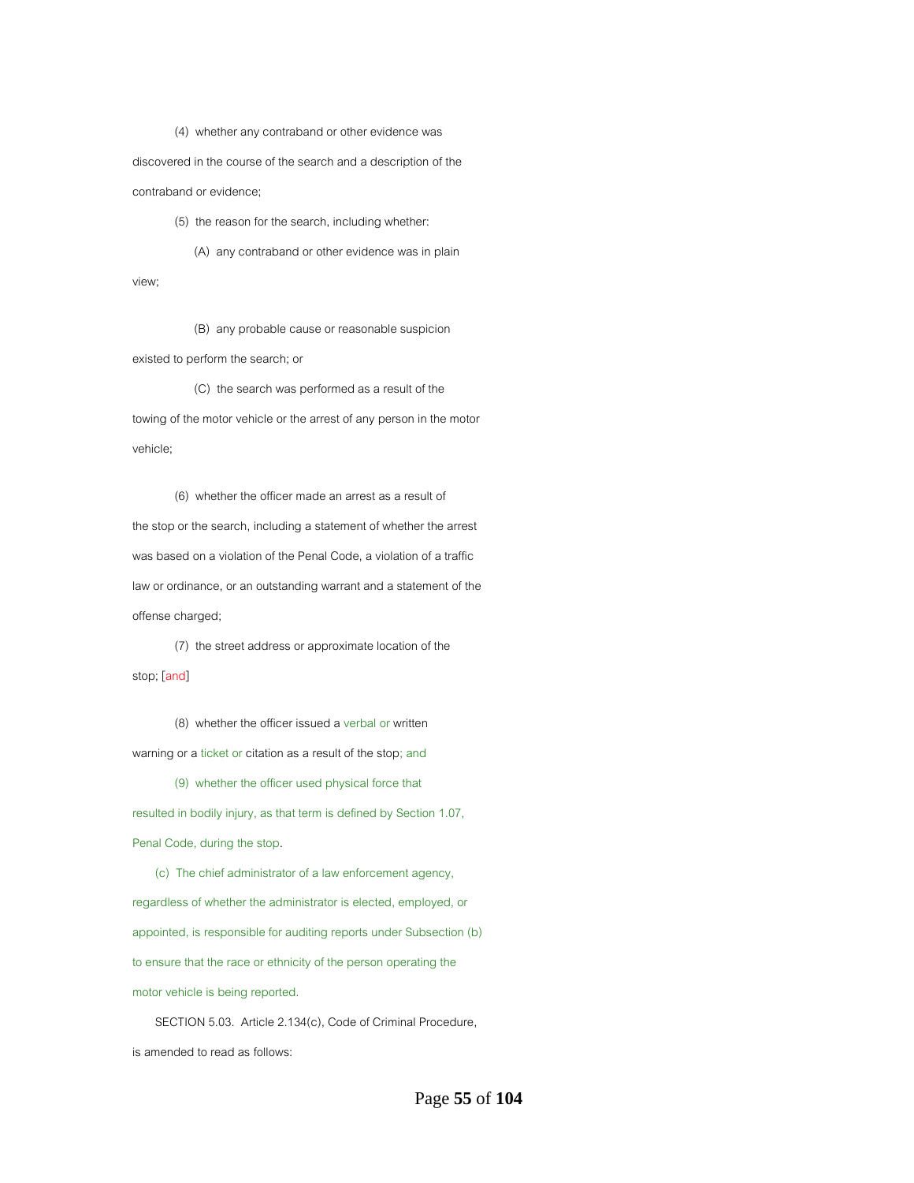(4) whether any contraband or other evidence was discovered in the course of the search and a description of the contraband or evidence;

(5) the reason for the search, including whether:

(A) any contraband or other evidence was in plain view;

(B) any probable cause or reasonable suspicion existed to perform the search; or

(C) the search was performed as a result of the towing of the motor vehicle or the arrest of any person in the motor vehicle;

(6) whether the officer made an arrest as a result of the stop or the search, including a statement of whether the arrest was based on a violation of the Penal Code, a violation of a traffic law or ordinance, or an outstanding warrant and a statement of the offense charged;

(7) the street address or approximate location of the stop; [and]

(8) whether the officer issued a verbal or written warning or a ticket or citation as a result of the stop; and

(9) whether the officer used physical force that resulted in bodily injury, as that term is defined by Section 1.07, Penal Code, during the stop.

(c) The chief administrator of a law enforcement agency, regardless of whether the administrator is elected, employed, or appointed, is responsible for auditing reports under Subsection (b) to ensure that the race or ethnicity of the person operating the motor vehicle is being reported.

SECTION 5.03. Article 2.134(c), Code of Criminal Procedure, is amended to read as follows: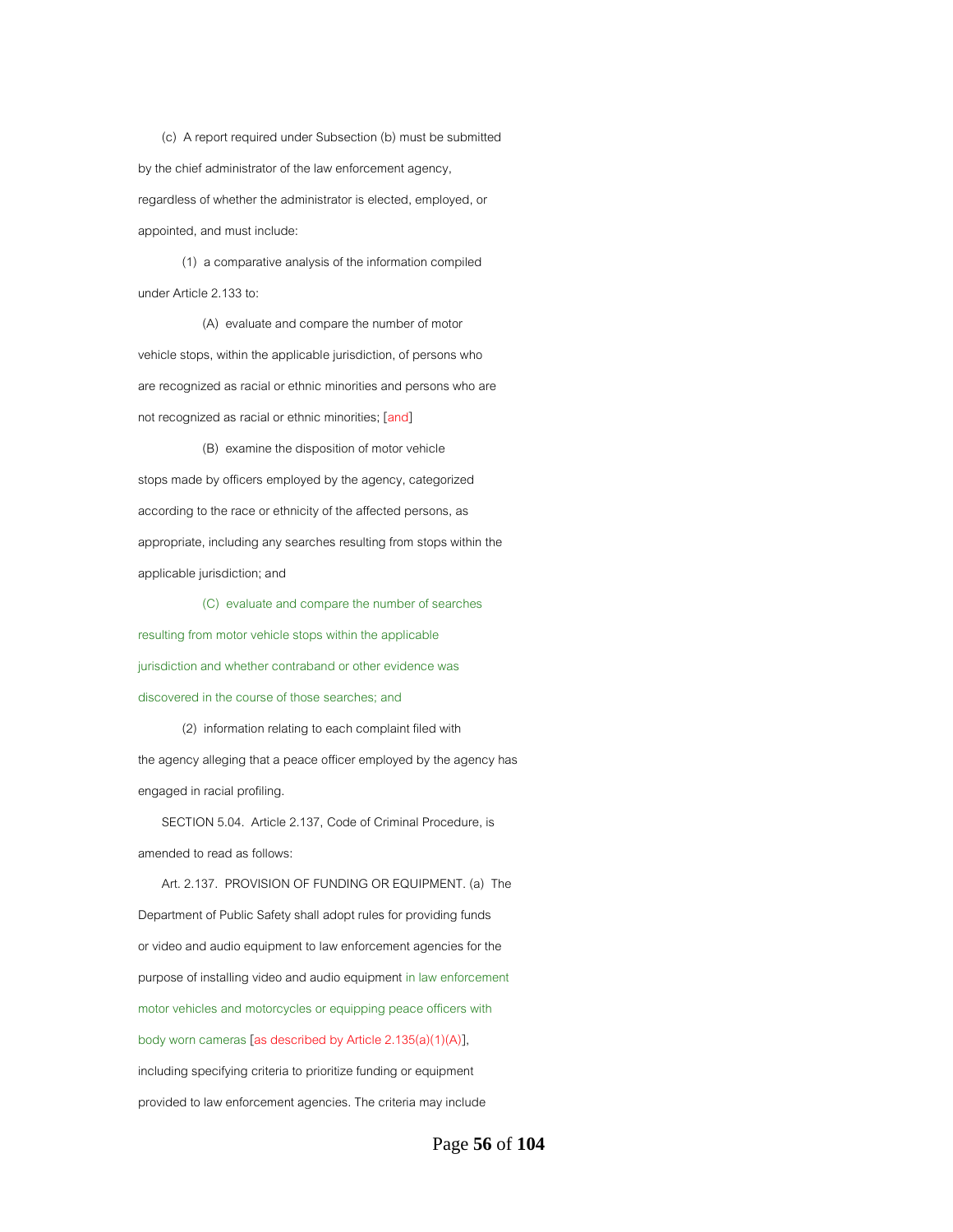(c) A report required under Subsection (b) must be submitted by the chief administrator of the law enforcement agency, regardless of whether the administrator is elected, employed, or appointed, and must include:

(1) a comparative analysis of the information compiled under Article 2.133 to:

(A) evaluate and compare the number of motor vehicle stops, within the applicable jurisdiction, of persons who are recognized as racial or ethnic minorities and persons who are not recognized as racial or ethnic minorities; [and]

(B) examine the disposition of motor vehicle stops made by officers employed by the agency, categorized according to the race or ethnicity of the affected persons, as appropriate, including any searches resulting from stops within the applicable jurisdiction; and

(C) evaluate and compare the number of searches resulting from motor vehicle stops within the applicable jurisdiction and whether contraband or other evidence was discovered in the course of those searches; and

(2) information relating to each complaint filed with the agency alleging that a peace officer employed by the agency has engaged in racial profiling.

SECTION 5.04. Article 2.137, Code of Criminal Procedure, is amended to read as follows:

Art. 2.137. PROVISION OF FUNDING OR EQUIPMENT. (a) The Department of Public Safety shall adopt rules for providing funds or video and audio equipment to law enforcement agencies for the purpose of installing video and audio equipment in law enforcement motor vehicles and motorcycles or equipping peace officers with body worn cameras [as described by Article 2.135(a)(1)(A)], including specifying criteria to prioritize funding or equipment provided to law enforcement agencies. The criteria may include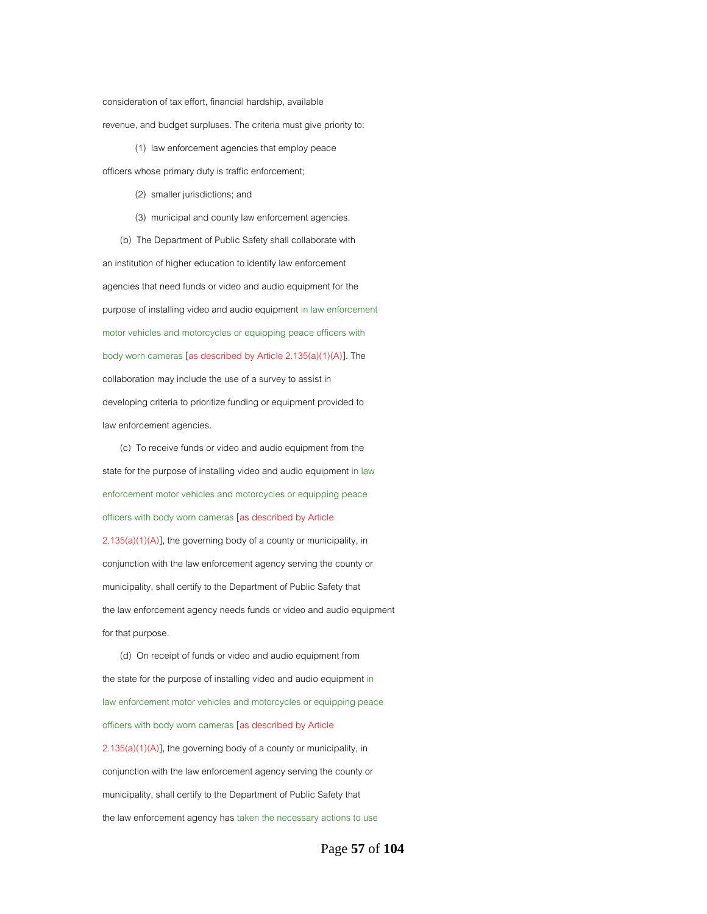consideration of tax effort, financial hardship, available revenue, and budget surpluses. The criteria must give priority to:

(1) law enforcement agencies that employ peace officers whose primary duty is traffic enforcement;

(2) smaller jurisdictions; and

(3) municipal and county law enforcement agencies.

(b) The Department of Public Safety shall collaborate with an institution of higher education to identify law enforcement agencies that need funds or video and audio equipment for the purpose of installing video and audio equipment in law enforcement motor vehicles and motorcycles or equipping peace officers with body worn cameras [as described by Article 2.135(a)(1)(A)]. The collaboration may include the use of a survey to assist in developing criteria to prioritize funding or equipment provided to law enforcement agencies.

(c) To receive funds or video and audio equipment from the state for the purpose of installing video and audio equipment in law enforcement motor vehicles and motorcycles or equipping peace officers with body worn cameras [as described by Article 2.135(a)(1)(A)], the governing body of a county or municipality, in conjunction with the law enforcement agency serving the county or municipality, shall certify to the Department of Public Safety that the law enforcement agency needs funds or video and audio equipment for that purpose.

(d) On receipt of funds or video and audio equipment from the state for the purpose of installing video and audio equipment in law enforcement motor vehicles and motorcycles or equipping peace officers with body worn cameras [as described by Article 2.135(a)(1)(A)], the governing body of a county or municipality, in conjunction with the law enforcement agency serving the county or municipality, shall certify to the Department of Public Safety that the law enforcement agency has taken the necessary actions to use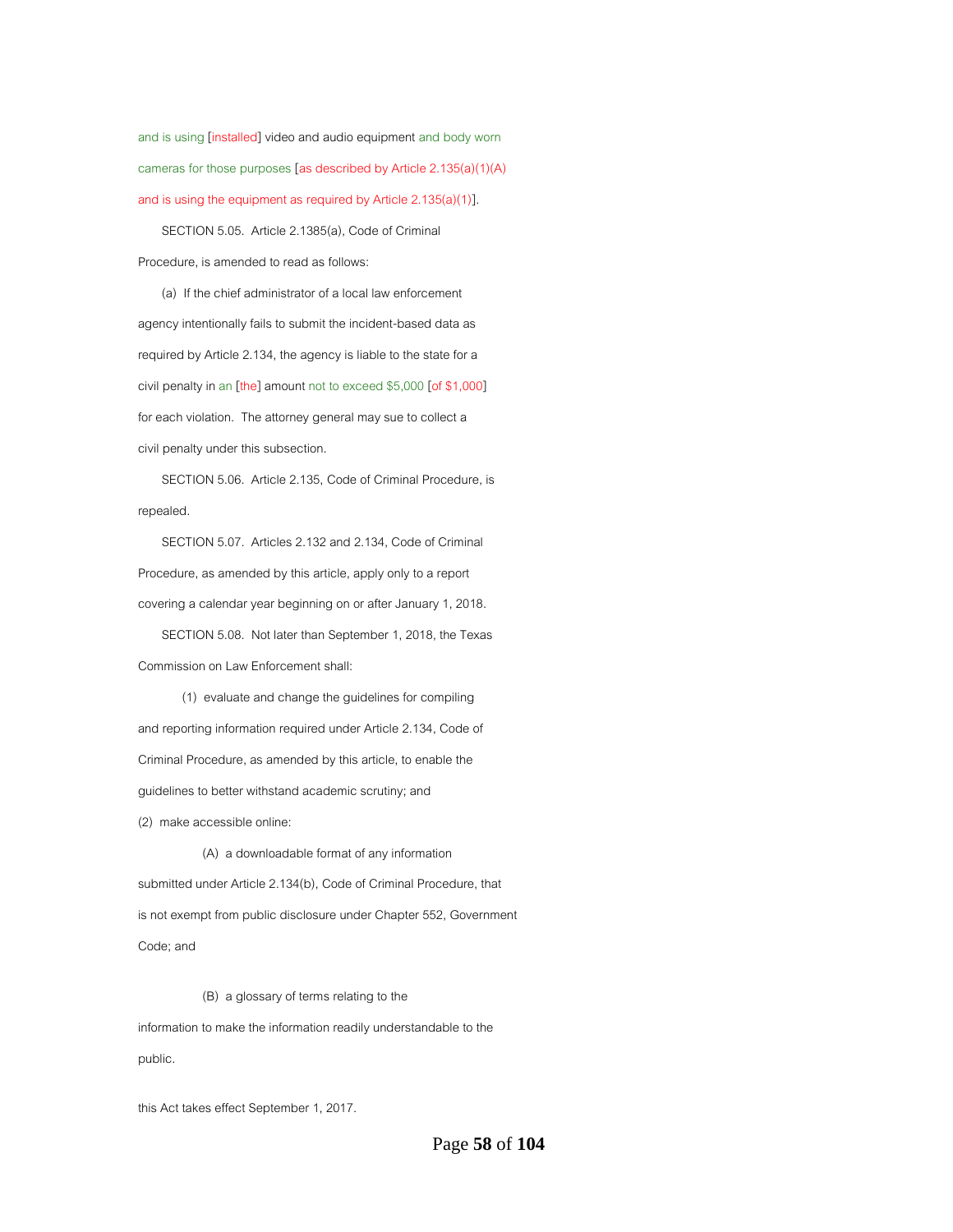and is using [installed] video and audio equipment and body worn cameras for those purposes [as described by Article 2.135(a)(1)(A) and is using the equipment as required by Article 2.135(a)(1)].

SECTION 5.05. Article 2.1385(a), Code of Criminal Procedure, is amended to read as follows:

(a) If the chief administrator of a local law enforcement agency intentionally fails to submit the incident-based data as required by Article 2.134, the agency is liable to the state for a civil penalty in an [the] amount not to exceed $5,000 [of $1,000] for each violation. The attorney general may sue to collect a civil penalty under this subsection.

SECTION 5.06. Article 2.135, Code of Criminal Procedure, is repealed.

SECTION 5.07. Articles 2.132 and 2.134, Code of Criminal Procedure, as amended by this article, apply only to a report covering a calendar year beginning on or after January 1, 2018.

SECTION 5.08. Not later than September 1, 2018, the Texas Commission on Law Enforcement shall:

(1) evaluate and change the guidelines for compiling and reporting information required under Article 2.134, Code of Criminal Procedure, as amended by this article, to enable the guidelines to better withstand academic scrutiny; and

(2) make accessible online:

(A) a downloadable format of any information submitted under Article 2.134(b), Code of Criminal Procedure, that is not exempt from public disclosure under Chapter 552, Government Code; and

(B) a glossary of terms relating to the information to make the information readily understandable to the public.

this Act takes effect September 1, 2017.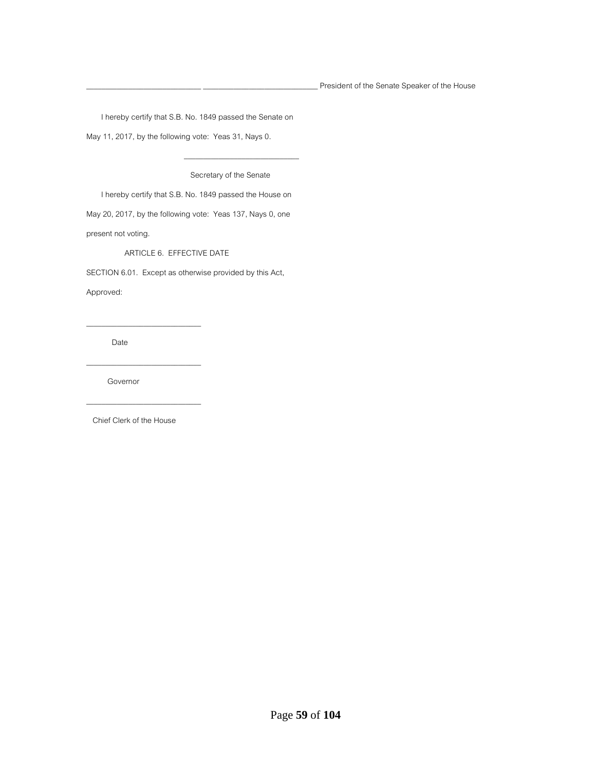______________________________ ______________________________ President of the Senate Speaker of the House

I hereby certify that S.B. No. 1849 passed the Senate on May 11, 2017, by the following vote: Yeas 31, Nays 0.

______________________________

Secretary of the Senate

I hereby certify that S.B. No. 1849 passed the House on May 20, 2017, by the following vote: Yeas 137, Nays 0, one present not voting.

ARTICLE 6. EFFECTIVE DATE

SECTION 6.01. Except as otherwise provided by this Act,

Approved:

______________________________

Date

______________________________

Governor

______________________________

Chief Clerk of the House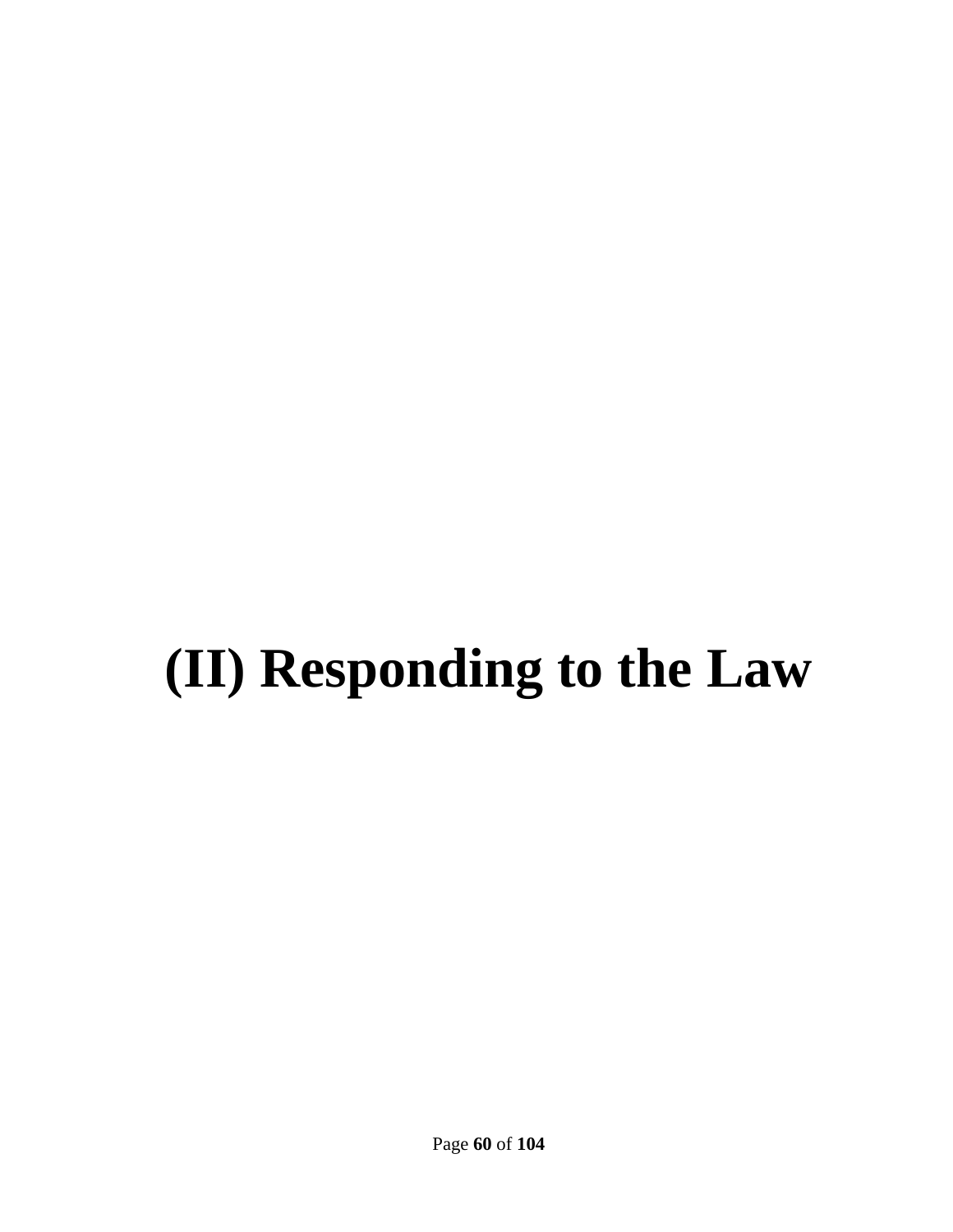# (II) Responding to the Law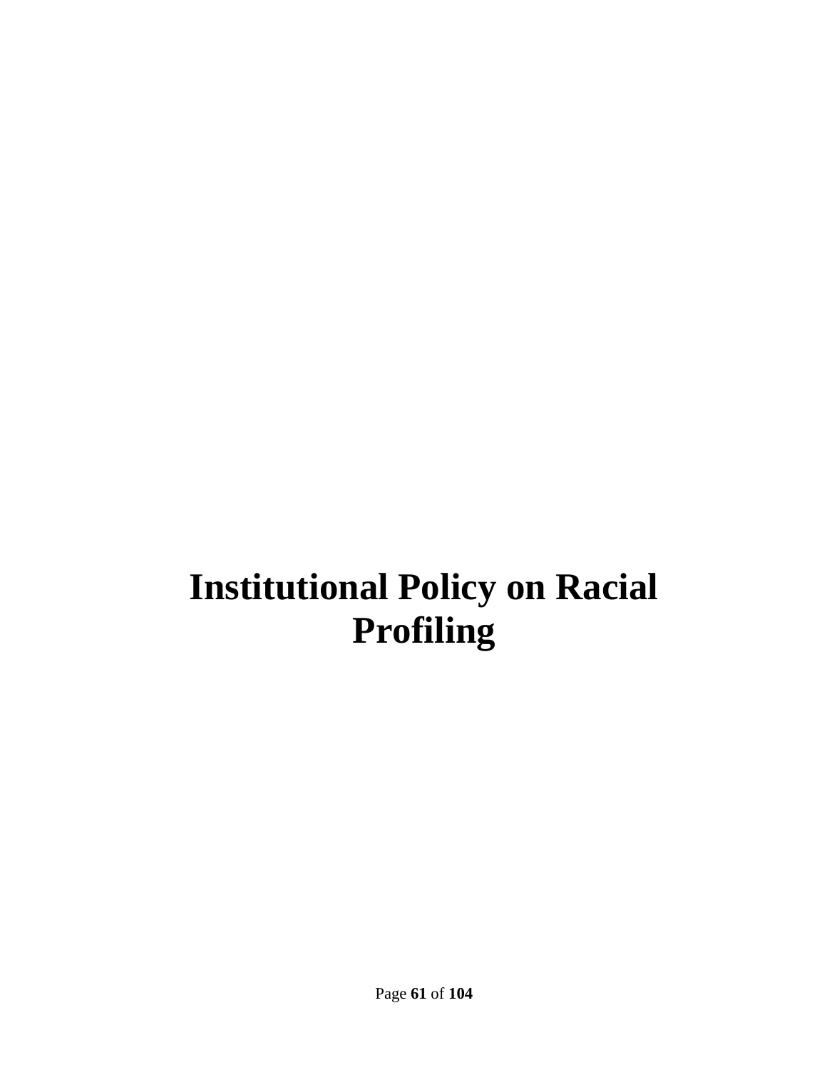# Institutional Policy on Racial Profiling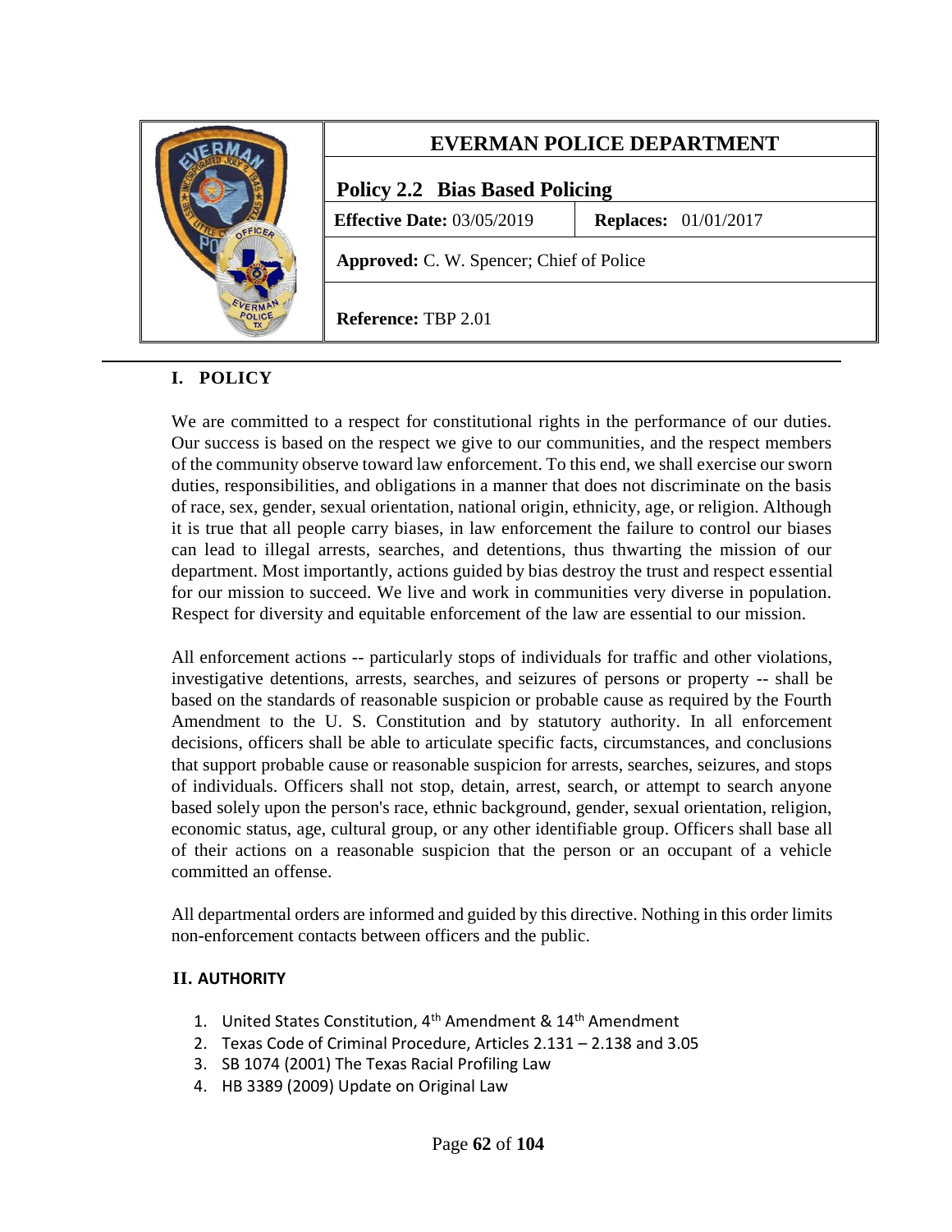| EVERMAN POLICE DEPARTMENT | |
| --- | --- |
| **Policy 2.2 Bias Based Policing** | |
| **Effective Date:** 03/05/2019 | **Replaces:** 01/01/2017 |
| **Approved:** C. W. Spencer; Chief of Police | |
| **Reference:** TBP 2.01 | |

## I. POLICY

We are committed to a respect for constitutional rights in the performance of our duties. Our success is based on the respect we give to our communities, and the respect members of the community observe toward law enforcement. To this end, we shall exercise our sworn duties, responsibilities, and obligations in a manner that does not discriminate on the basis of race, sex, gender, sexual orientation, national origin, ethnicity, age, or religion. Although it is true that all people carry biases, in law enforcement the failure to control our biases can lead to illegal arrests, searches, and detentions, thus thwarting the mission of our department. Most importantly, actions guided by bias destroy the trust and respect essential for our mission to succeed. We live and work in communities very diverse in population. Respect for diversity and equitable enforcement of the law are essential to our mission.

All enforcement actions -- particularly stops of individuals for traffic and other violations, investigative detentions, arrests, searches, and seizures of persons or property -- shall be based on the standards of reasonable suspicion or probable cause as required by the Fourth Amendment to the U. S. Constitution and by statutory authority. In all enforcement decisions, officers shall be able to articulate specific facts, circumstances, and conclusions that support probable cause or reasonable suspicion for arrests, searches, seizures, and stops of individuals. Officers shall not stop, detain, arrest, search, or attempt to search anyone based solely upon the person's race, ethnic background, gender, sexual orientation, religion, economic status, age, cultural group, or any other identifiable group. Officers shall base all of their actions on a reasonable suspicion that the person or an occupant of a vehicle committed an offense.

All departmental orders are informed and guided by this directive. Nothing in this order limits non-enforcement contacts between officers and the public.

## II. AUTHORITY

1. United States Constitution, 4th Amendment & 14th Amendment
2. Texas Code of Criminal Procedure, Articles 2.131 – 2.138 and 3.05
3. SB 1074 (2001) The Texas Racial Profiling Law
4. HB 3389 (2009) Update on Original Law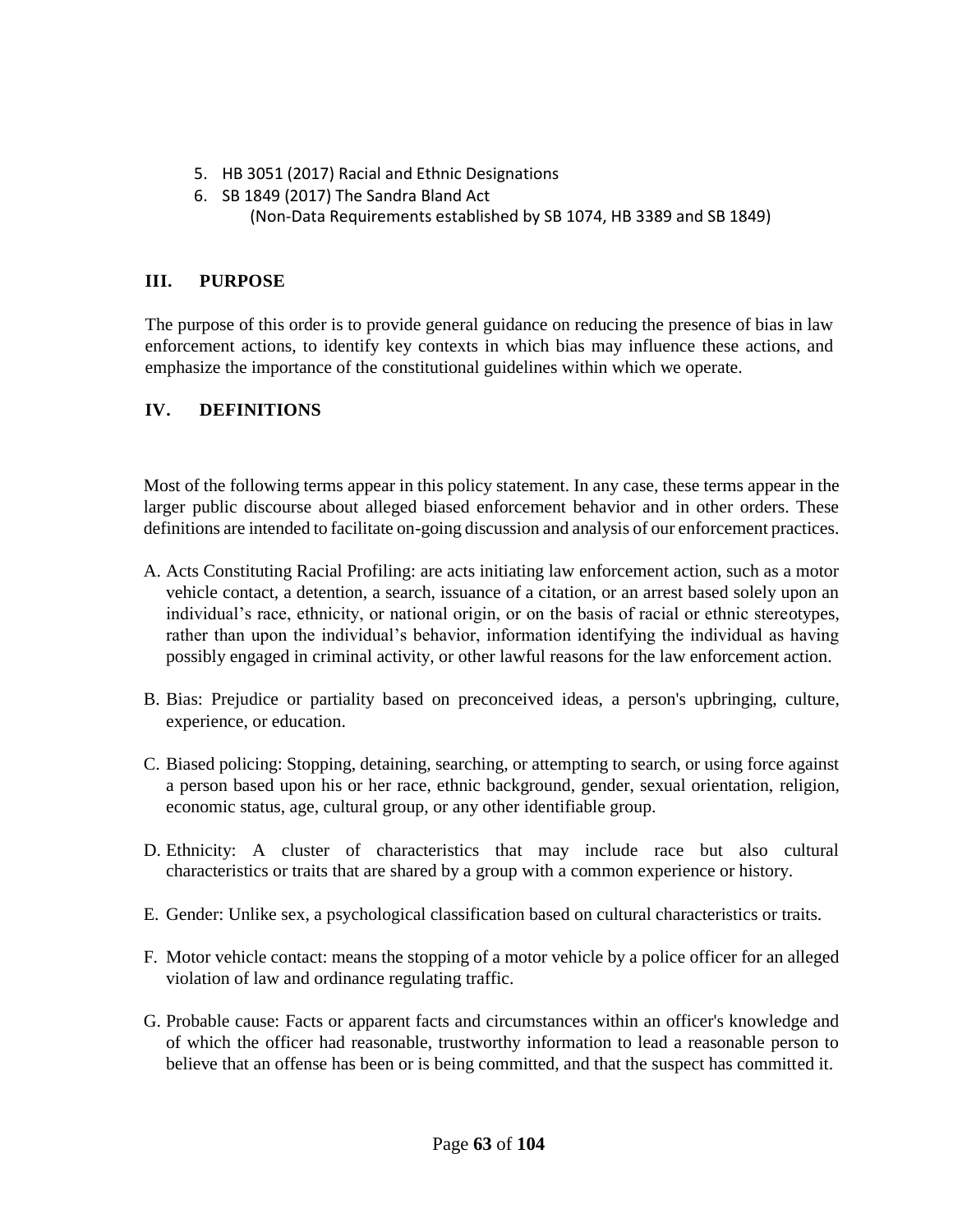5. HB 3051 (2017) Racial and Ethnic Designations
6. SB 1849 (2017) The Sandra Bland Act
   (Non-Data Requirements established by SB 1074, HB 3389 and SB 1849)

## III. PURPOSE

The purpose of this order is to provide general guidance on reducing the presence of bias in law enforcement actions, to identify key contexts in which bias may influence these actions, and emphasize the importance of the constitutional guidelines within which we operate.

## IV. DEFINITIONS

Most of the following terms appear in this policy statement. In any case, these terms appear in the larger public discourse about alleged biased enforcement behavior and in other orders. These definitions are intended to facilitate on-going discussion and analysis of our enforcement practices.

A. Acts Constituting Racial Profiling: are acts initiating law enforcement action, such as a motor vehicle contact, a detention, a search, issuance of a citation, or an arrest based solely upon an individual's race, ethnicity, or national origin, or on the basis of racial or ethnic stereotypes, rather than upon the individual's behavior, information identifying the individual as having possibly engaged in criminal activity, or other lawful reasons for the law enforcement action.

B. Bias: Prejudice or partiality based on preconceived ideas, a person's upbringing, culture, experience, or education.

C. Biased policing: Stopping, detaining, searching, or attempting to search, or using force against a person based upon his or her race, ethnic background, gender, sexual orientation, religion, economic status, age, cultural group, or any other identifiable group.

D. Ethnicity: A cluster of characteristics that may include race but also cultural characteristics or traits that are shared by a group with a common experience or history.

E. Gender: Unlike sex, a psychological classification based on cultural characteristics or traits.

F. Motor vehicle contact: means the stopping of a motor vehicle by a police officer for an alleged violation of law and ordinance regulating traffic.

G. Probable cause: Facts or apparent facts and circumstances within an officer's knowledge and of which the officer had reasonable, trustworthy information to lead a reasonable person to believe that an offense has been or is being committed, and that the suspect has committed it.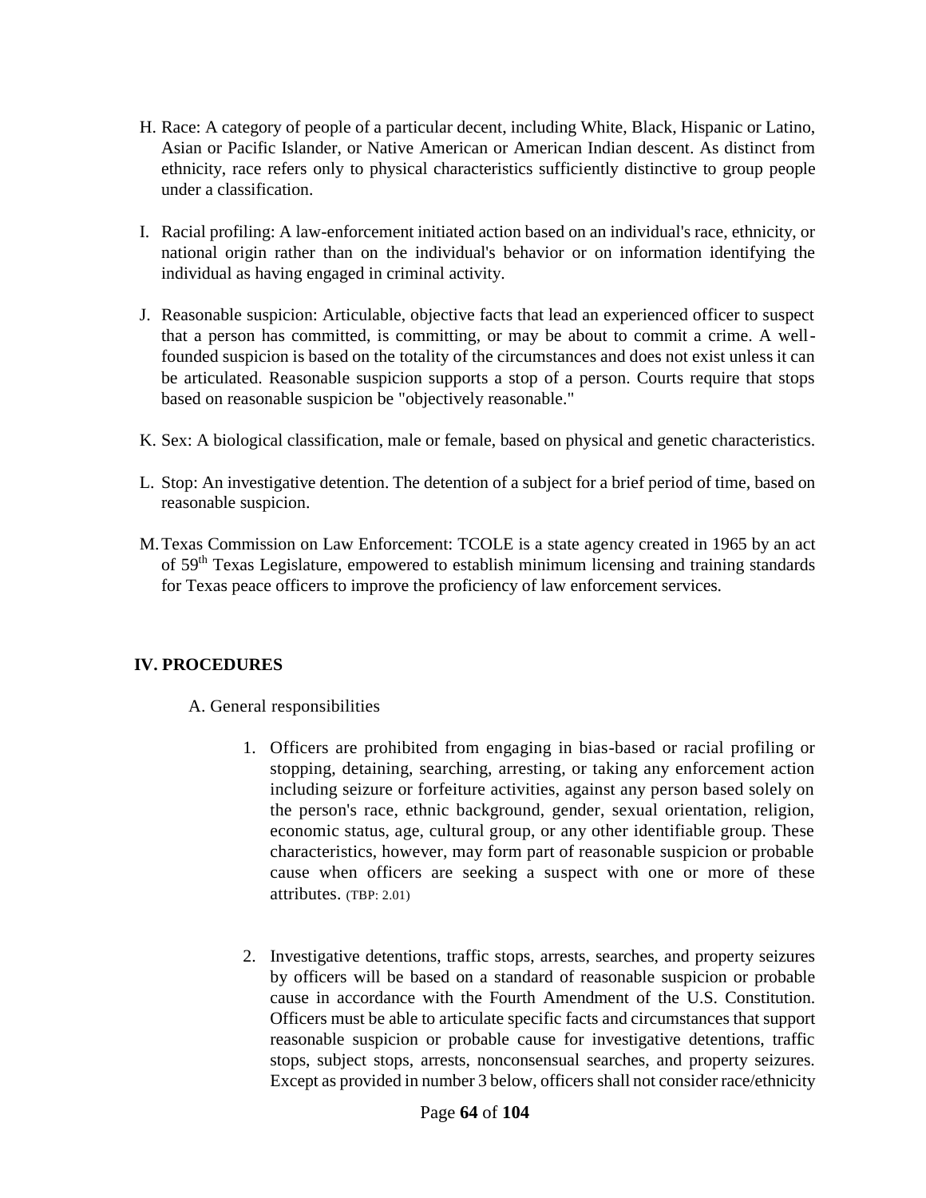H. Race: A category of people of a particular decent, including White, Black, Hispanic or Latino, Asian or Pacific Islander, or Native American or American Indian descent. As distinct from ethnicity, race refers only to physical characteristics sufficiently distinctive to group people under a classification.

I. Racial profiling: A law-enforcement initiated action based on an individual's race, ethnicity, or national origin rather than on the individual's behavior or on information identifying the individual as having engaged in criminal activity.

J. Reasonable suspicion: Articulable, objective facts that lead an experienced officer to suspect that a person has committed, is committing, or may be about to commit a crime. A well-founded suspicion is based on the totality of the circumstances and does not exist unless it can be articulated. Reasonable suspicion supports a stop of a person. Courts require that stops based on reasonable suspicion be "objectively reasonable."

K. Sex: A biological classification, male or female, based on physical and genetic characteristics.

L. Stop: An investigative detention. The detention of a subject for a brief period of time, based on reasonable suspicion.

M. Texas Commission on Law Enforcement: TCOLE is a state agency created in 1965 by an act of 59th Texas Legislature, empowered to establish minimum licensing and training standards for Texas peace officers to improve the proficiency of law enforcement services.

## IV. PROCEDURES

A. General responsibilities

1. Officers are prohibited from engaging in bias-based or racial profiling or stopping, detaining, searching, arresting, or taking any enforcement action including seizure or forfeiture activities, against any person based solely on the person's race, ethnic background, gender, sexual orientation, religion, economic status, age, cultural group, or any other identifiable group. These characteristics, however, may form part of reasonable suspicion or probable cause when officers are seeking a suspect with one or more of these attributes. (TBP: 2.01)

2. Investigative detentions, traffic stops, arrests, searches, and property seizures by officers will be based on a standard of reasonable suspicion or probable cause in accordance with the Fourth Amendment of the U.S. Constitution. Officers must be able to articulate specific facts and circumstances that support reasonable suspicion or probable cause for investigative detentions, traffic stops, subject stops, arrests, nonconsensual searches, and property seizures. Except as provided in number 3 below, officers shall not consider race/ethnicity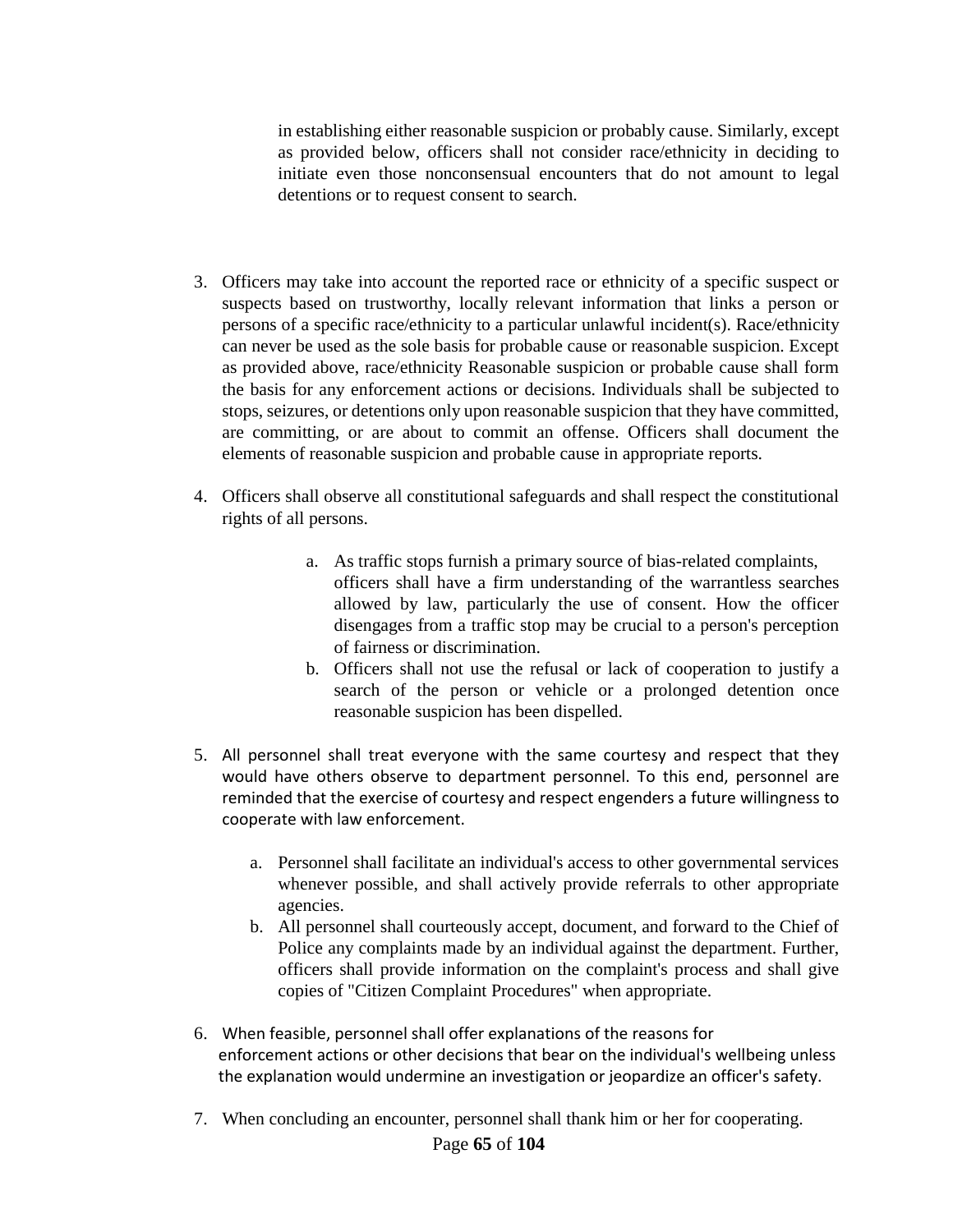in establishing either reasonable suspicion or probably cause. Similarly, except as provided below, officers shall not consider race/ethnicity in deciding to initiate even those nonconsensual encounters that do not amount to legal detentions or to request consent to search.

3. Officers may take into account the reported race or ethnicity of a specific suspect or suspects based on trustworthy, locally relevant information that links a person or persons of a specific race/ethnicity to a particular unlawful incident(s). Race/ethnicity can never be used as the sole basis for probable cause or reasonable suspicion. Except as provided above, race/ethnicity Reasonable suspicion or probable cause shall form the basis for any enforcement actions or decisions. Individuals shall be subjected to stops, seizures, or detentions only upon reasonable suspicion that they have committed, are committing, or are about to commit an offense. Officers shall document the elements of reasonable suspicion and probable cause in appropriate reports.

4. Officers shall observe all constitutional safeguards and shall respect the constitutional rights of all persons.

    a. As traffic stops furnish a primary source of bias-related complaints, officers shall have a firm understanding of the warrantless searches allowed by law, particularly the use of consent. How the officer disengages from a traffic stop may be crucial to a person's perception of fairness or discrimination.
    b. Officers shall not use the refusal or lack of cooperation to justify a search of the person or vehicle or a prolonged detention once reasonable suspicion has been dispelled.

5. All personnel shall treat everyone with the same courtesy and respect that they would have others observe to department personnel. To this end, personnel are reminded that the exercise of courtesy and respect engenders a future willingness to cooperate with law enforcement.

    a. Personnel shall facilitate an individual's access to other governmental services whenever possible, and shall actively provide referrals to other appropriate agencies.
    b. All personnel shall courteously accept, document, and forward to the Chief of Police any complaints made by an individual against the department. Further, officers shall provide information on the complaint's process and shall give copies of "Citizen Complaint Procedures" when appropriate.

6. When feasible, personnel shall offer explanations of the reasons for enforcement actions or other decisions that bear on the individual's wellbeing unless the explanation would undermine an investigation or jeopardize an officer's safety.

7. When concluding an encounter, personnel shall thank him or her for cooperating.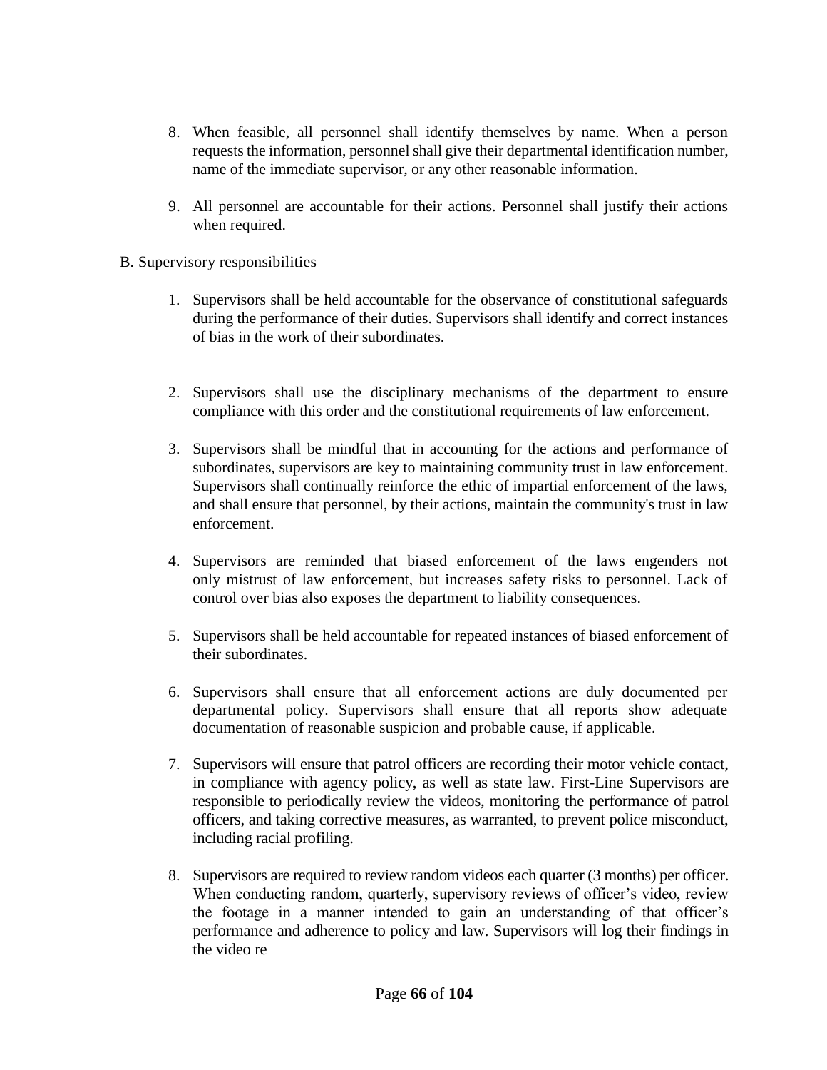8. When feasible, all personnel shall identify themselves by name. When a person requests the information, personnel shall give their departmental identification number, name of the immediate supervisor, or any other reasonable information.

9. All personnel are accountable for their actions. Personnel shall justify their actions when required.

B. Supervisory responsibilities

1. Supervisors shall be held accountable for the observance of constitutional safeguards during the performance of their duties. Supervisors shall identify and correct instances of bias in the work of their subordinates.

2. Supervisors shall use the disciplinary mechanisms of the department to ensure compliance with this order and the constitutional requirements of law enforcement.

3. Supervisors shall be mindful that in accounting for the actions and performance of subordinates, supervisors are key to maintaining community trust in law enforcement. Supervisors shall continually reinforce the ethic of impartial enforcement of the laws, and shall ensure that personnel, by their actions, maintain the community's trust in law enforcement.

4. Supervisors are reminded that biased enforcement of the laws engenders not only mistrust of law enforcement, but increases safety risks to personnel. Lack of control over bias also exposes the department to liability consequences.

5. Supervisors shall be held accountable for repeated instances of biased enforcement of their subordinates.

6. Supervisors shall ensure that all enforcement actions are duly documented per departmental policy. Supervisors shall ensure that all reports show adequate documentation of reasonable suspicion and probable cause, if applicable.

7. Supervisors will ensure that patrol officers are recording their motor vehicle contact, in compliance with agency policy, as well as state law. First-Line Supervisors are responsible to periodically review the videos, monitoring the performance of patrol officers, and taking corrective measures, as warranted, to prevent police misconduct, including racial profiling.

8. Supervisors are required to review random videos each quarter (3 months) per officer. When conducting random, quarterly, supervisory reviews of officer's video, review the footage in a manner intended to gain an understanding of that officer's performance and adherence to policy and law. Supervisors will log their findings in the video re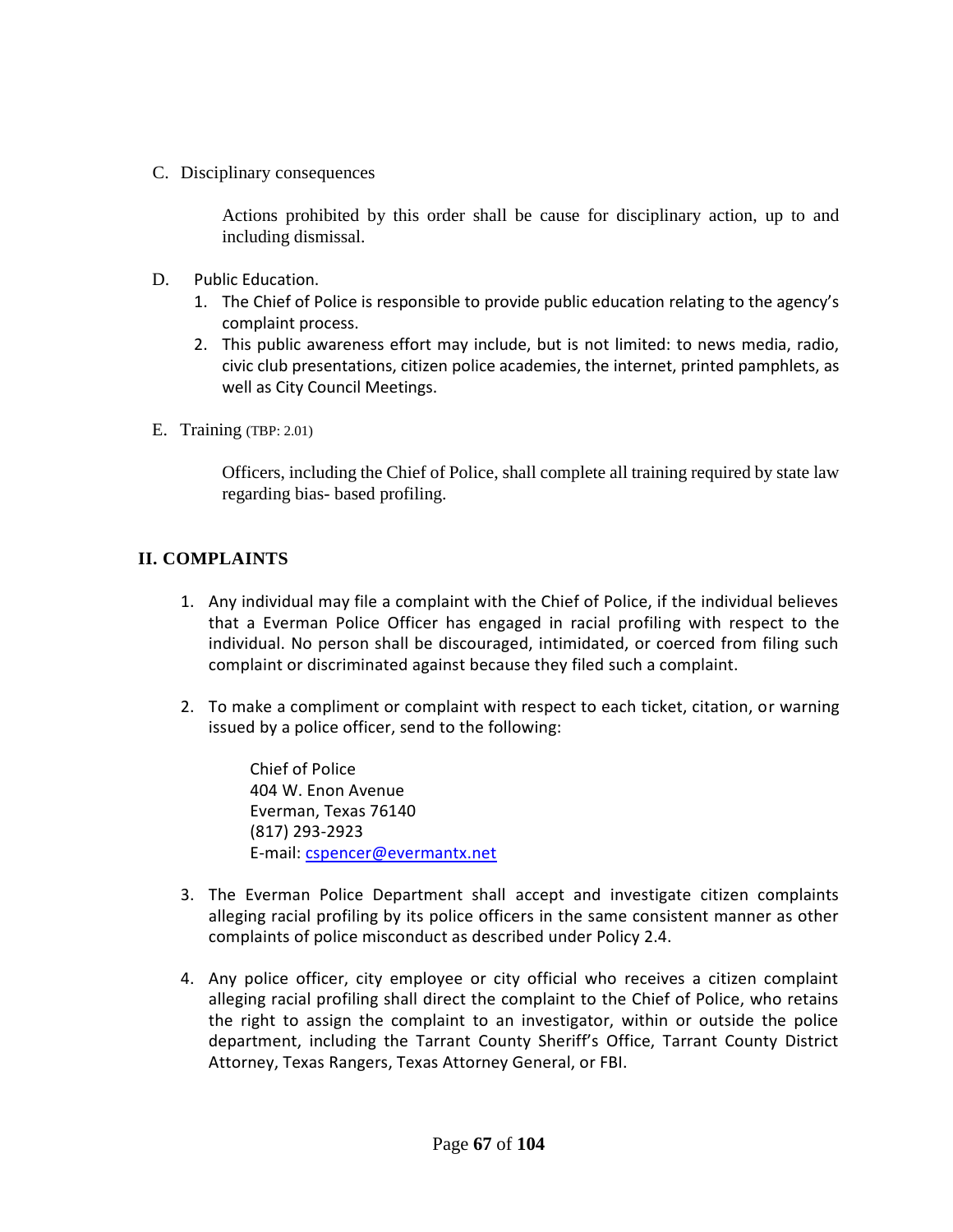C. Disciplinary consequences

Actions prohibited by this order shall be cause for disciplinary action, up to and including dismissal.

D. Public Education.

1. The Chief of Police is responsible to provide public education relating to the agency's complaint process.
2. This public awareness effort may include, but is not limited: to news media, radio, civic club presentations, citizen police academies, the internet, printed pamphlets, as well as City Council Meetings.

E. Training (TBP: 2.01)

Officers, including the Chief of Police, shall complete all training required by state law regarding bias- based profiling.

## II. COMPLAINTS

1. Any individual may file a complaint with the Chief of Police, if the individual believes that a Everman Police Officer has engaged in racial profiling with respect to the individual. No person shall be discouraged, intimidated, or coerced from filing such complaint or discriminated against because they filed such a complaint.

2. To make a compliment or complaint with respect to each ticket, citation, or warning issued by a police officer, send to the following:

   Chief of Police
   404 W. Enon Avenue
   Everman, Texas 76140
   (817) 293-2923
   E-mail: cspencer@evermantx.net

3. The Everman Police Department shall accept and investigate citizen complaints alleging racial profiling by its police officers in the same consistent manner as other complaints of police misconduct as described under Policy 2.4.

4. Any police officer, city employee or city official who receives a citizen complaint alleging racial profiling shall direct the complaint to the Chief of Police, who retains the right to assign the complaint to an investigator, within or outside the police department, including the Tarrant County Sheriff's Office, Tarrant County District Attorney, Texas Rangers, Texas Attorney General, or FBI.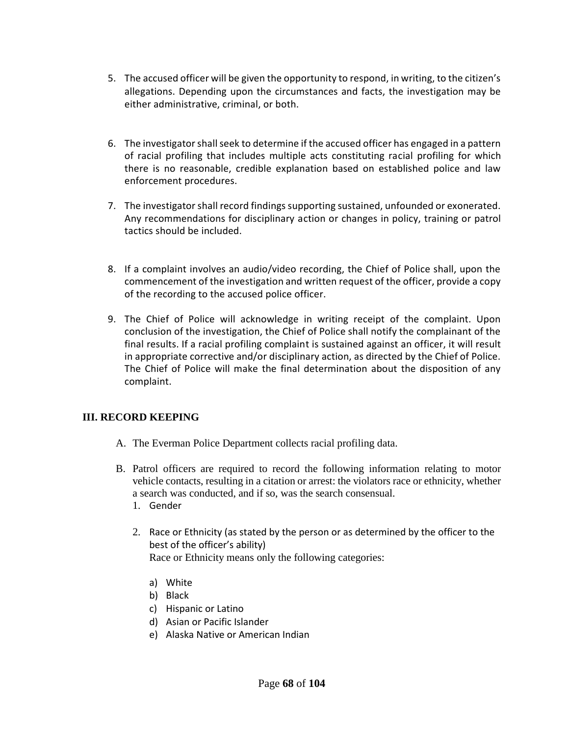5. The accused officer will be given the opportunity to respond, in writing, to the citizen's allegations. Depending upon the circumstances and facts, the investigation may be either administrative, criminal, or both.

6. The investigator shall seek to determine if the accused officer has engaged in a pattern of racial profiling that includes multiple acts constituting racial profiling for which there is no reasonable, credible explanation based on established police and law enforcement procedures.

7. The investigator shall record findings supporting sustained, unfounded or exonerated. Any recommendations for disciplinary action or changes in policy, training or patrol tactics should be included.

8. If a complaint involves an audio/video recording, the Chief of Police shall, upon the commencement of the investigation and written request of the officer, provide a copy of the recording to the accused police officer.

9. The Chief of Police will acknowledge in writing receipt of the complaint. Upon conclusion of the investigation, the Chief of Police shall notify the complainant of the final results. If a racial profiling complaint is sustained against an officer, it will result in appropriate corrective and/or disciplinary action, as directed by the Chief of Police. The Chief of Police will make the final determination about the disposition of any complaint.

## III. RECORD KEEPING

A. The Everman Police Department collects racial profiling data.

B. Patrol officers are required to record the following information relating to motor vehicle contacts, resulting in a citation or arrest: the violators race or ethnicity, whether a search was conducted, and if so, was the search consensual.

   1. Gender

   2. Race or Ethnicity (as stated by the person or as determined by the officer to the best of the officer's ability)
      Race or Ethnicity means only the following categories:

      a) White
      b) Black
      c) Hispanic or Latino
      d) Asian or Pacific Islander
      e) Alaska Native or American Indian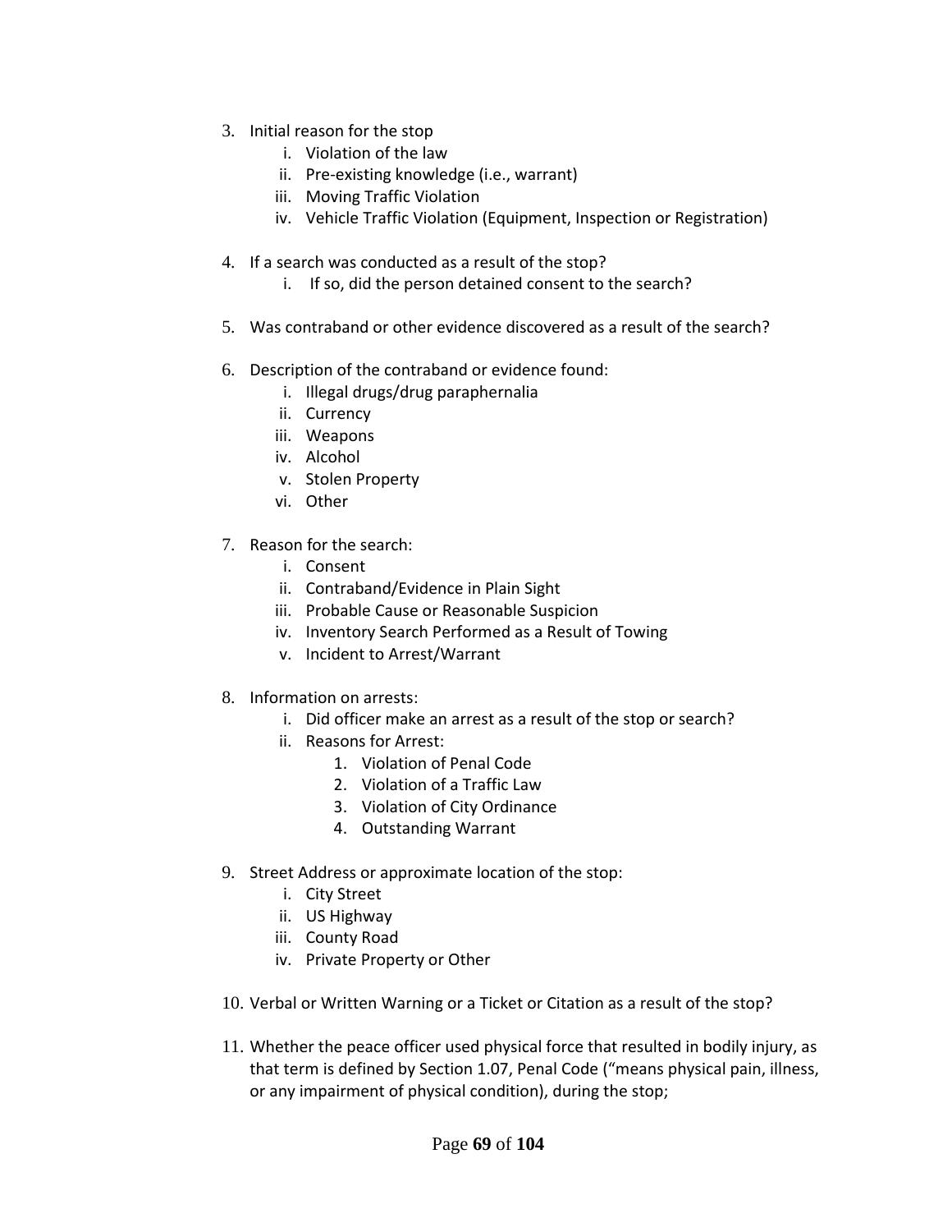3. Initial reason for the stop
    i. Violation of the law
    ii. Pre-existing knowledge (i.e., warrant)
    iii. Moving Traffic Violation
    iv. Vehicle Traffic Violation (Equipment, Inspection or Registration)

4. If a search was conducted as a result of the stop?
    i. If so, did the person detained consent to the search?

5. Was contraband or other evidence discovered as a result of the search?

6. Description of the contraband or evidence found:
    i. Illegal drugs/drug paraphernalia
    ii. Currency
    iii. Weapons
    iv. Alcohol
    v. Stolen Property
    vi. Other

7. Reason for the search:
    i. Consent
    ii. Contraband/Evidence in Plain Sight
    iii. Probable Cause or Reasonable Suspicion
    iv. Inventory Search Performed as a Result of Towing
    v. Incident to Arrest/Warrant

8. Information on arrests:
    i. Did officer make an arrest as a result of the stop or search?
    ii. Reasons for Arrest:
        1. Violation of Penal Code
        2. Violation of a Traffic Law
        3. Violation of City Ordinance
        4. Outstanding Warrant

9. Street Address or approximate location of the stop:
    i. City Street
    ii. US Highway
    iii. County Road
    iv. Private Property or Other

10. Verbal or Written Warning or a Ticket or Citation as a result of the stop?

11. Whether the peace officer used physical force that resulted in bodily injury, as that term is defined by Section 1.07, Penal Code ("means physical pain, illness, or any impairment of physical condition), during the stop;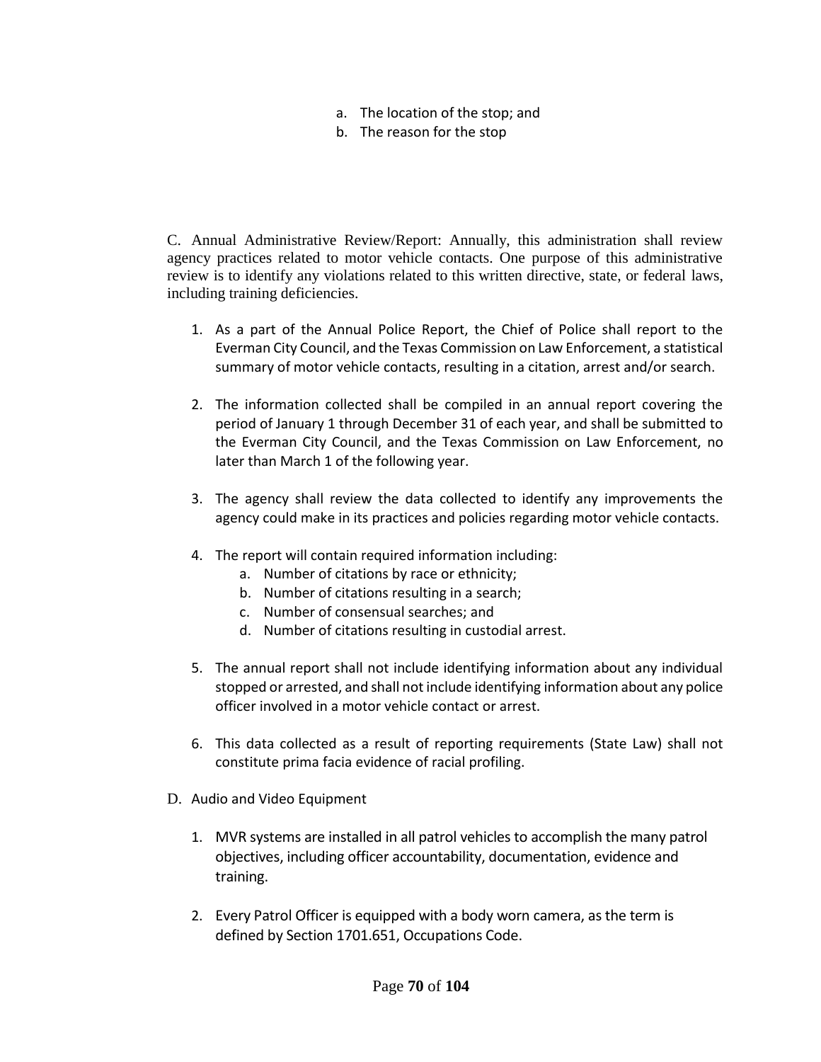a. The location of the stop; and
b. The reason for the stop

C. Annual Administrative Review/Report: Annually, this administration shall review agency practices related to motor vehicle contacts. One purpose of this administrative review is to identify any violations related to this written directive, state, or federal laws, including training deficiencies.

1. As a part of the Annual Police Report, the Chief of Police shall report to the Everman City Council, and the Texas Commission on Law Enforcement, a statistical summary of motor vehicle contacts, resulting in a citation, arrest and/or search.

2. The information collected shall be compiled in an annual report covering the period of January 1 through December 31 of each year, and shall be submitted to the Everman City Council, and the Texas Commission on Law Enforcement, no later than March 1 of the following year.

3. The agency shall review the data collected to identify any improvements the agency could make in its practices and policies regarding motor vehicle contacts.

4. The report will contain required information including:
   a. Number of citations by race or ethnicity;
   b. Number of citations resulting in a search;
   c. Number of consensual searches; and
   d. Number of citations resulting in custodial arrest.

5. The annual report shall not include identifying information about any individual stopped or arrested, and shall not include identifying information about any police officer involved in a motor vehicle contact or arrest.

6. This data collected as a result of reporting requirements (State Law) shall not constitute prima facia evidence of racial profiling.

D. Audio and Video Equipment

1. MVR systems are installed in all patrol vehicles to accomplish the many patrol objectives, including officer accountability, documentation, evidence and training.

2. Every Patrol Officer is equipped with a body worn camera, as the term is defined by Section 1701.651, Occupations Code.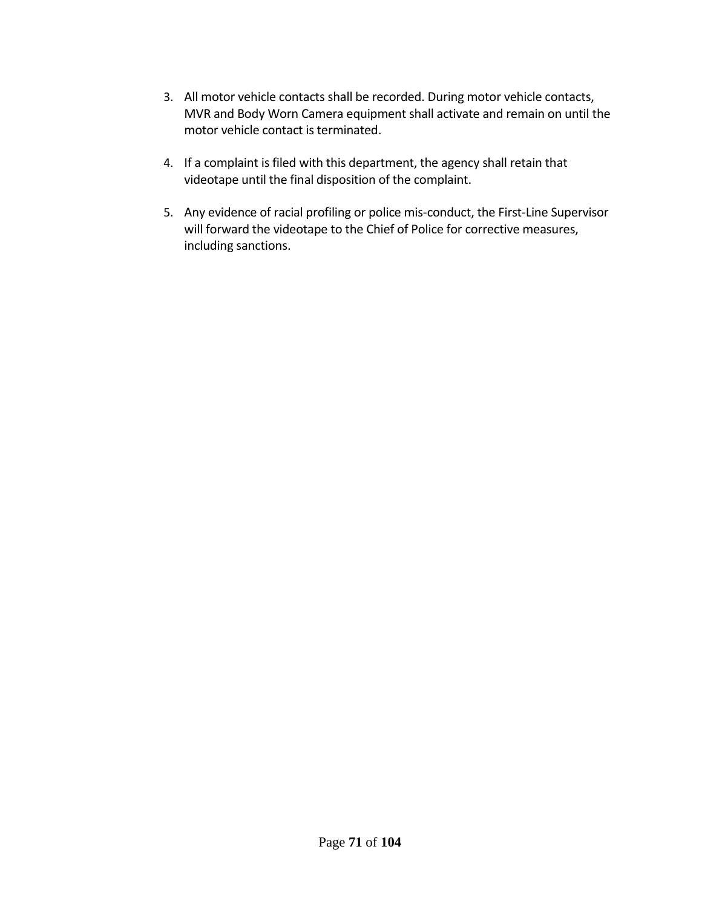3. All motor vehicle contacts shall be recorded. During motor vehicle contacts, MVR and Body Worn Camera equipment shall activate and remain on until the motor vehicle contact is terminated.

4. If a complaint is filed with this department, the agency shall retain that videotape until the final disposition of the complaint.

5. Any evidence of racial profiling or police mis-conduct, the First-Line Supervisor will forward the videotape to the Chief of Police for corrective measures, including sanctions.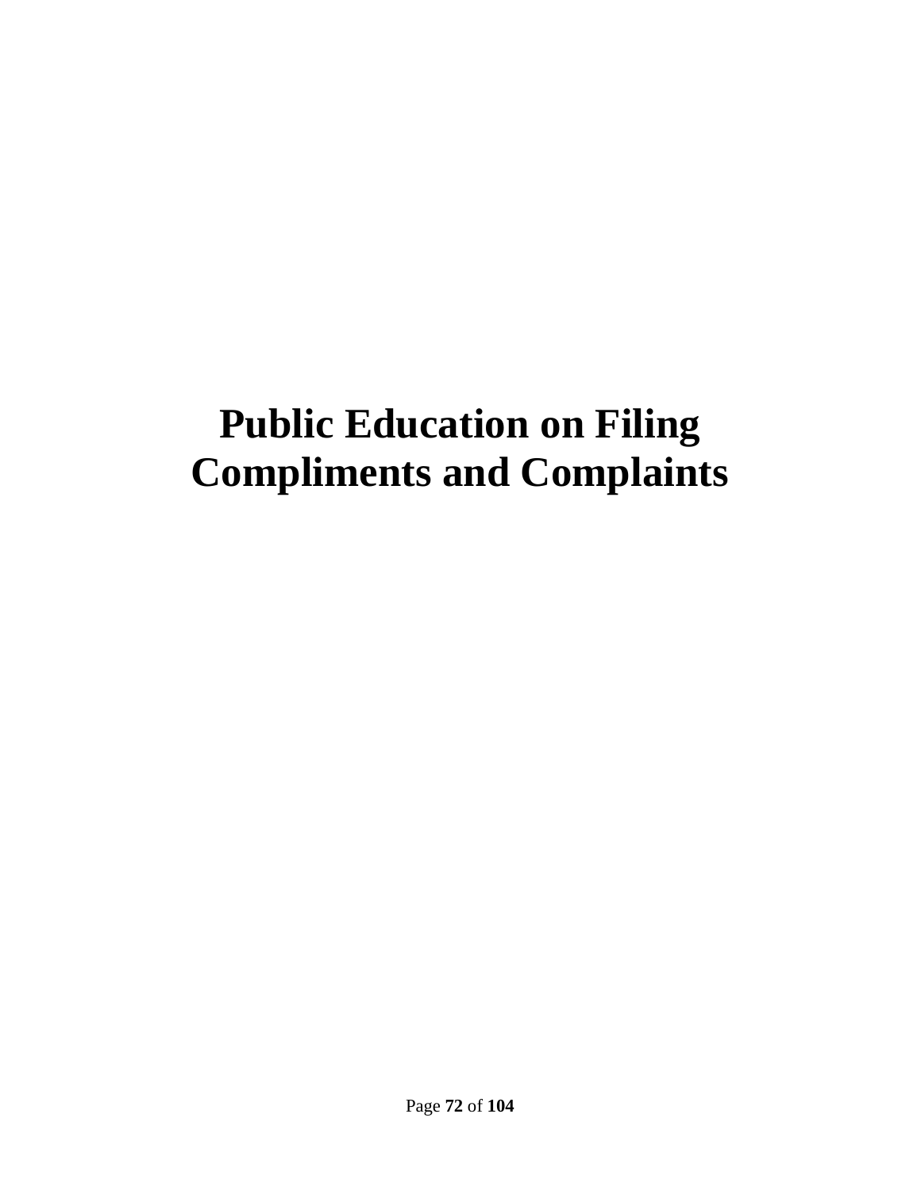# Public Education on Filing Compliments and Complaints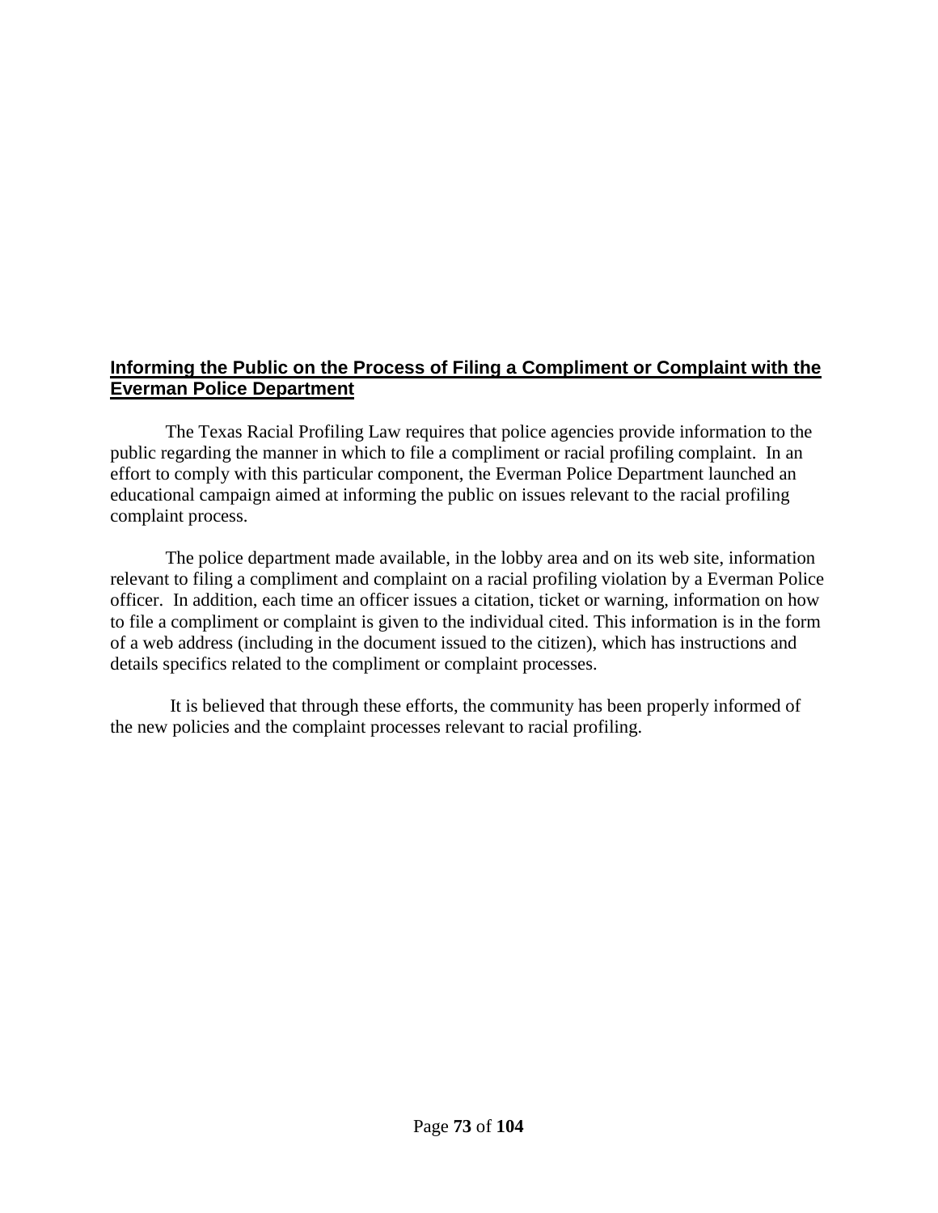## Informing the Public on the Process of Filing a Compliment or Complaint with the Everman Police Department

The Texas Racial Profiling Law requires that police agencies provide information to the public regarding the manner in which to file a compliment or racial profiling complaint. In an effort to comply with this particular component, the Everman Police Department launched an educational campaign aimed at informing the public on issues relevant to the racial profiling complaint process.

The police department made available, in the lobby area and on its web site, information relevant to filing a compliment and complaint on a racial profiling violation by a Everman Police officer. In addition, each time an officer issues a citation, ticket or warning, information on how to file a compliment or complaint is given to the individual cited. This information is in the form of a web address (including in the document issued to the citizen), which has instructions and details specifics related to the compliment or complaint processes.

It is believed that through these efforts, the community has been properly informed of the new policies and the complaint processes relevant to racial profiling.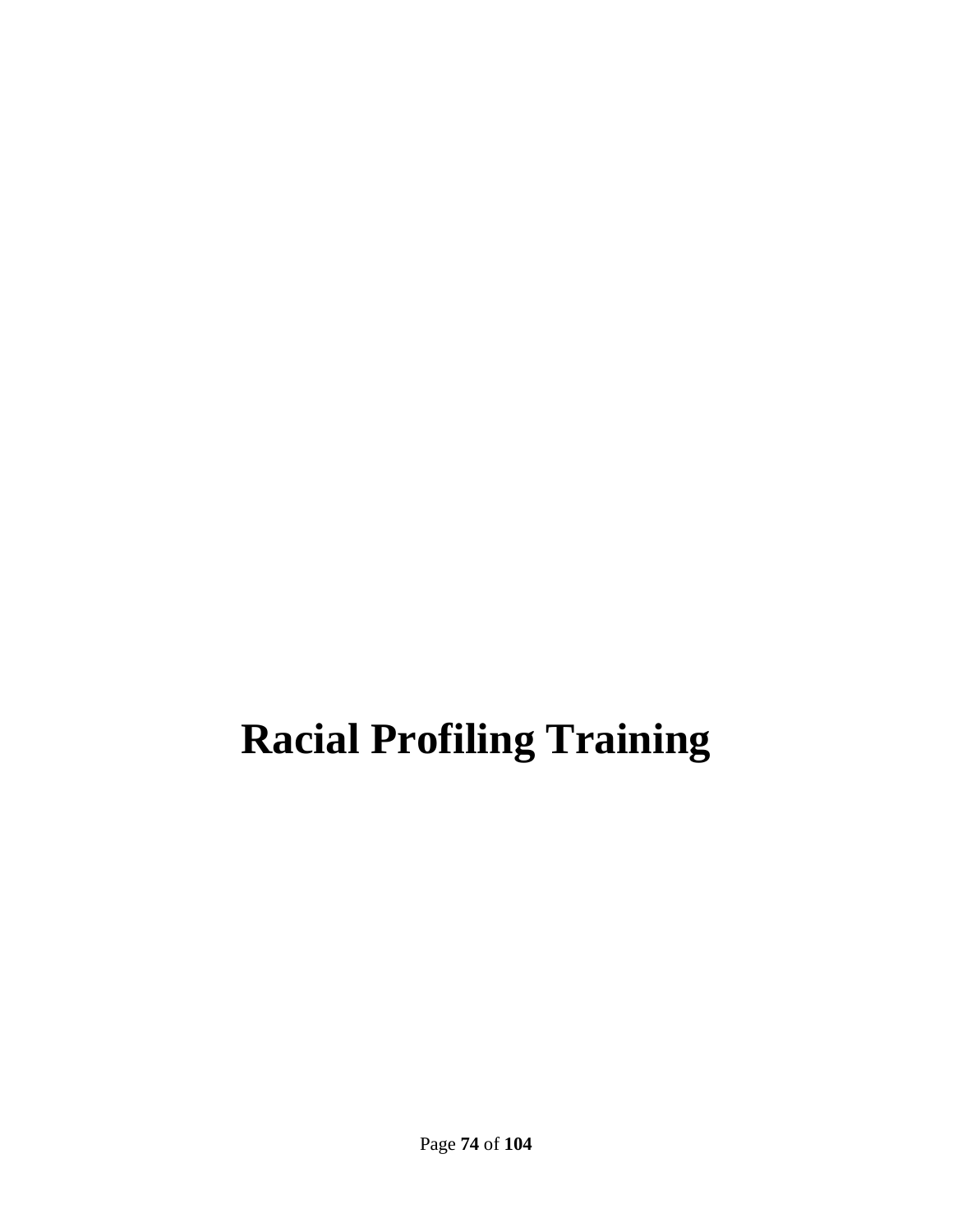# Racial Profiling Training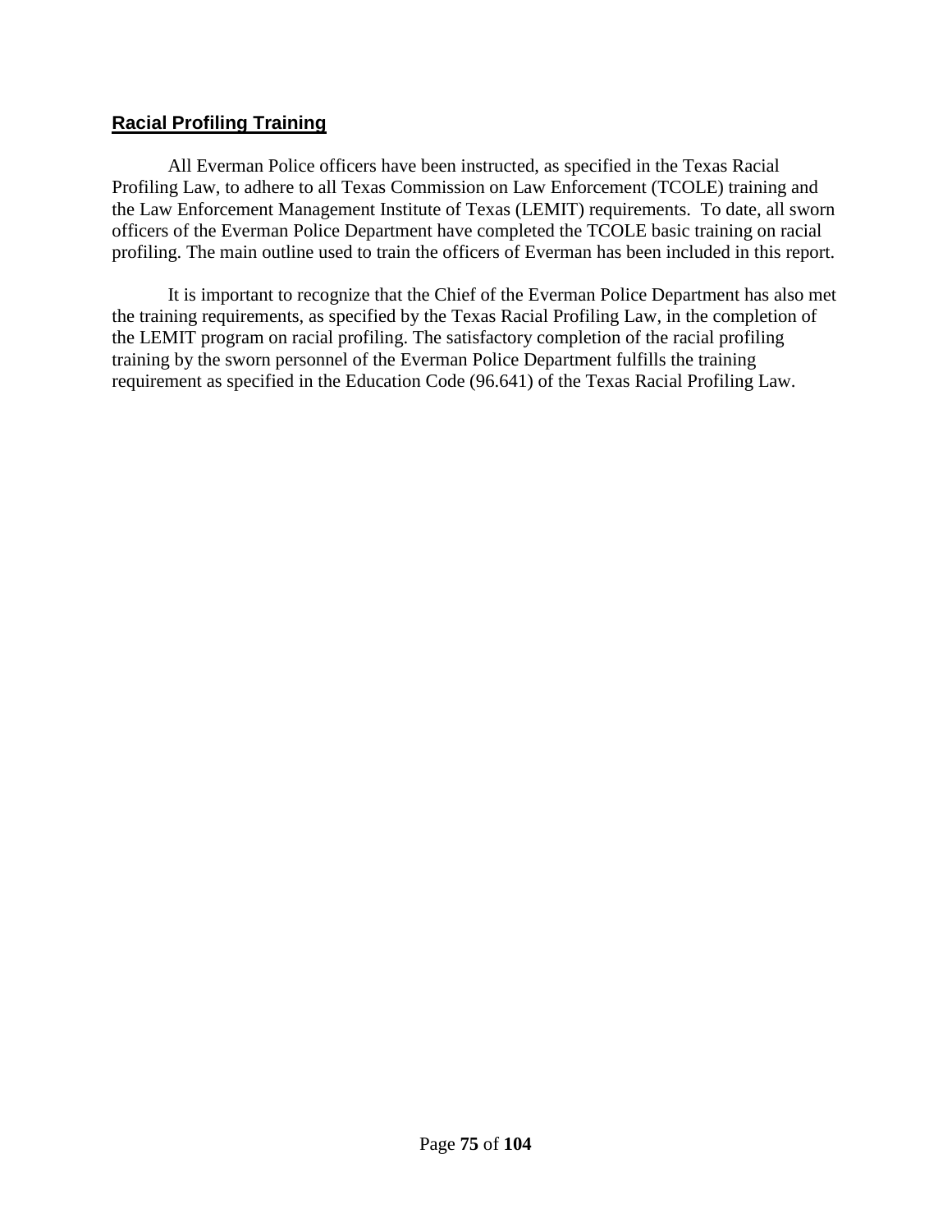## Racial Profiling Training

All Everman Police officers have been instructed, as specified in the Texas Racial Profiling Law, to adhere to all Texas Commission on Law Enforcement (TCOLE) training and the Law Enforcement Management Institute of Texas (LEMIT) requirements. To date, all sworn officers of the Everman Police Department have completed the TCOLE basic training on racial profiling. The main outline used to train the officers of Everman has been included in this report.

It is important to recognize that the Chief of the Everman Police Department has also met the training requirements, as specified by the Texas Racial Profiling Law, in the completion of the LEMIT program on racial profiling. The satisfactory completion of the racial profiling training by the sworn personnel of the Everman Police Department fulfills the training requirement as specified in the Education Code (96.641) of the Texas Racial Profiling Law.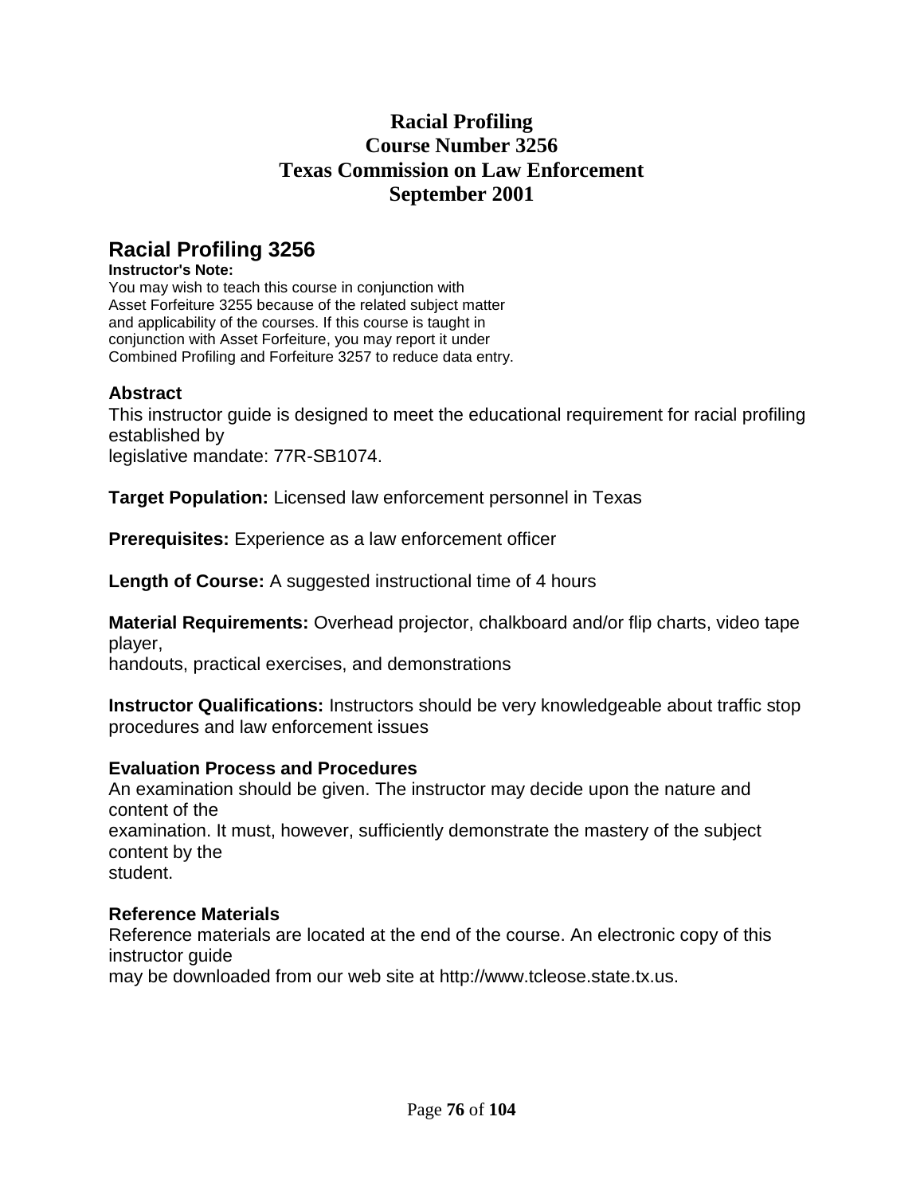# Racial Profiling
# Course Number 3256
# Texas Commission on Law Enforcement
# September 2001

## Racial Profiling 3256

**Instructor's Note:**
You may wish to teach this course in conjunction with Asset Forfeiture 3255 because of the related subject matter and applicability of the courses. If this course is taught in conjunction with Asset Forfeiture, you may report it under Combined Profiling and Forfeiture 3257 to reduce data entry.

### Abstract

This instructor guide is designed to meet the educational requirement for racial profiling established by legislative mandate: 77R-SB1074.

**Target Population:** Licensed law enforcement personnel in Texas

**Prerequisites:** Experience as a law enforcement officer

**Length of Course:** A suggested instructional time of 4 hours

**Material Requirements:** Overhead projector, chalkboard and/or flip charts, video tape player, handouts, practical exercises, and demonstrations

**Instructor Qualifications:** Instructors should be very knowledgeable about traffic stop procedures and law enforcement issues

### Evaluation Process and Procedures

An examination should be given. The instructor may decide upon the nature and content of the examination. It must, however, sufficiently demonstrate the mastery of the subject content by the student.

### Reference Materials

Reference materials are located at the end of the course. An electronic copy of this instructor guide may be downloaded from our web site at http://www.tcleose.state.tx.us.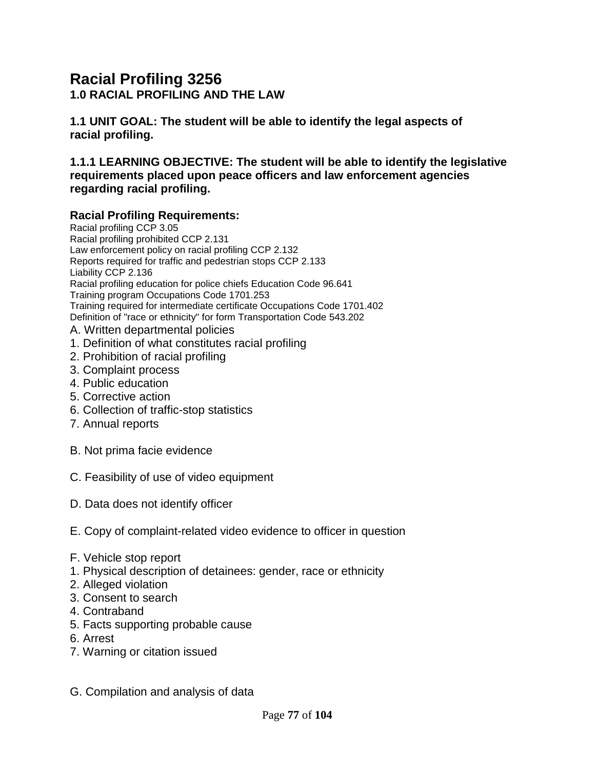# Racial Profiling 3256

## 1.0 RACIAL PROFILING AND THE LAW

### 1.1 UNIT GOAL: The student will be able to identify the legal aspects of racial profiling.

### 1.1.1 LEARNING OBJECTIVE: The student will be able to identify the legislative requirements placed upon peace officers and law enforcement agencies regarding racial profiling.

**Racial Profiling Requirements:**

Racial profiling CCP 3.05
Racial profiling prohibited CCP 2.131
Law enforcement policy on racial profiling CCP 2.132
Reports required for traffic and pedestrian stops CCP 2.133
Liability CCP 2.136
Racial profiling education for police chiefs Education Code 96.641
Training program Occupations Code 1701.253
Training required for intermediate certificate Occupations Code 1701.402
Definition of "race or ethnicity" for form Transportation Code 543.202

A. Written departmental policies
1. Definition of what constitutes racial profiling
2. Prohibition of racial profiling
3. Complaint process
4. Public education
5. Corrective action
6. Collection of traffic-stop statistics
7. Annual reports

B. Not prima facie evidence

C. Feasibility of use of video equipment

D. Data does not identify officer

E. Copy of complaint-related video evidence to officer in question

F. Vehicle stop report
1. Physical description of detainees: gender, race or ethnicity
2. Alleged violation
3. Consent to search
4. Contraband
5. Facts supporting probable cause
6. Arrest
7. Warning or citation issued

G. Compilation and analysis of data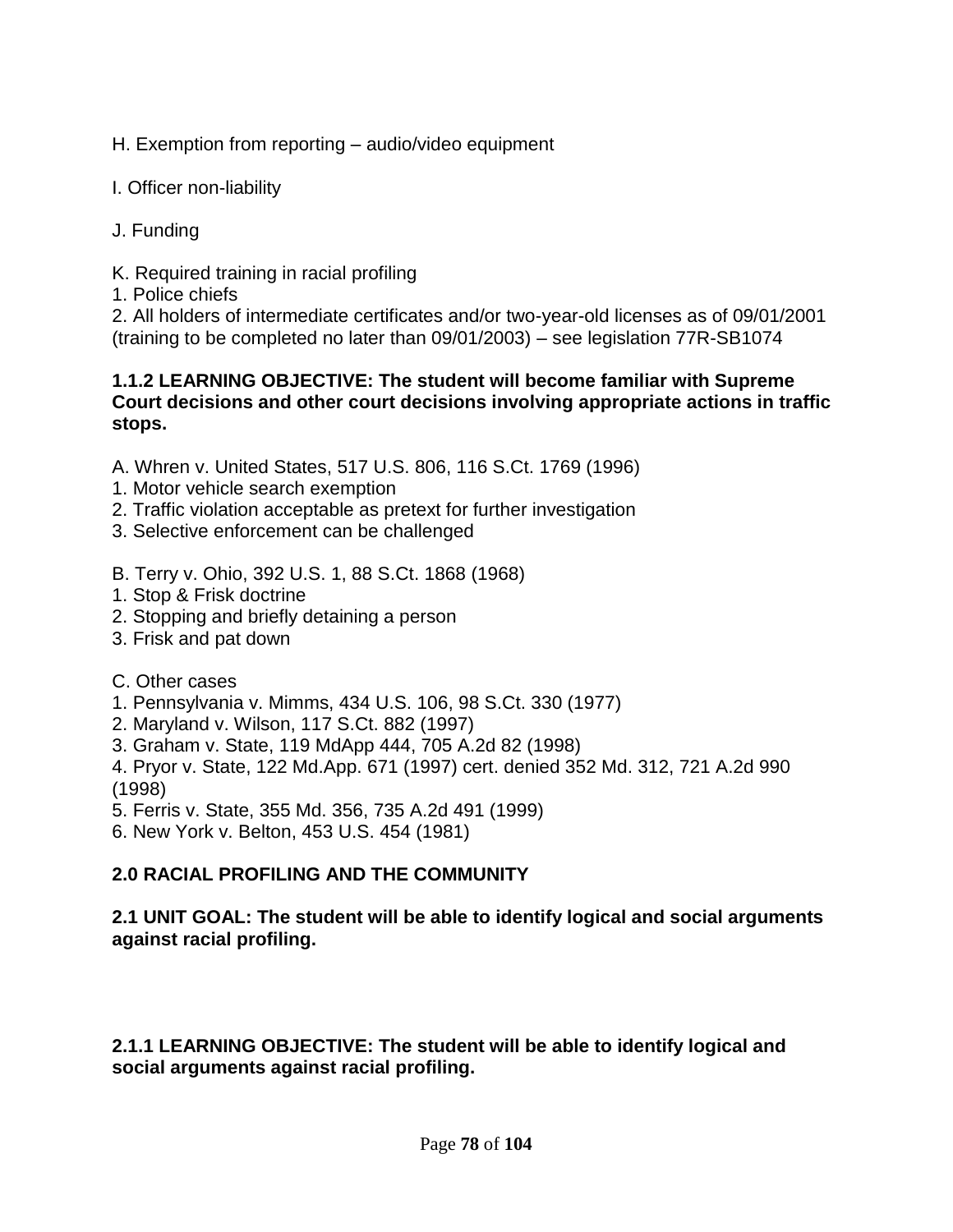H. Exemption from reporting – audio/video equipment

I. Officer non-liability

J. Funding

K. Required training in racial profiling
1. Police chiefs
2. All holders of intermediate certificates and/or two-year-old licenses as of 09/01/2001 (training to be completed no later than 09/01/2003) – see legislation 77R-SB1074

**1.1.2 LEARNING OBJECTIVE: The student will become familiar with Supreme Court decisions and other court decisions involving appropriate actions in traffic stops.**

A. Whren v. United States, 517 U.S. 806, 116 S.Ct. 1769 (1996)
1. Motor vehicle search exemption
2. Traffic violation acceptable as pretext for further investigation
3. Selective enforcement can be challenged

B. Terry v. Ohio, 392 U.S. 1, 88 S.Ct. 1868 (1968)
1. Stop & Frisk doctrine
2. Stopping and briefly detaining a person
3. Frisk and pat down

C. Other cases
1. Pennsylvania v. Mimms, 434 U.S. 106, 98 S.Ct. 330 (1977)
2. Maryland v. Wilson, 117 S.Ct. 882 (1997)
3. Graham v. State, 119 MdApp 444, 705 A.2d 82 (1998)
4. Pryor v. State, 122 Md.App. 671 (1997) cert. denied 352 Md. 312, 721 A.2d 990 (1998)
5. Ferris v. State, 355 Md. 356, 735 A.2d 491 (1999)
6. New York v. Belton, 453 U.S. 454 (1981)

**2.0 RACIAL PROFILING AND THE COMMUNITY**

**2.1 UNIT GOAL: The student will be able to identify logical and social arguments against racial profiling.**

**2.1.1 LEARNING OBJECTIVE: The student will be able to identify logical and social arguments against racial profiling.**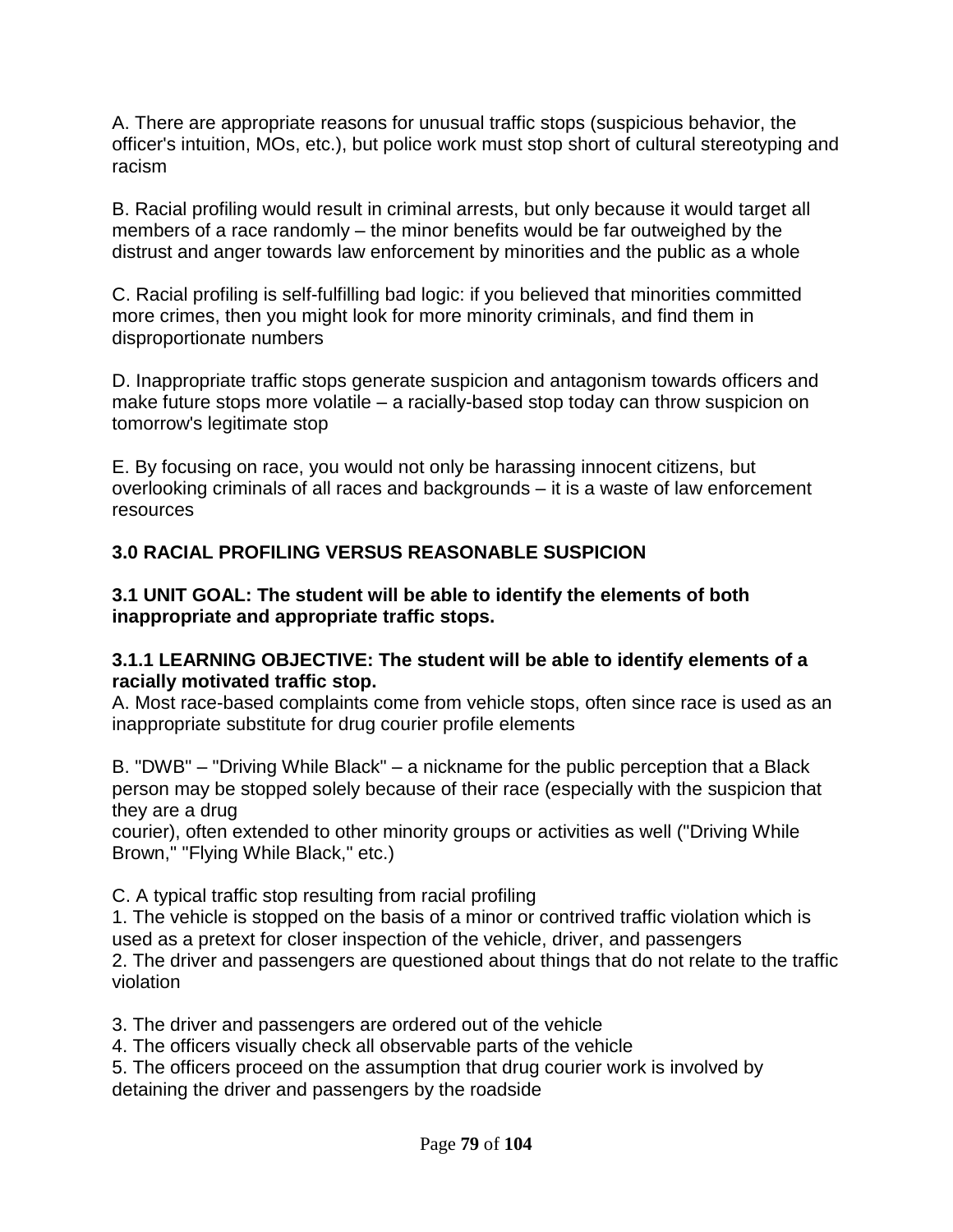A. There are appropriate reasons for unusual traffic stops (suspicious behavior, the officer's intuition, MOs, etc.), but police work must stop short of cultural stereotyping and racism

B. Racial profiling would result in criminal arrests, but only because it would target all members of a race randomly – the minor benefits would be far outweighed by the distrust and anger towards law enforcement by minorities and the public as a whole

C. Racial profiling is self-fulfilling bad logic: if you believed that minorities committed more crimes, then you might look for more minority criminals, and find them in disproportionate numbers

D. Inappropriate traffic stops generate suspicion and antagonism towards officers and make future stops more volatile – a racially-based stop today can throw suspicion on tomorrow's legitimate stop

E. By focusing on race, you would not only be harassing innocent citizens, but overlooking criminals of all races and backgrounds – it is a waste of law enforcement resources

## 3.0 RACIAL PROFILING VERSUS REASONABLE SUSPICION

### 3.1 UNIT GOAL: The student will be able to identify the elements of both inappropriate and appropriate traffic stops.

#### 3.1.1 LEARNING OBJECTIVE: The student will be able to identify elements of a racially motivated traffic stop.

A. Most race-based complaints come from vehicle stops, often since race is used as an inappropriate substitute for drug courier profile elements

B. "DWB" – "Driving While Black" – a nickname for the public perception that a Black person may be stopped solely because of their race (especially with the suspicion that they are a drug courier), often extended to other minority groups or activities as well ("Driving While Brown," "Flying While Black," etc.)

C. A typical traffic stop resulting from racial profiling

1. The vehicle is stopped on the basis of a minor or contrived traffic violation which is used as a pretext for closer inspection of the vehicle, driver, and passengers
2. The driver and passengers are questioned about things that do not relate to the traffic violation
3. The driver and passengers are ordered out of the vehicle
4. The officers visually check all observable parts of the vehicle
5. The officers proceed on the assumption that drug courier work is involved by detaining the driver and passengers by the roadside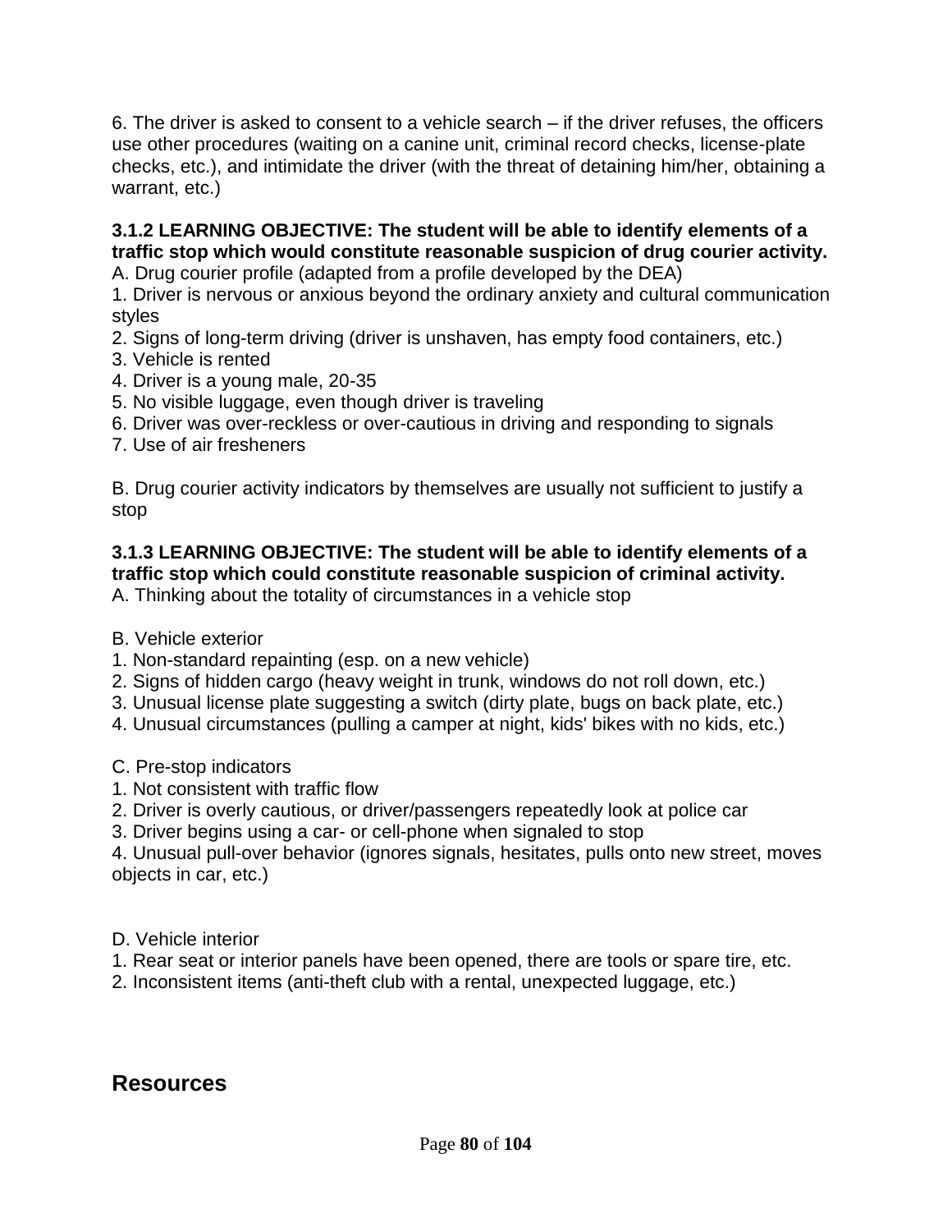6. The driver is asked to consent to a vehicle search – if the driver refuses, the officers use other procedures (waiting on a canine unit, criminal record checks, license-plate checks, etc.), and intimidate the driver (with the threat of detaining him/her, obtaining a warrant, etc.)

**3.1.2 LEARNING OBJECTIVE: The student will be able to identify elements of a traffic stop which would constitute reasonable suspicion of drug courier activity.**

A. Drug courier profile (adapted from a profile developed by the DEA)

1. Driver is nervous or anxious beyond the ordinary anxiety and cultural communication styles
2. Signs of long-term driving (driver is unshaven, has empty food containers, etc.)
3. Vehicle is rented
4. Driver is a young male, 20-35
5. No visible luggage, even though driver is traveling
6. Driver was over-reckless or over-cautious in driving and responding to signals
7. Use of air fresheners

B. Drug courier activity indicators by themselves are usually not sufficient to justify a stop

**3.1.3 LEARNING OBJECTIVE: The student will be able to identify elements of a traffic stop which could constitute reasonable suspicion of criminal activity.**

A. Thinking about the totality of circumstances in a vehicle stop

B. Vehicle exterior

1. Non-standard repainting (esp. on a new vehicle)
2. Signs of hidden cargo (heavy weight in trunk, windows do not roll down, etc.)
3. Unusual license plate suggesting a switch (dirty plate, bugs on back plate, etc.)
4. Unusual circumstances (pulling a camper at night, kids' bikes with no kids, etc.)

C. Pre-stop indicators

1. Not consistent with traffic flow
2. Driver is overly cautious, or driver/passengers repeatedly look at police car
3. Driver begins using a car- or cell-phone when signaled to stop
4. Unusual pull-over behavior (ignores signals, hesitates, pulls onto new street, moves objects in car, etc.)

D. Vehicle interior

1. Rear seat or interior panels have been opened, there are tools or spare tire, etc.
2. Inconsistent items (anti-theft club with a rental, unexpected luggage, etc.)

## Resources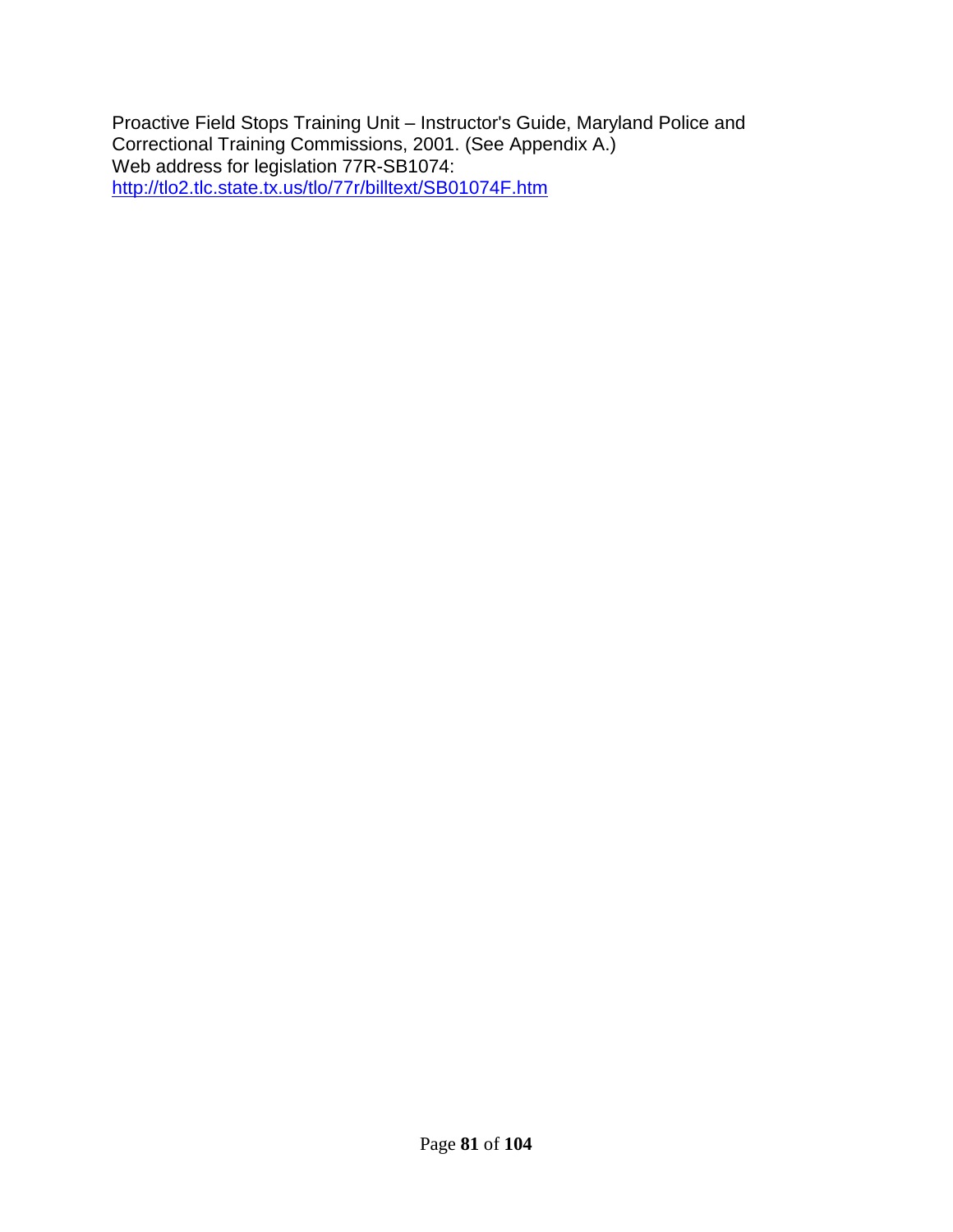Proactive Field Stops Training Unit – Instructor's Guide, Maryland Police and Correctional Training Commissions, 2001. (See Appendix A.)
Web address for legislation 77R-SB1074:
http://tlo2.tlc.state.tx.us/tlo/77r/billtext/SB01074F.htm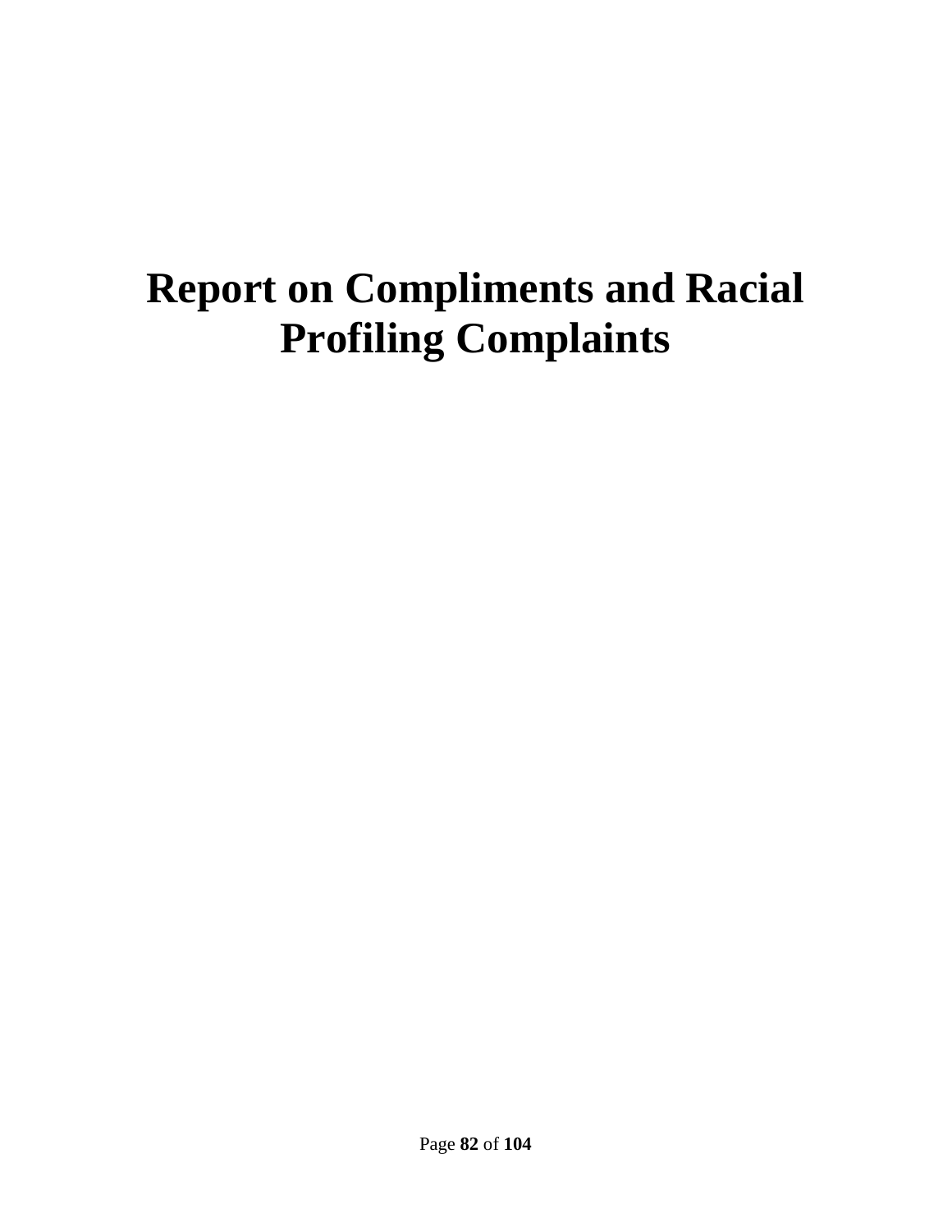# Report on Compliments and Racial Profiling Complaints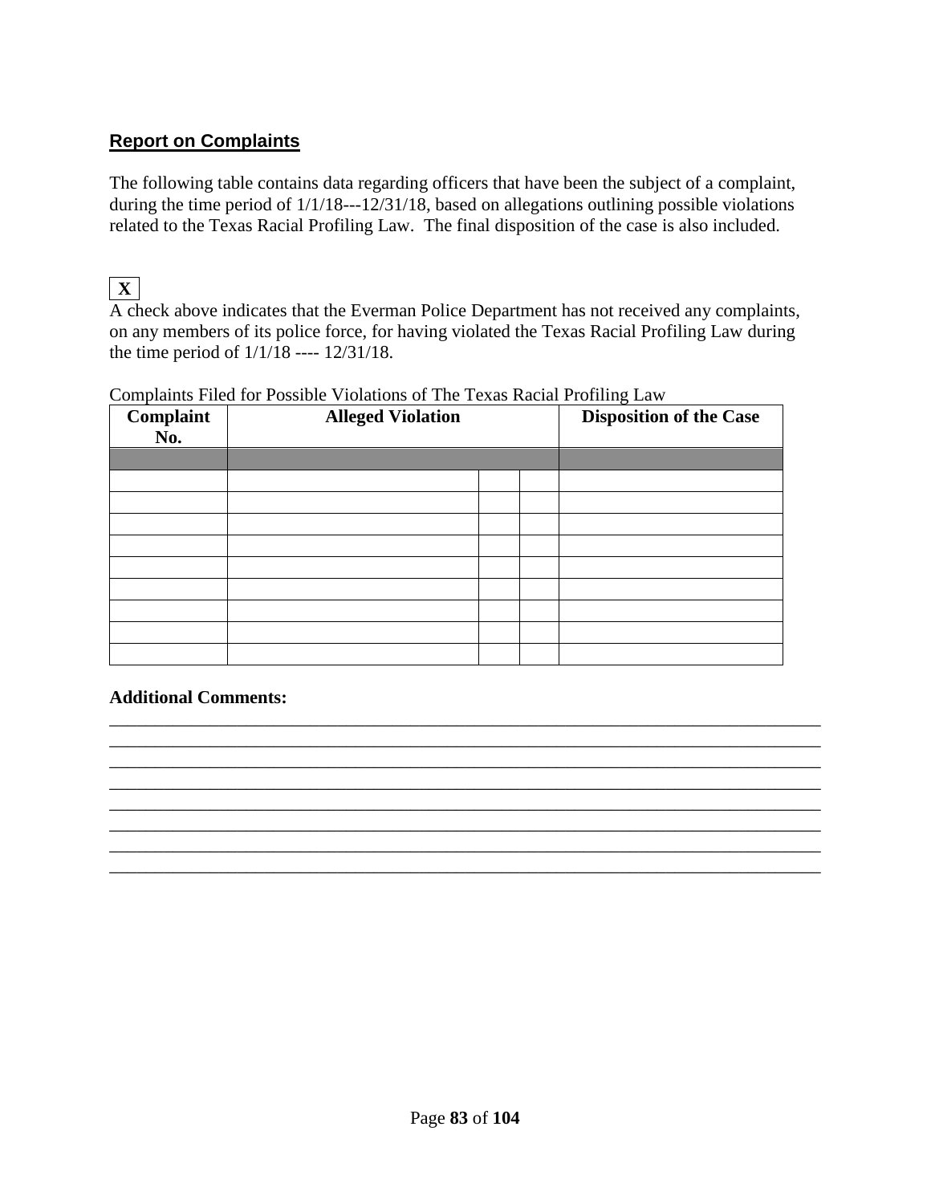## Report on Complaints

The following table contains data regarding officers that have been the subject of a complaint, during the time period of 1/1/18---12/31/18, based on allegations outlining possible violations related to the Texas Racial Profiling Law. The final disposition of the case is also included.

[X]

A check above indicates that the Everman Police Department has not received any complaints, on any members of its police force, for having violated the Texas Racial Profiling Law during the time period of 1/1/18 ---- 12/31/18.

Complaints Filed for Possible Violations of The Texas Racial Profiling Law

| Complaint No. | Alleged Violation | | | Disposition of the Case |
|---|---|---|---|---|
| | | | | |
| | | | | |
| | | | | |
| | | | | |
| | | | | |
| | | | | |
| | | | | |
| | | | | |
| | | | | |
| | | | | |

**Additional Comments:**

________________________________________________________________________________
________________________________________________________________________________
________________________________________________________________________________
________________________________________________________________________________
________________________________________________________________________________
________________________________________________________________________________
________________________________________________________________________________
________________________________________________________________________________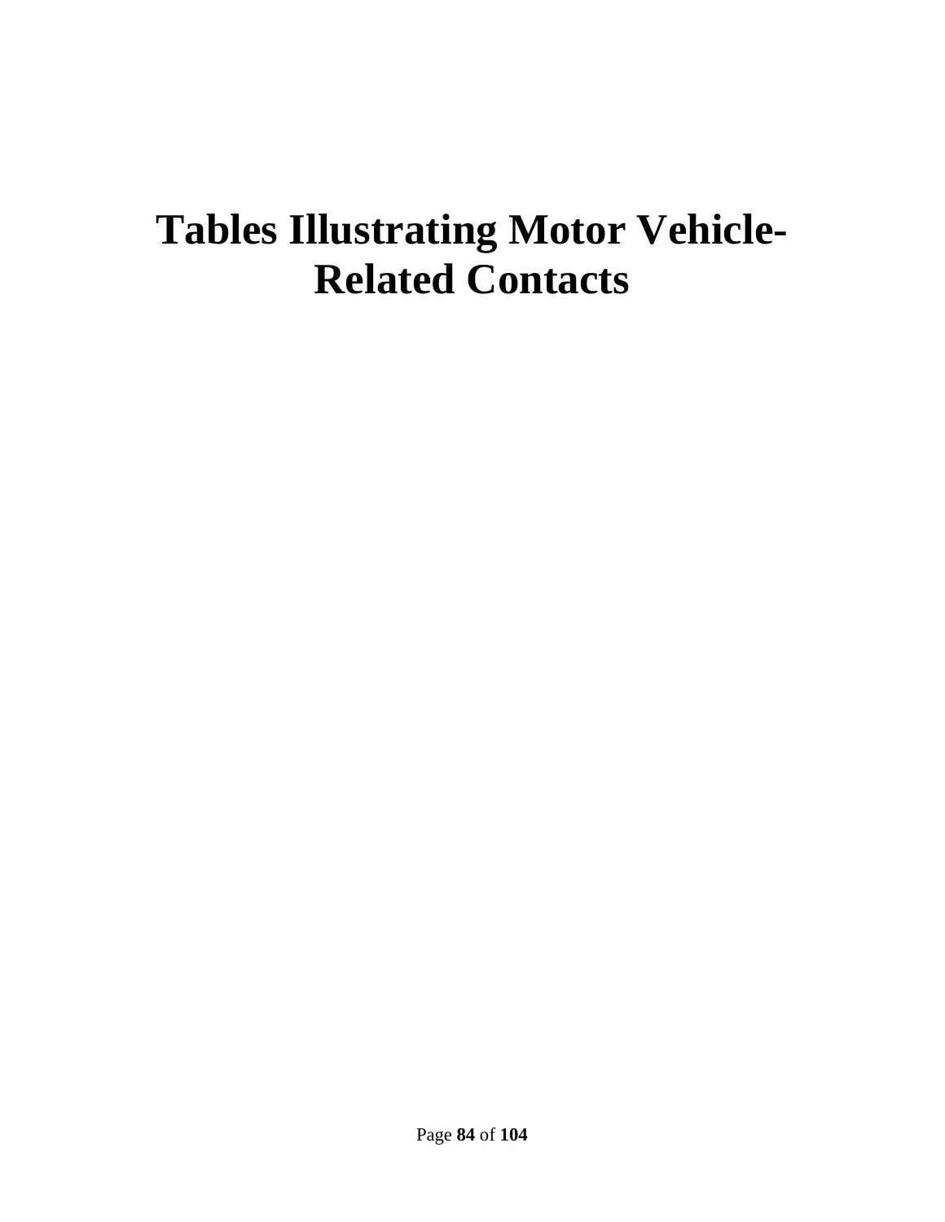# Tables Illustrating Motor Vehicle-Related Contacts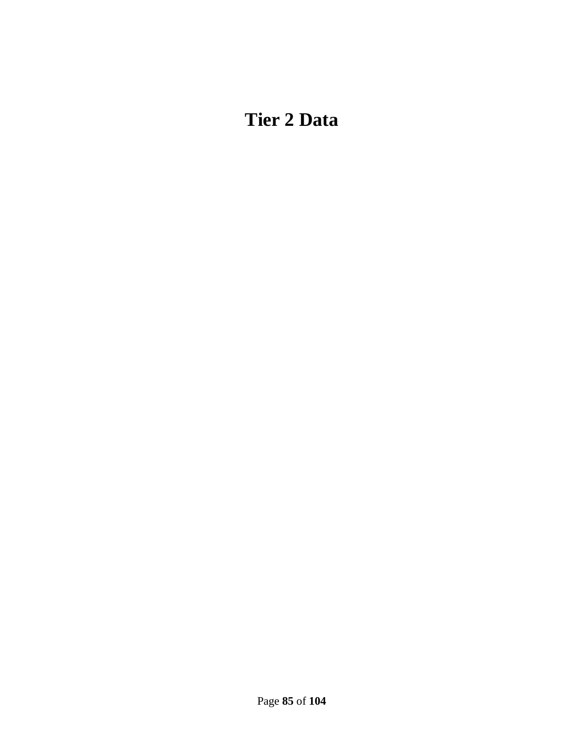# Tier 2 Data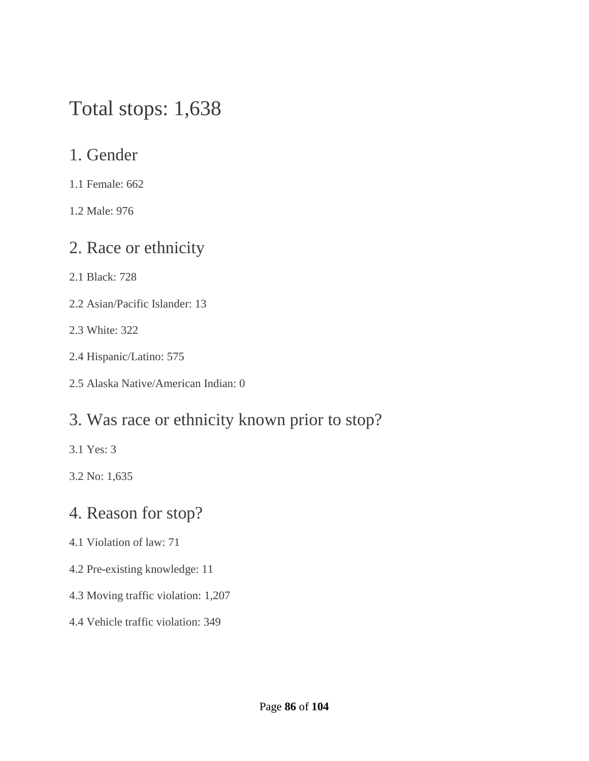# Total stops: 1,638

## 1. Gender

1.1 Female: 662

1.2 Male: 976

## 2. Race or ethnicity

2.1 Black: 728

2.2 Asian/Pacific Islander: 13

2.3 White: 322

2.4 Hispanic/Latino: 575

2.5 Alaska Native/American Indian: 0

## 3. Was race or ethnicity known prior to stop?

3.1 Yes: 3

3.2 No: 1,635

## 4. Reason for stop?

4.1 Violation of law: 71

4.2 Pre-existing knowledge: 11

4.3 Moving traffic violation: 1,207

4.4 Vehicle traffic violation: 349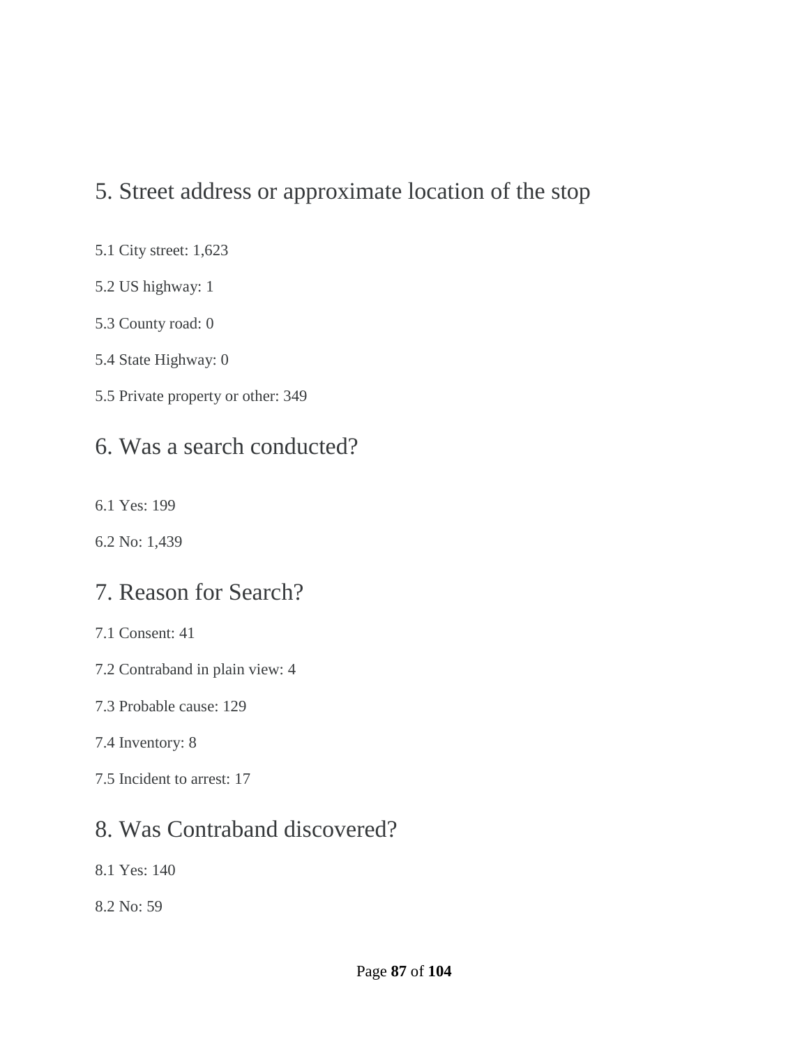## 5. Street address or approximate location of the stop

5.1 City street: 1,623

5.2 US highway: 1

5.3 County road: 0

5.4 State Highway: 0

5.5 Private property or other: 349

## 6. Was a search conducted?

6.1 Yes: 199

6.2 No: 1,439

## 7. Reason for Search?

7.1 Consent: 41

7.2 Contraband in plain view: 4

7.3 Probable cause: 129

7.4 Inventory: 8

7.5 Incident to arrest: 17

## 8. Was Contraband discovered?

8.1 Yes: 140

8.2 No: 59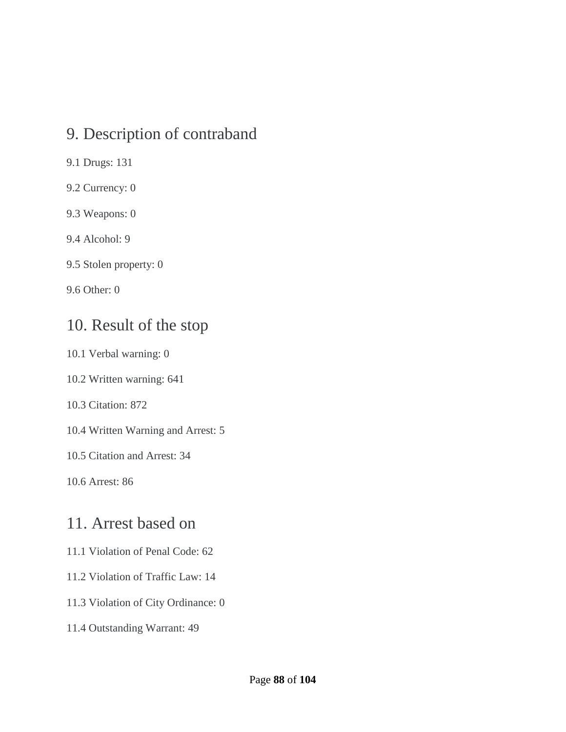## 9. Description of contraband

9.1 Drugs: 131

9.2 Currency: 0

9.3 Weapons: 0

9.4 Alcohol: 9

9.5 Stolen property: 0

9.6 Other: 0

## 10. Result of the stop

10.1 Verbal warning: 0

10.2 Written warning: 641

10.3 Citation: 872

10.4 Written Warning and Arrest: 5

10.5 Citation and Arrest: 34

10.6 Arrest: 86

## 11. Arrest based on

11.1 Violation of Penal Code: 62

11.2 Violation of Traffic Law: 14

11.3 Violation of City Ordinance: 0

11.4 Outstanding Warrant: 49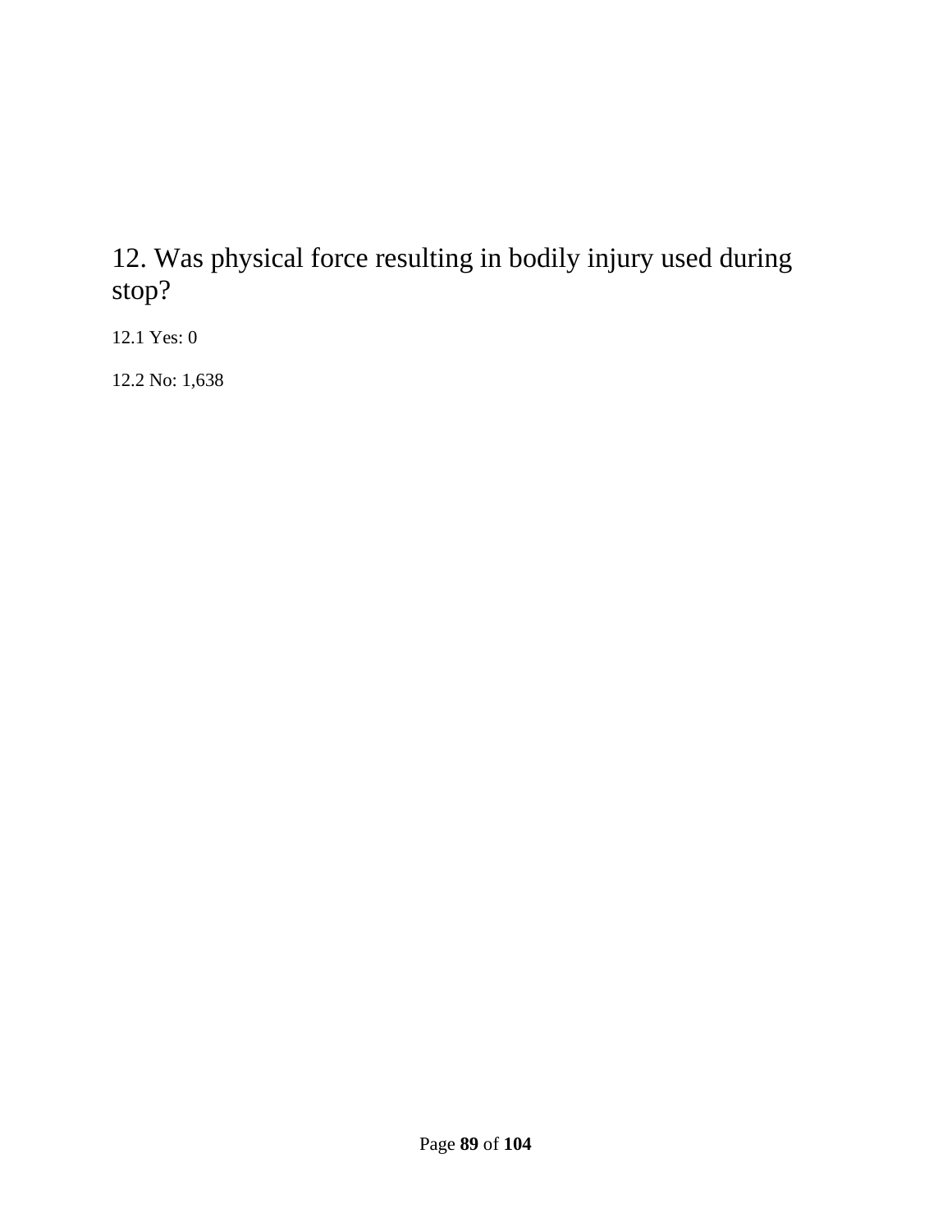## 12. Was physical force resulting in bodily injury used during stop?

12.1 Yes: 0

12.2 No: 1,638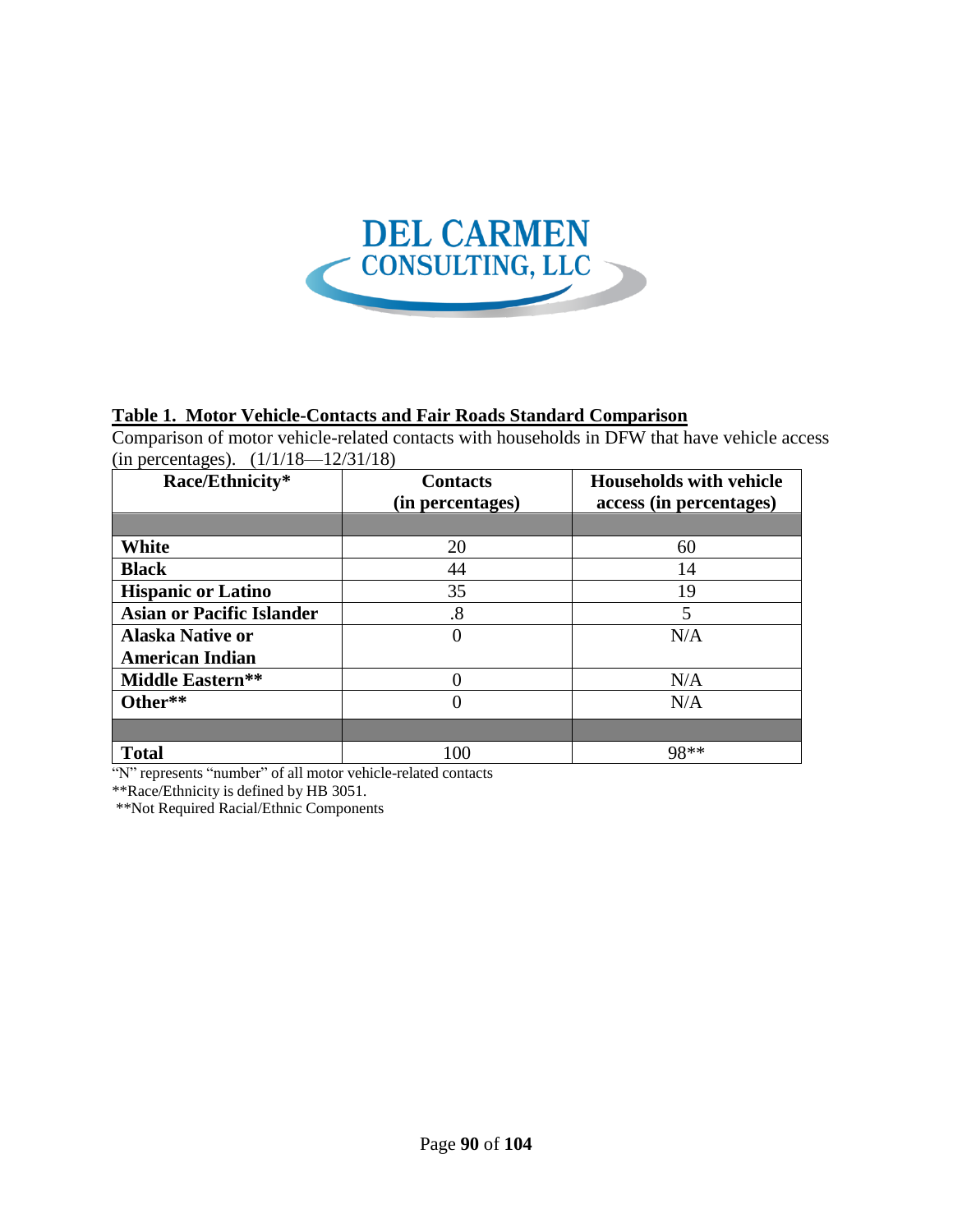DEL CARMEN
CONSULTING, LLC

**Table 1. Motor Vehicle-Contacts and Fair Roads Standard Comparison**

Comparison of motor vehicle-related contacts with households in DFW that have vehicle access (in percentages). (1/1/18—12/31/18)

| Race/Ethnicity* | Contacts (in percentages) | Households with vehicle access (in percentages) |
|---|---|---|
| | | |
| **White** | 20 | 60 |
| **Black** | 44 | 14 |
| **Hispanic or Latino** | 35 | 19 |
| **Asian or Pacific Islander** | .8 | 5 |
| **Alaska Native or American Indian** | 0 | N/A |
| **Middle Eastern**** | 0 | N/A |
| **Other**** | 0 | N/A |
| | | |
| **Total** | 100 | 98** |

"N" represents "number" of all motor vehicle-related contacts

**Race/Ethnicity is defined by HB 3051.

**Not Required Racial/Ethnic Components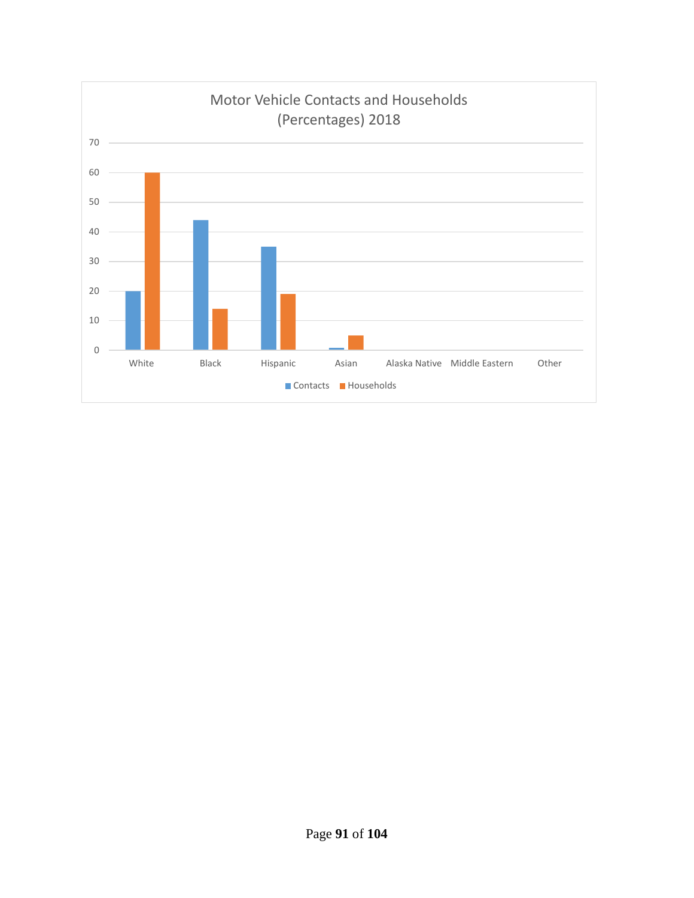Motor Vehicle Contacts and Households (Percentages) 2018

| | Contacts | Households |
|---|---|---|
| White | 20 | 60 |
| Black | 44 | 14 |
| Hispanic | 35 | 19 |
| Asian | 1 | 5 |
| Alaska Native | | |
| Middle Eastern | | |
| Other | | |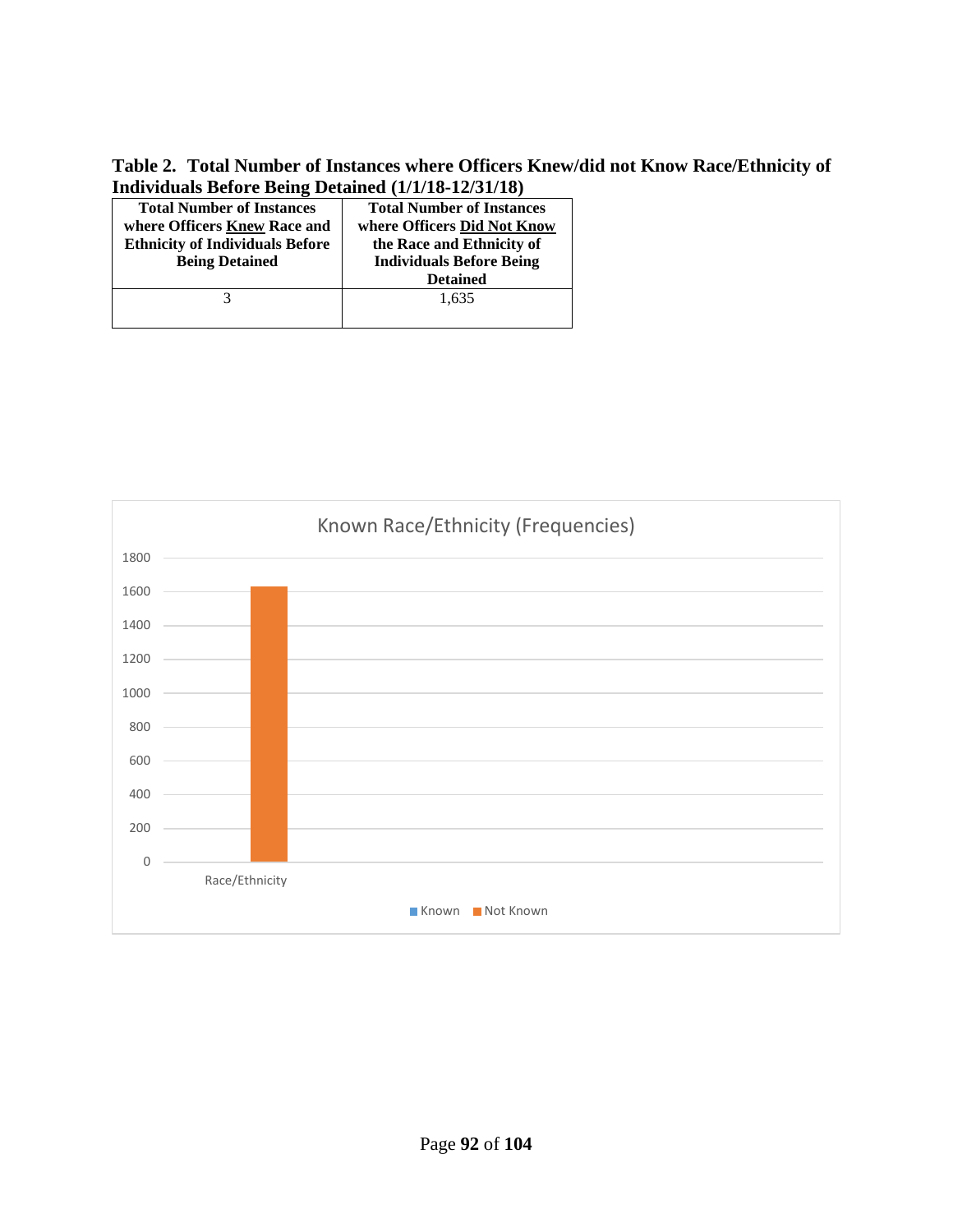**Table 2. Total Number of Instances where Officers Knew/did not Know Race/Ethnicity of Individuals Before Being Detained (1/1/18-12/31/18)**

| Total Number of Instances where Officers <u>Knew</u> Race and Ethnicity of Individuals Before Being Detained | Total Number of Instances where Officers <u>Did Not Know</u> the Race and Ethnicity of Individuals Before Being Detained |
|---|---|
| 3 | 1,635 |

Known Race/Ethnicity (Frequencies)

1800
1600
1400
1200
1000
800
600
400
200
0

Race/Ethnicity

Known Not Known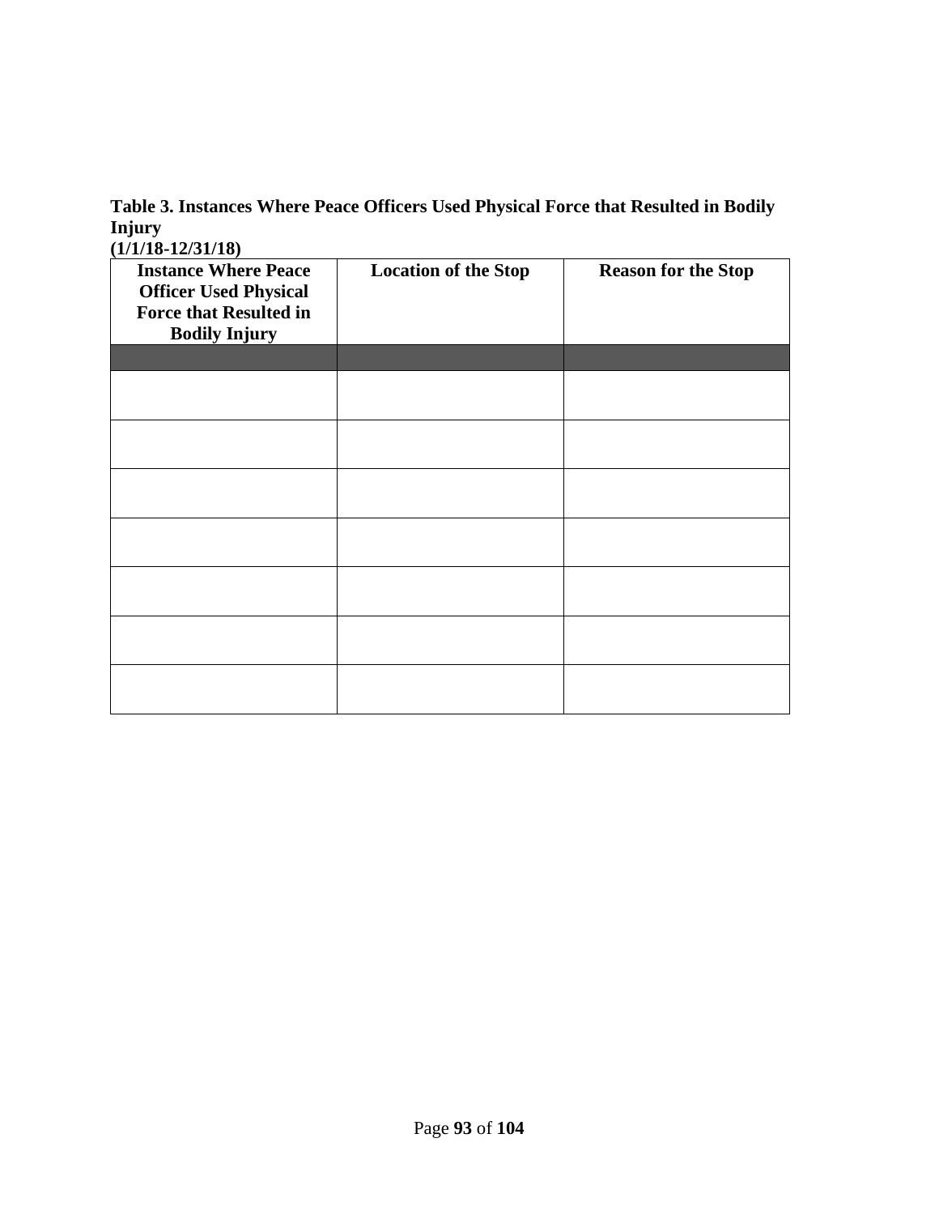**Table 3. Instances Where Peace Officers Used Physical Force that Resulted in Bodily Injury**
**(1/1/18-12/31/18)**

| Instance Where Peace Officer Used Physical Force that Resulted in Bodily Injury | Location of the Stop | Reason for the Stop |
|---|---|---|
| | | |
| | | |
| | | |
| | | |
| | | |
| | | |
| | | |
| | | |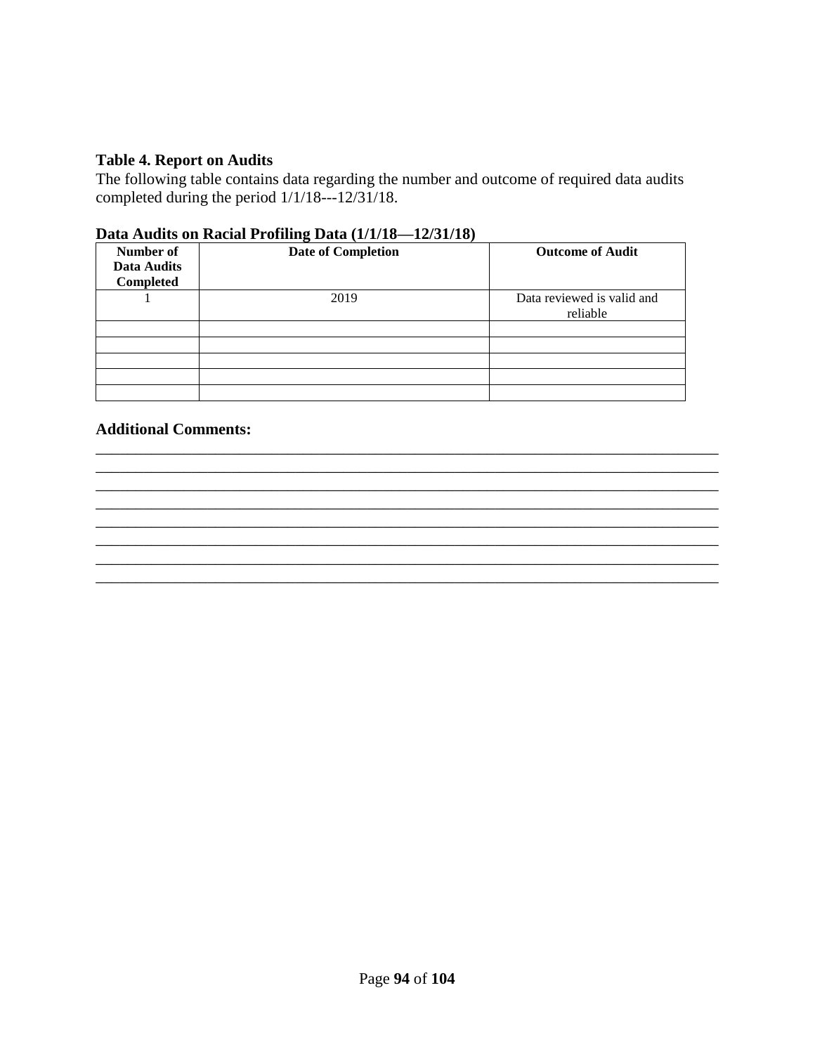**Table 4. Report on Audits**

The following table contains data regarding the number and outcome of required data audits completed during the period 1/1/18---12/31/18.

**Data Audits on Racial Profiling Data (1/1/18—12/31/18)**

| Number of Data Audits Completed | Date of Completion | Outcome of Audit |
|---|---|---|
| 1 | 2019 | Data reviewed is valid and reliable |
| | | |
| | | |
| | | |
| | | |
| | | |

**Additional Comments:**

________________________________________________________________________________
________________________________________________________________________________
________________________________________________________________________________
________________________________________________________________________________
________________________________________________________________________________
________________________________________________________________________________
________________________________________________________________________________
________________________________________________________________________________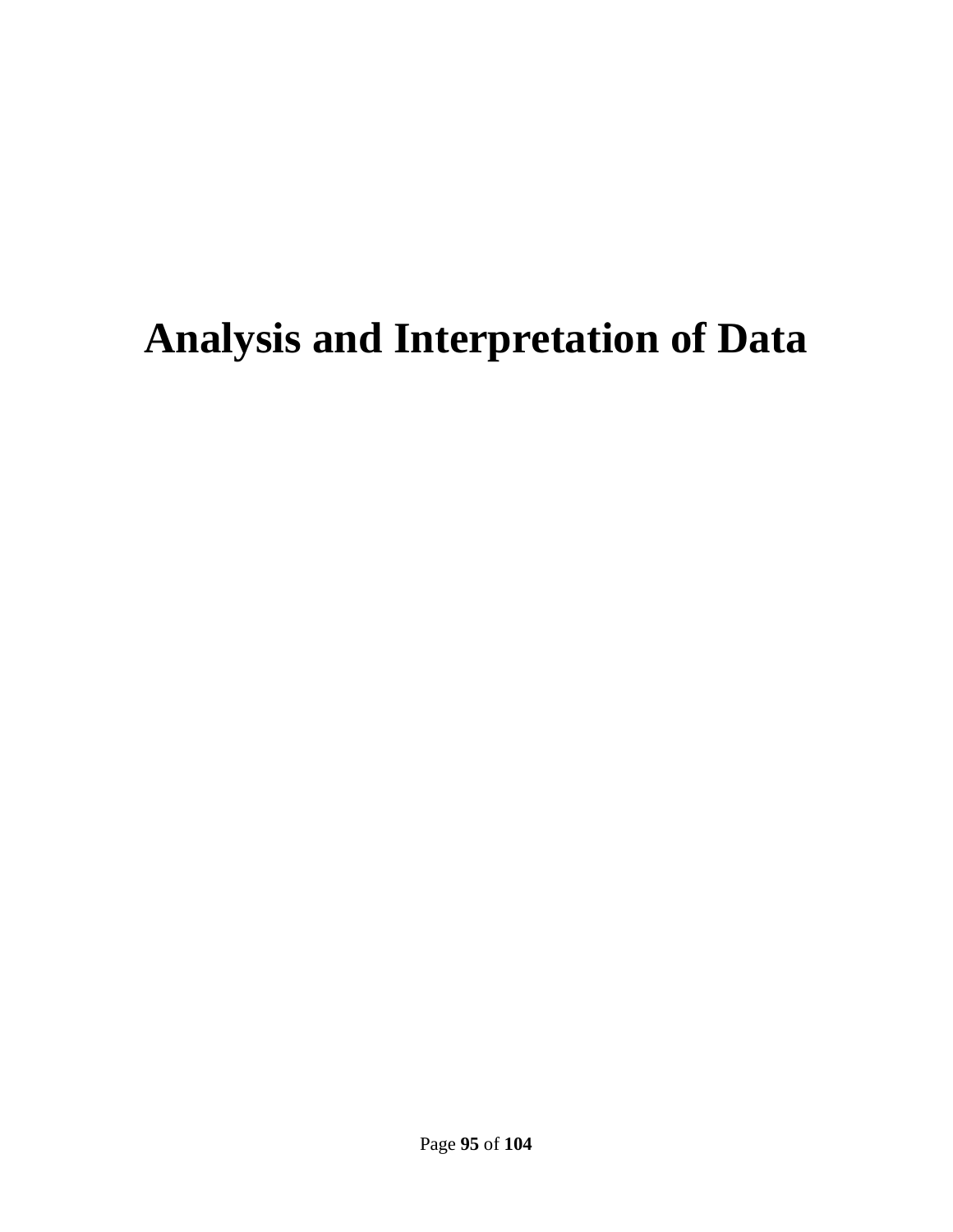# Analysis and Interpretation of Data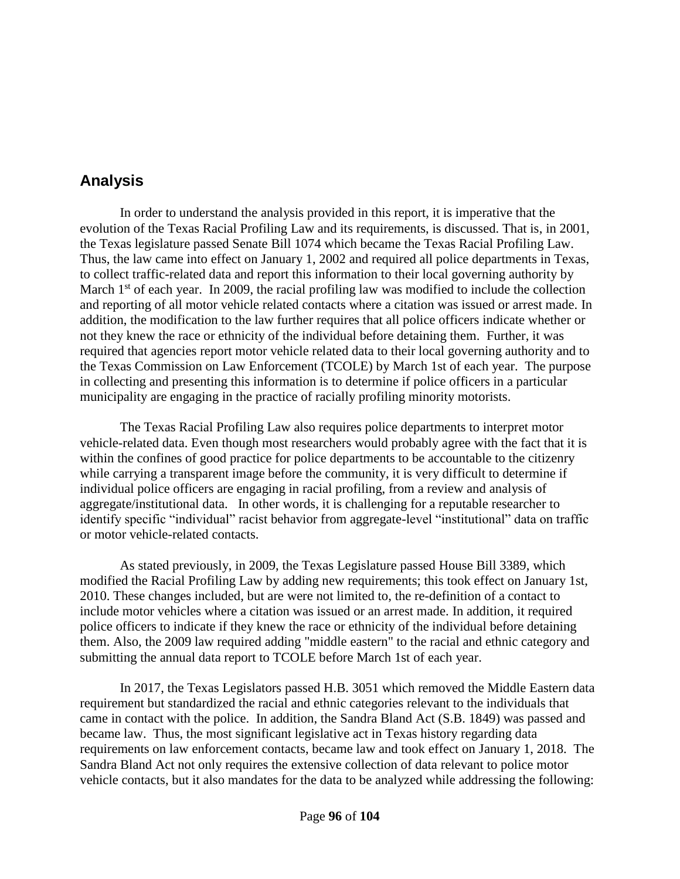## Analysis

In order to understand the analysis provided in this report, it is imperative that the evolution of the Texas Racial Profiling Law and its requirements, is discussed. That is, in 2001, the Texas legislature passed Senate Bill 1074 which became the Texas Racial Profiling Law. Thus, the law came into effect on January 1, 2002 and required all police departments in Texas, to collect traffic-related data and report this information to their local governing authority by March 1st of each year. In 2009, the racial profiling law was modified to include the collection and reporting of all motor vehicle related contacts where a citation was issued or arrest made. In addition, the modification to the law further requires that all police officers indicate whether or not they knew the race or ethnicity of the individual before detaining them. Further, it was required that agencies report motor vehicle related data to their local governing authority and to the Texas Commission on Law Enforcement (TCOLE) by March 1st of each year. The purpose in collecting and presenting this information is to determine if police officers in a particular municipality are engaging in the practice of racially profiling minority motorists.

The Texas Racial Profiling Law also requires police departments to interpret motor vehicle-related data. Even though most researchers would probably agree with the fact that it is within the confines of good practice for police departments to be accountable to the citizenry while carrying a transparent image before the community, it is very difficult to determine if individual police officers are engaging in racial profiling, from a review and analysis of aggregate/institutional data. In other words, it is challenging for a reputable researcher to identify specific "individual" racist behavior from aggregate-level "institutional" data on traffic or motor vehicle-related contacts.

As stated previously, in 2009, the Texas Legislature passed House Bill 3389, which modified the Racial Profiling Law by adding new requirements; this took effect on January 1st, 2010. These changes included, but are were not limited to, the re-definition of a contact to include motor vehicles where a citation was issued or an arrest made. In addition, it required police officers to indicate if they knew the race or ethnicity of the individual before detaining them. Also, the 2009 law required adding "middle eastern" to the racial and ethnic category and submitting the annual data report to TCOLE before March 1st of each year.

In 2017, the Texas Legislators passed H.B. 3051 which removed the Middle Eastern data requirement but standardized the racial and ethnic categories relevant to the individuals that came in contact with the police. In addition, the Sandra Bland Act (S.B. 1849) was passed and became law. Thus, the most significant legislative act in Texas history regarding data requirements on law enforcement contacts, became law and took effect on January 1, 2018. The Sandra Bland Act not only requires the extensive collection of data relevant to police motor vehicle contacts, but it also mandates for the data to be analyzed while addressing the following: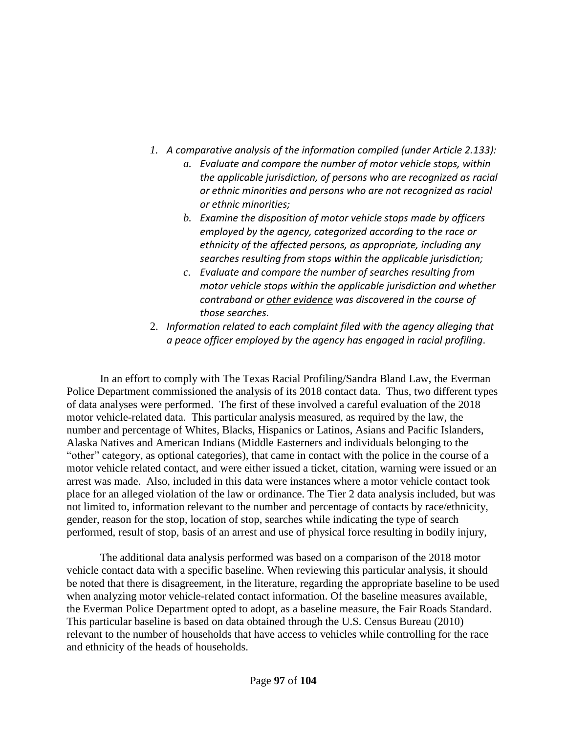1. *A comparative analysis of the information compiled (under Article 2.133):*
    a. *Evaluate and compare the number of motor vehicle stops, within the applicable jurisdiction, of persons who are recognized as racial or ethnic minorities and persons who are not recognized as racial or ethnic minorities;*
    b. *Examine the disposition of motor vehicle stops made by officers employed by the agency, categorized according to the race or ethnicity of the affected persons, as appropriate, including any searches resulting from stops within the applicable jurisdiction;*
    c. *Evaluate and compare the number of searches resulting from motor vehicle stops within the applicable jurisdiction and whether contraband or <u>other evidence</u> was discovered in the course of those searches.*
2. *Information related to each complaint filed with the agency alleging that a peace officer employed by the agency has engaged in racial profiling*.

In an effort to comply with The Texas Racial Profiling/Sandra Bland Law, the Everman Police Department commissioned the analysis of its 2018 contact data. Thus, two different types of data analyses were performed. The first of these involved a careful evaluation of the 2018 motor vehicle-related data. This particular analysis measured, as required by the law, the number and percentage of Whites, Blacks, Hispanics or Latinos, Asians and Pacific Islanders, Alaska Natives and American Indians (Middle Easterners and individuals belonging to the "other" category, as optional categories), that came in contact with the police in the course of a motor vehicle related contact, and were either issued a ticket, citation, warning were issued or an arrest was made. Also, included in this data were instances where a motor vehicle contact took place for an alleged violation of the law or ordinance. The Tier 2 data analysis included, but was not limited to, information relevant to the number and percentage of contacts by race/ethnicity, gender, reason for the stop, location of stop, searches while indicating the type of search performed, result of stop, basis of an arrest and use of physical force resulting in bodily injury,

The additional data analysis performed was based on a comparison of the 2018 motor vehicle contact data with a specific baseline. When reviewing this particular analysis, it should be noted that there is disagreement, in the literature, regarding the appropriate baseline to be used when analyzing motor vehicle-related contact information. Of the baseline measures available, the Everman Police Department opted to adopt, as a baseline measure, the Fair Roads Standard. This particular baseline is based on data obtained through the U.S. Census Bureau (2010) relevant to the number of households that have access to vehicles while controlling for the race and ethnicity of the heads of households.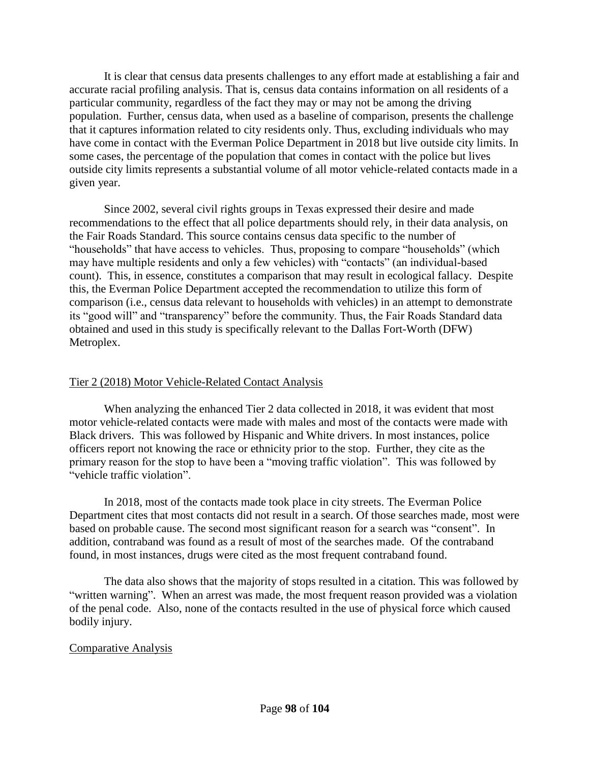It is clear that census data presents challenges to any effort made at establishing a fair and accurate racial profiling analysis. That is, census data contains information on all residents of a particular community, regardless of the fact they may or may not be among the driving population. Further, census data, when used as a baseline of comparison, presents the challenge that it captures information related to city residents only. Thus, excluding individuals who may have come in contact with the Everman Police Department in 2018 but live outside city limits. In some cases, the percentage of the population that comes in contact with the police but lives outside city limits represents a substantial volume of all motor vehicle-related contacts made in a given year.

Since 2002, several civil rights groups in Texas expressed their desire and made recommendations to the effect that all police departments should rely, in their data analysis, on the Fair Roads Standard. This source contains census data specific to the number of "households" that have access to vehicles. Thus, proposing to compare "households" (which may have multiple residents and only a few vehicles) with "contacts" (an individual-based count). This, in essence, constitutes a comparison that may result in ecological fallacy. Despite this, the Everman Police Department accepted the recommendation to utilize this form of comparison (i.e., census data relevant to households with vehicles) in an attempt to demonstrate its "good will" and "transparency" before the community. Thus, the Fair Roads Standard data obtained and used in this study is specifically relevant to the Dallas Fort-Worth (DFW) Metroplex.

## Tier 2 (2018) Motor Vehicle-Related Contact Analysis

When analyzing the enhanced Tier 2 data collected in 2018, it was evident that most motor vehicle-related contacts were made with males and most of the contacts were made with Black drivers. This was followed by Hispanic and White drivers. In most instances, police officers report not knowing the race or ethnicity prior to the stop. Further, they cite as the primary reason for the stop to have been a "moving traffic violation". This was followed by "vehicle traffic violation".

In 2018, most of the contacts made took place in city streets. The Everman Police Department cites that most contacts did not result in a search. Of those searches made, most were based on probable cause. The second most significant reason for a search was "consent". In addition, contraband was found as a result of most of the searches made. Of the contraband found, in most instances, drugs were cited as the most frequent contraband found.

The data also shows that the majority of stops resulted in a citation. This was followed by "written warning". When an arrest was made, the most frequent reason provided was a violation of the penal code. Also, none of the contacts resulted in the use of physical force which caused bodily injury.

## Comparative Analysis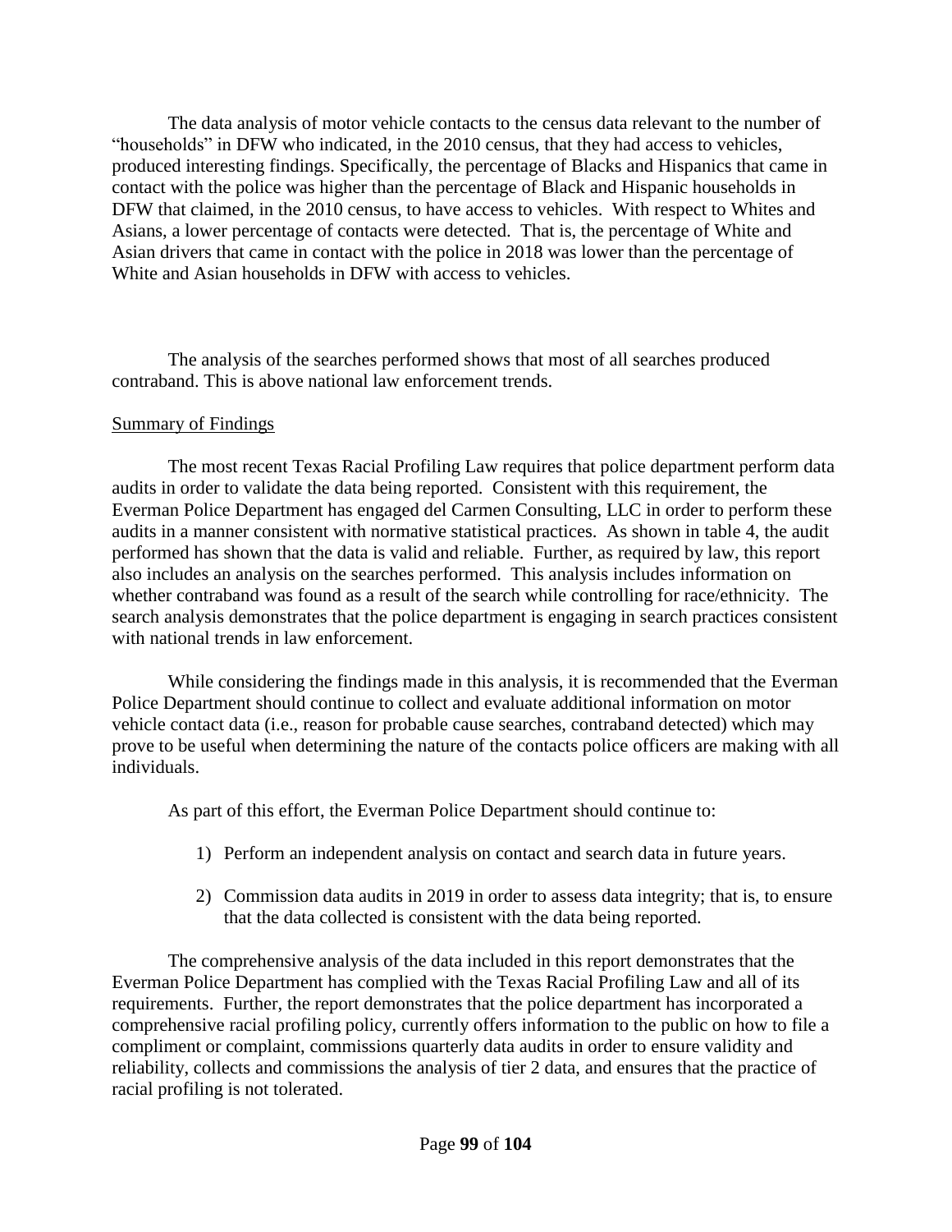The data analysis of motor vehicle contacts to the census data relevant to the number of "households" in DFW who indicated, in the 2010 census, that they had access to vehicles, produced interesting findings. Specifically, the percentage of Blacks and Hispanics that came in contact with the police was higher than the percentage of Black and Hispanic households in DFW that claimed, in the 2010 census, to have access to vehicles. With respect to Whites and Asians, a lower percentage of contacts were detected. That is, the percentage of White and Asian drivers that came in contact with the police in 2018 was lower than the percentage of White and Asian households in DFW with access to vehicles.

The analysis of the searches performed shows that most of all searches produced contraband. This is above national law enforcement trends.

<u>Summary of Findings</u>

The most recent Texas Racial Profiling Law requires that police department perform data audits in order to validate the data being reported. Consistent with this requirement, the Everman Police Department has engaged del Carmen Consulting, LLC in order to perform these audits in a manner consistent with normative statistical practices. As shown in table 4, the audit performed has shown that the data is valid and reliable. Further, as required by law, this report also includes an analysis on the searches performed. This analysis includes information on whether contraband was found as a result of the search while controlling for race/ethnicity. The search analysis demonstrates that the police department is engaging in search practices consistent with national trends in law enforcement.

While considering the findings made in this analysis, it is recommended that the Everman Police Department should continue to collect and evaluate additional information on motor vehicle contact data (i.e., reason for probable cause searches, contraband detected) which may prove to be useful when determining the nature of the contacts police officers are making with all individuals.

As part of this effort, the Everman Police Department should continue to:

1) Perform an independent analysis on contact and search data in future years.
2) Commission data audits in 2019 in order to assess data integrity; that is, to ensure that the data collected is consistent with the data being reported.

The comprehensive analysis of the data included in this report demonstrates that the Everman Police Department has complied with the Texas Racial Profiling Law and all of its requirements. Further, the report demonstrates that the police department has incorporated a comprehensive racial profiling policy, currently offers information to the public on how to file a compliment or complaint, commissions quarterly data audits in order to ensure validity and reliability, collects and commissions the analysis of tier 2 data, and ensures that the practice of racial profiling is not tolerated.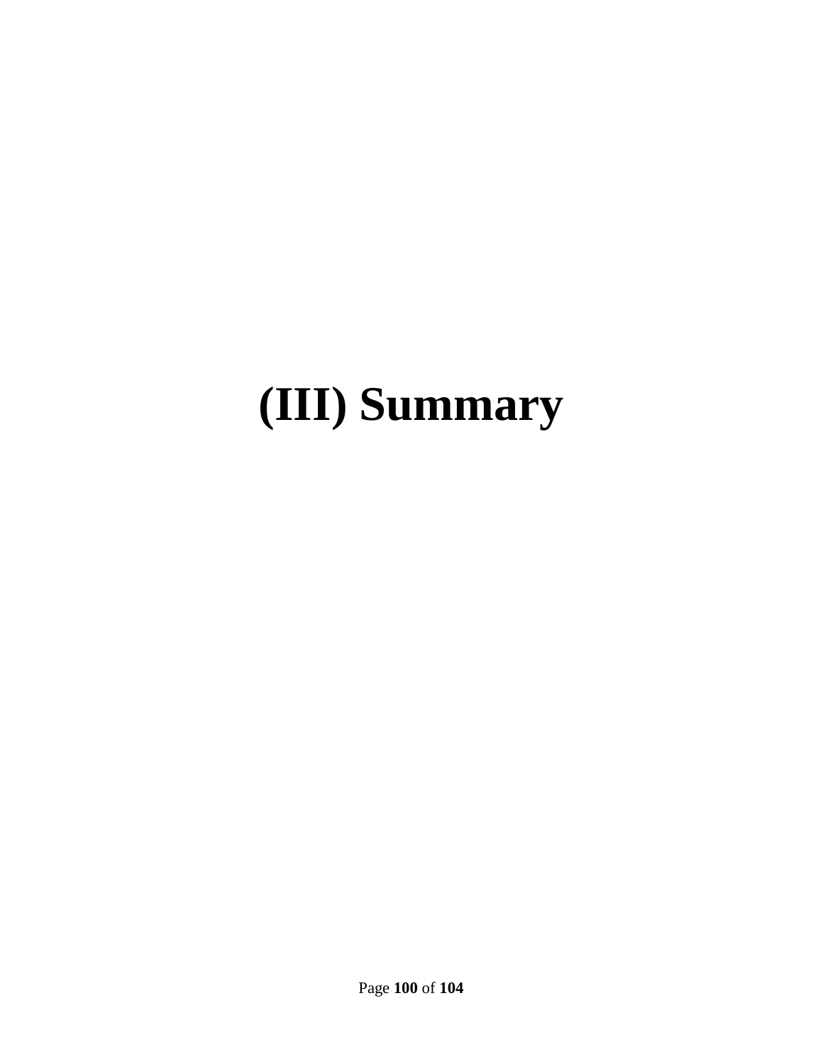# (III) Summary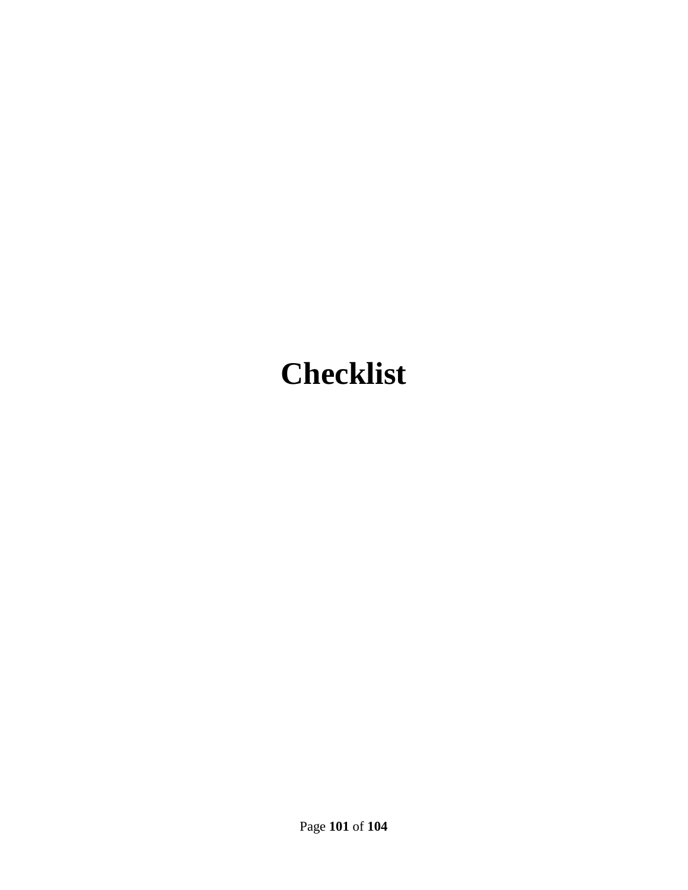# Checklist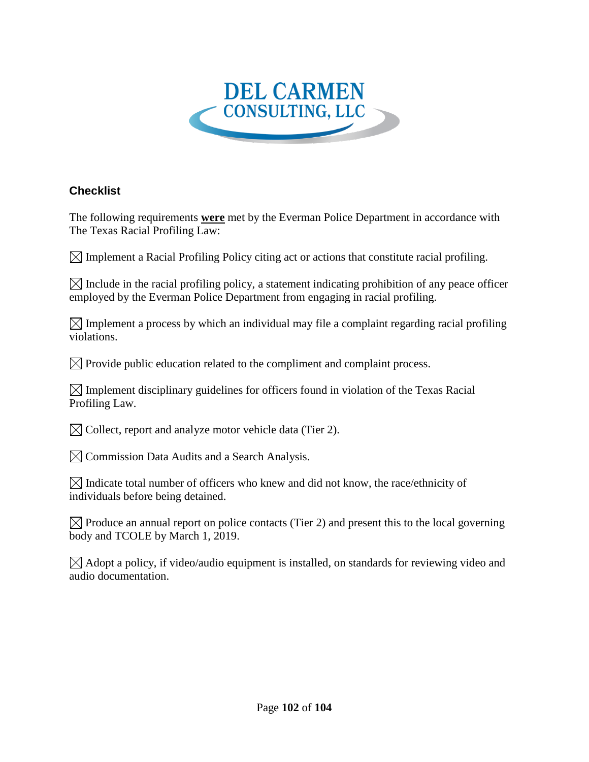**DEL CARMEN CONSULTING, LLC**

### Checklist

The following requirements **<u>were</u>** met by the Everman Police Department in accordance with The Texas Racial Profiling Law:

☒ Implement a Racial Profiling Policy citing act or actions that constitute racial profiling.

☒ Include in the racial profiling policy, a statement indicating prohibition of any peace officer employed by the Everman Police Department from engaging in racial profiling.

☒ Implement a process by which an individual may file a complaint regarding racial profiling violations.

☒ Provide public education related to the compliment and complaint process.

☒ Implement disciplinary guidelines for officers found in violation of the Texas Racial Profiling Law.

☒ Collect, report and analyze motor vehicle data (Tier 2).

☒ Commission Data Audits and a Search Analysis.

☒ Indicate total number of officers who knew and did not know, the race/ethnicity of individuals before being detained.

☒ Produce an annual report on police contacts (Tier 2) and present this to the local governing body and TCOLE by March 1, 2019.

☒ Adopt a policy, if video/audio equipment is installed, on standards for reviewing video and audio documentation.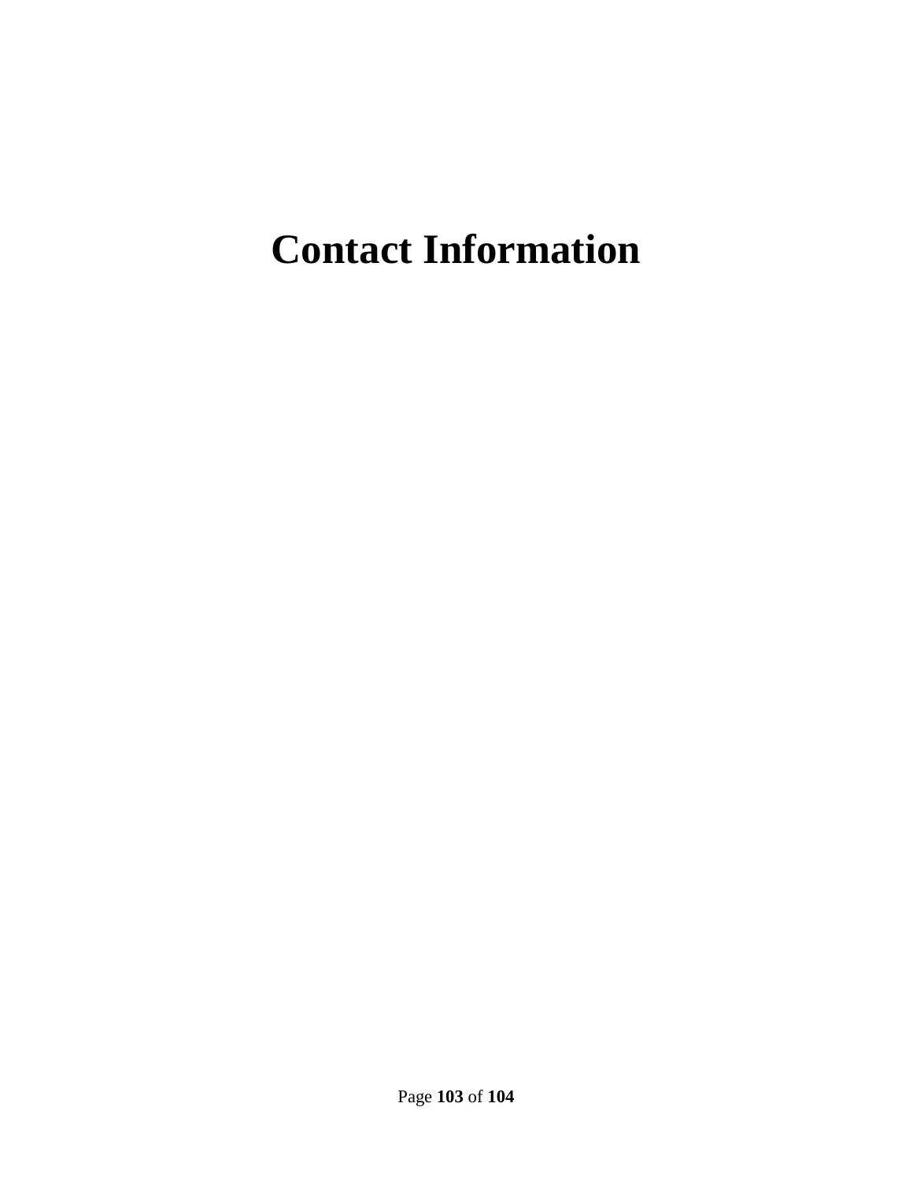# Contact Information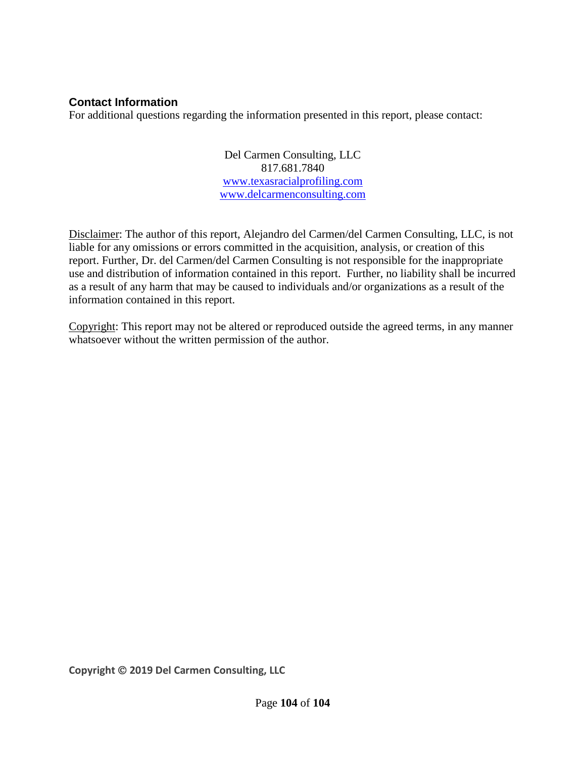### Contact Information

For additional questions regarding the information presented in this report, please contact:

Del Carmen Consulting, LLC
817.681.7840
www.texasracialprofiling.com
www.delcarmenconsulting.com

Disclaimer: The author of this report, Alejandro del Carmen/del Carmen Consulting, LLC, is not liable for any omissions or errors committed in the acquisition, analysis, or creation of this report. Further, Dr. del Carmen/del Carmen Consulting is not responsible for the inappropriate use and distribution of information contained in this report. Further, no liability shall be incurred as a result of any harm that may be caused to individuals and/or organizations as a result of the information contained in this report.

Copyright: This report may not be altered or reproduced outside the agreed terms, in any manner whatsoever without the written permission of the author.

**Copyright © 2019 Del Carmen Consulting, LLC**